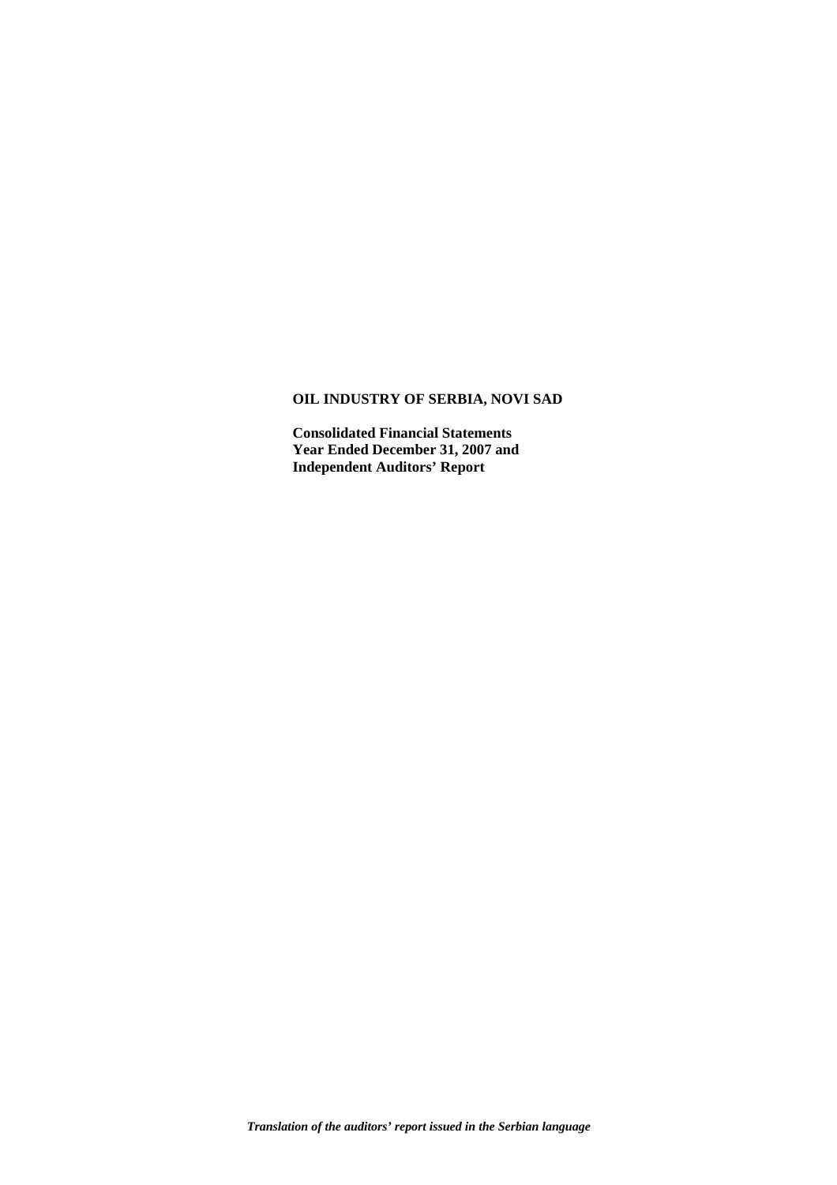**OIL INDUSTRY OF SERBIA, NOVI SAD**

**Consolidated Financial Statements**
**Year Ended December 31, 2007 and**
**Independent Auditors' Report**

***Translation of the auditors' report issued in the Serbian language***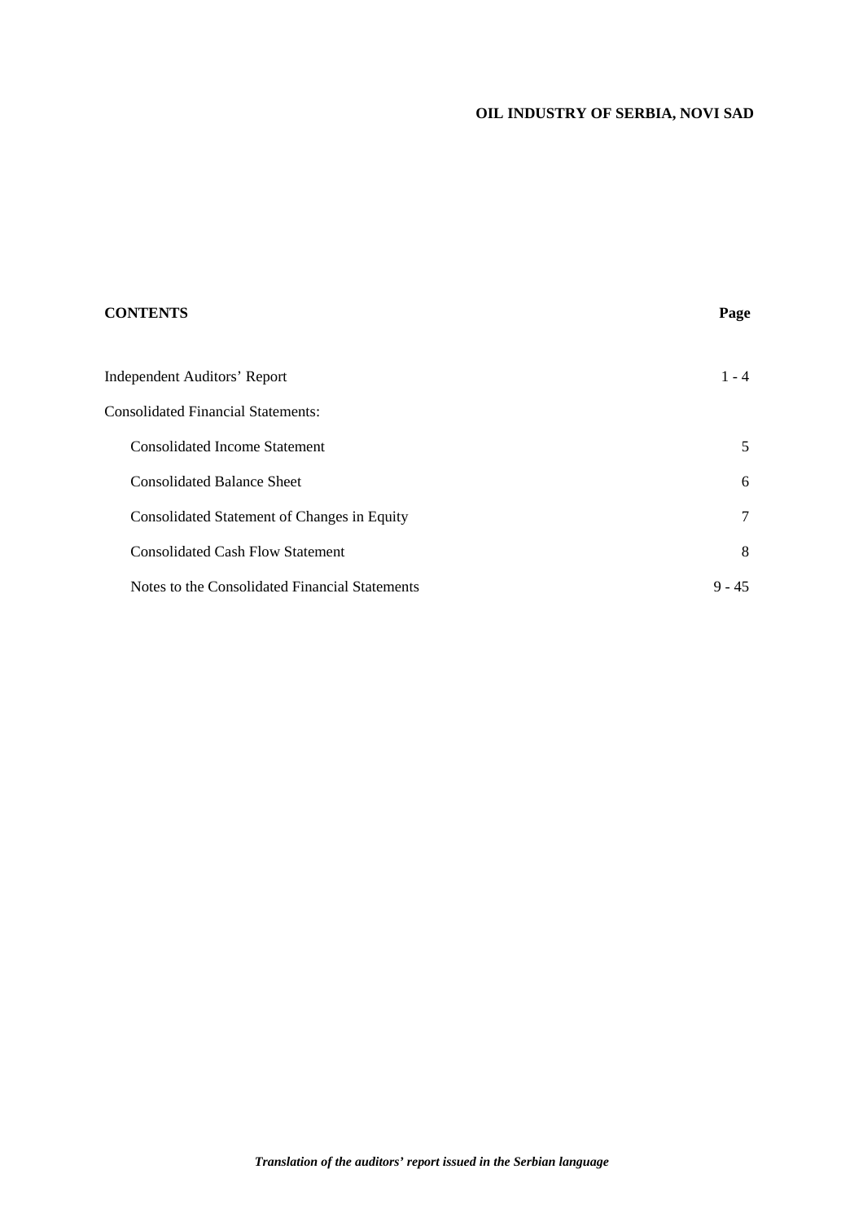**OIL INDUSTRY OF SERBIA, NOVI SAD**

| **CONTENTS** | **Page** |
|---|---|
| Independent Auditors' Report | 1 - 4 |
| Consolidated Financial Statements: | |
| Consolidated Income Statement | 5 |
| Consolidated Balance Sheet | 6 |
| Consolidated Statement of Changes in Equity | 7 |
| Consolidated Cash Flow Statement | 8 |
| Notes to the Consolidated Financial Statements | 9 - 45 |

***Translation of the auditors' report issued in the Serbian language***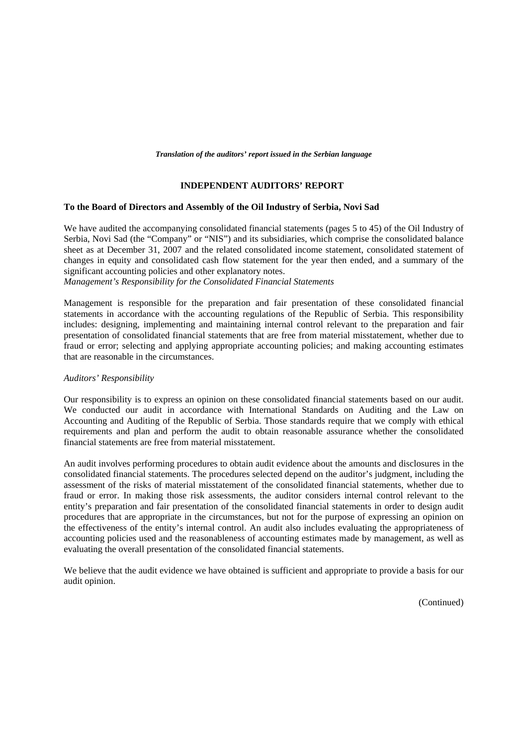*Translation of the auditors' report issued in the Serbian language*

## INDEPENDENT AUDITORS' REPORT

**To the Board of Directors and Assembly of the Oil Industry of Serbia, Novi Sad**

We have audited the accompanying consolidated financial statements (pages 5 to 45) of the Oil Industry of Serbia, Novi Sad (the "Company" or "NIS") and its subsidiaries, which comprise the consolidated balance sheet as at December 31, 2007 and the related consolidated income statement, consolidated statement of changes in equity and consolidated cash flow statement for the year then ended, and a summary of the significant accounting policies and other explanatory notes.

*Management's Responsibility for the Consolidated Financial Statements*

Management is responsible for the preparation and fair presentation of these consolidated financial statements in accordance with the accounting regulations of the Republic of Serbia. This responsibility includes: designing, implementing and maintaining internal control relevant to the preparation and fair presentation of consolidated financial statements that are free from material misstatement, whether due to fraud or error; selecting and applying appropriate accounting policies; and making accounting estimates that are reasonable in the circumstances.

*Auditors' Responsibility*

Our responsibility is to express an opinion on these consolidated financial statements based on our audit. We conducted our audit in accordance with International Standards on Auditing and the Law on Accounting and Auditing of the Republic of Serbia. Those standards require that we comply with ethical requirements and plan and perform the audit to obtain reasonable assurance whether the consolidated financial statements are free from material misstatement.

An audit involves performing procedures to obtain audit evidence about the amounts and disclosures in the consolidated financial statements. The procedures selected depend on the auditor's judgment, including the assessment of the risks of material misstatement of the consolidated financial statements, whether due to fraud or error. In making those risk assessments, the auditor considers internal control relevant to the entity's preparation and fair presentation of the consolidated financial statements in order to design audit procedures that are appropriate in the circumstances, but not for the purpose of expressing an opinion on the effectiveness of the entity's internal control. An audit also includes evaluating the appropriateness of accounting policies used and the reasonableness of accounting estimates made by management, as well as evaluating the overall presentation of the consolidated financial statements.

We believe that the audit evidence we have obtained is sufficient and appropriate to provide a basis for our audit opinion.

(Continued)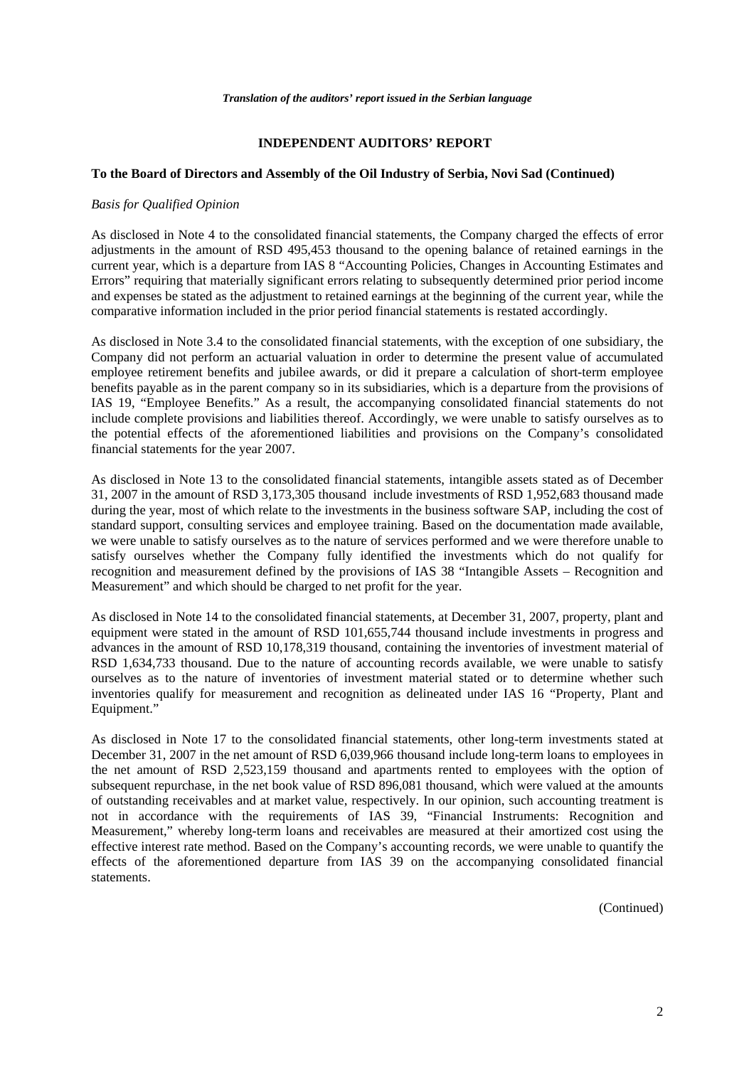*Translation of the auditors' report issued in the Serbian language*

# INDEPENDENT AUDITORS' REPORT

**To the Board of Directors and Assembly of the Oil Industry of Serbia, Novi Sad (Continued)**

*Basis for Qualified Opinion*

As disclosed in Note 4 to the consolidated financial statements, the Company charged the effects of error adjustments in the amount of RSD 495,453 thousand to the opening balance of retained earnings in the current year, which is a departure from IAS 8 "Accounting Policies, Changes in Accounting Estimates and Errors" requiring that materially significant errors relating to subsequently determined prior period income and expenses be stated as the adjustment to retained earnings at the beginning of the current year, while the comparative information included in the prior period financial statements is restated accordingly.

As disclosed in Note 3.4 to the consolidated financial statements, with the exception of one subsidiary, the Company did not perform an actuarial valuation in order to determine the present value of accumulated employee retirement benefits and jubilee awards, or did it prepare a calculation of short-term employee benefits payable as in the parent company so in its subsidiaries, which is a departure from the provisions of IAS 19, "Employee Benefits." As a result, the accompanying consolidated financial statements do not include complete provisions and liabilities thereof. Accordingly, we were unable to satisfy ourselves as to the potential effects of the aforementioned liabilities and provisions on the Company's consolidated financial statements for the year 2007.

As disclosed in Note 13 to the consolidated financial statements, intangible assets stated as of December 31, 2007 in the amount of RSD 3,173,305 thousand include investments of RSD 1,952,683 thousand made during the year, most of which relate to the investments in the business software SAP, including the cost of standard support, consulting services and employee training. Based on the documentation made available, we were unable to satisfy ourselves as to the nature of services performed and we were therefore unable to satisfy ourselves whether the Company fully identified the investments which do not qualify for recognition and measurement defined by the provisions of IAS 38 "Intangible Assets – Recognition and Measurement" and which should be charged to net profit for the year.

As disclosed in Note 14 to the consolidated financial statements, at December 31, 2007, property, plant and equipment were stated in the amount of RSD 101,655,744 thousand include investments in progress and advances in the amount of RSD 10,178,319 thousand, containing the inventories of investment material of RSD 1,634,733 thousand. Due to the nature of accounting records available, we were unable to satisfy ourselves as to the nature of inventories of investment material stated or to determine whether such inventories qualify for measurement and recognition as delineated under IAS 16 "Property, Plant and Equipment."

As disclosed in Note 17 to the consolidated financial statements, other long-term investments stated at December 31, 2007 in the net amount of RSD 6,039,966 thousand include long-term loans to employees in the net amount of RSD 2,523,159 thousand and apartments rented to employees with the option of subsequent repurchase, in the net book value of RSD 896,081 thousand, which were valued at the amounts of outstanding receivables and at market value, respectively. In our opinion, such accounting treatment is not in accordance with the requirements of IAS 39, "Financial Instruments: Recognition and Measurement," whereby long-term loans and receivables are measured at their amortized cost using the effective interest rate method. Based on the Company's accounting records, we were unable to quantify the effects of the aforementioned departure from IAS 39 on the accompanying consolidated financial statements.

(Continued)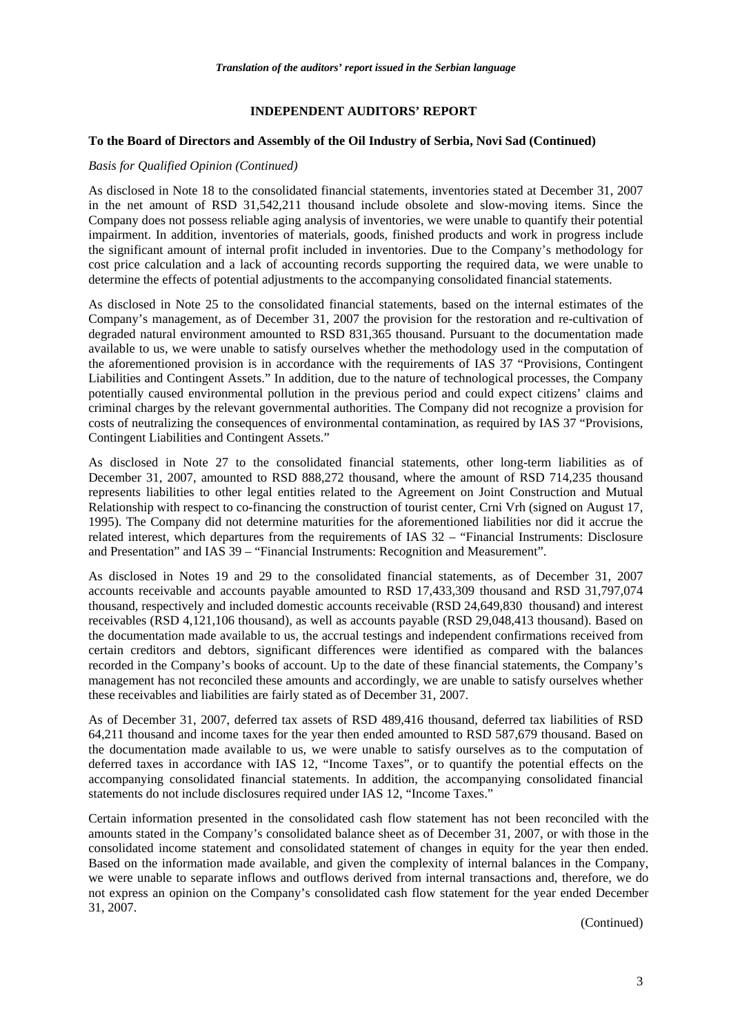*Translation of the auditors' report issued in the Serbian language*

**INDEPENDENT AUDITORS' REPORT**

**To the Board of Directors and Assembly of the Oil Industry of Serbia, Novi Sad (Continued)**

*Basis for Qualified Opinion (Continued)*

As disclosed in Note 18 to the consolidated financial statements, inventories stated at December 31, 2007 in the net amount of RSD 31,542,211 thousand include obsolete and slow-moving items. Since the Company does not possess reliable aging analysis of inventories, we were unable to quantify their potential impairment. In addition, inventories of materials, goods, finished products and work in progress include the significant amount of internal profit included in inventories. Due to the Company's methodology for cost price calculation and a lack of accounting records supporting the required data, we were unable to determine the effects of potential adjustments to the accompanying consolidated financial statements.

As disclosed in Note 25 to the consolidated financial statements, based on the internal estimates of the Company's management, as of December 31, 2007 the provision for the restoration and re-cultivation of degraded natural environment amounted to RSD 831,365 thousand. Pursuant to the documentation made available to us, we were unable to satisfy ourselves whether the methodology used in the computation of the aforementioned provision is in accordance with the requirements of IAS 37 "Provisions, Contingent Liabilities and Contingent Assets." In addition, due to the nature of technological processes, the Company potentially caused environmental pollution in the previous period and could expect citizens' claims and criminal charges by the relevant governmental authorities. The Company did not recognize a provision for costs of neutralizing the consequences of environmental contamination, as required by IAS 37 "Provisions, Contingent Liabilities and Contingent Assets."

As disclosed in Note 27 to the consolidated financial statements, other long-term liabilities as of December 31, 2007, amounted to RSD 888,272 thousand, where the amount of RSD 714,235 thousand represents liabilities to other legal entities related to the Agreement on Joint Construction and Mutual Relationship with respect to co-financing the construction of tourist center, Crni Vrh (signed on August 17, 1995). The Company did not determine maturities for the aforementioned liabilities nor did it accrue the related interest, which departures from the requirements of IAS 32 – "Financial Instruments: Disclosure and Presentation" and IAS 39 – "Financial Instruments: Recognition and Measurement".

As disclosed in Notes 19 and 29 to the consolidated financial statements, as of December 31, 2007 accounts receivable and accounts payable amounted to RSD 17,433,309 thousand and RSD 31,797,074 thousand, respectively and included domestic accounts receivable (RSD 24,649,830 thousand) and interest receivables (RSD 4,121,106 thousand), as well as accounts payable (RSD 29,048,413 thousand). Based on the documentation made available to us, the accrual testings and independent confirmations received from certain creditors and debtors, significant differences were identified as compared with the balances recorded in the Company's books of account. Up to the date of these financial statements, the Company's management has not reconciled these amounts and accordingly, we are unable to satisfy ourselves whether these receivables and liabilities are fairly stated as of December 31, 2007.

As of December 31, 2007, deferred tax assets of RSD 489,416 thousand, deferred tax liabilities of RSD 64,211 thousand and income taxes for the year then ended amounted to RSD 587,679 thousand. Based on the documentation made available to us, we were unable to satisfy ourselves as to the computation of deferred taxes in accordance with IAS 12, "Income Taxes", or to quantify the potential effects on the accompanying consolidated financial statements. In addition, the accompanying consolidated financial statements do not include disclosures required under IAS 12, "Income Taxes."

Certain information presented in the consolidated cash flow statement has not been reconciled with the amounts stated in the Company's consolidated balance sheet as of December 31, 2007, or with those in the consolidated income statement and consolidated statement of changes in equity for the year then ended. Based on the information made available, and given the complexity of internal balances in the Company, we were unable to separate inflows and outflows derived from internal transactions and, therefore, we do not express an opinion on the Company's consolidated cash flow statement for the year ended December 31, 2007.

(Continued)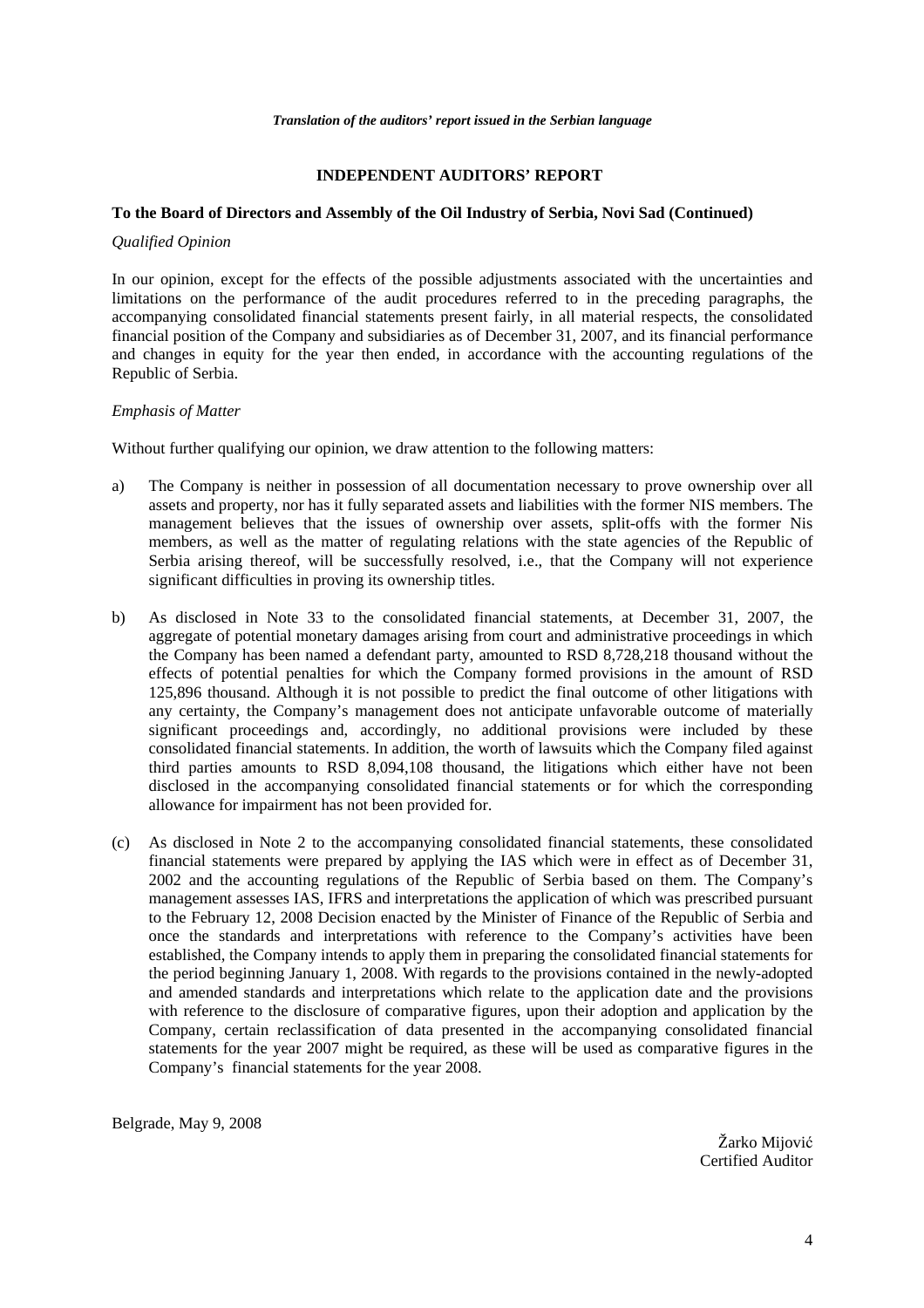*Translation of the auditors' report issued in the Serbian language*

## INDEPENDENT AUDITORS' REPORT

**To the Board of Directors and Assembly of the Oil Industry of Serbia, Novi Sad (Continued)**

*Qualified Opinion*

In our opinion, except for the effects of the possible adjustments associated with the uncertainties and limitations on the performance of the audit procedures referred to in the preceding paragraphs, the accompanying consolidated financial statements present fairly, in all material respects, the consolidated financial position of the Company and subsidiaries as of December 31, 2007, and its financial performance and changes in equity for the year then ended, in accordance with the accounting regulations of the Republic of Serbia.

*Emphasis of Matter*

Without further qualifying our opinion, we draw attention to the following matters:

a) The Company is neither in possession of all documentation necessary to prove ownership over all assets and property, nor has it fully separated assets and liabilities with the former NIS members. The management believes that the issues of ownership over assets, split-offs with the former Nis members, as well as the matter of regulating relations with the state agencies of the Republic of Serbia arising thereof, will be successfully resolved, i.e., that the Company will not experience significant difficulties in proving its ownership titles.

b) As disclosed in Note 33 to the consolidated financial statements, at December 31, 2007, the aggregate of potential monetary damages arising from court and administrative proceedings in which the Company has been named a defendant party, amounted to RSD 8,728,218 thousand without the effects of potential penalties for which the Company formed provisions in the amount of RSD 125,896 thousand. Although it is not possible to predict the final outcome of other litigations with any certainty, the Company's management does not anticipate unfavorable outcome of materially significant proceedings and, accordingly, no additional provisions were included by these consolidated financial statements. In addition, the worth of lawsuits which the Company filed against third parties amounts to RSD 8,094,108 thousand, the litigations which either have not been disclosed in the accompanying consolidated financial statements or for which the corresponding allowance for impairment has not been provided for.

(c) As disclosed in Note 2 to the accompanying consolidated financial statements, these consolidated financial statements were prepared by applying the IAS which were in effect as of December 31, 2002 and the accounting regulations of the Republic of Serbia based on them. The Company's management assesses IAS, IFRS and interpretations the application of which was prescribed pursuant to the February 12, 2008 Decision enacted by the Minister of Finance of the Republic of Serbia and once the standards and interpretations with reference to the Company's activities have been established, the Company intends to apply them in preparing the consolidated financial statements for the period beginning January 1, 2008. With regards to the provisions contained in the newly-adopted and amended standards and interpretations which relate to the application date and the provisions with reference to the disclosure of comparative figures, upon their adoption and application by the Company, certain reclassification of data presented in the accompanying consolidated financial statements for the year 2007 might be required, as these will be used as comparative figures in the Company's financial statements for the year 2008.

Belgrade, May 9, 2008

Žarko Mijović
Certified Auditor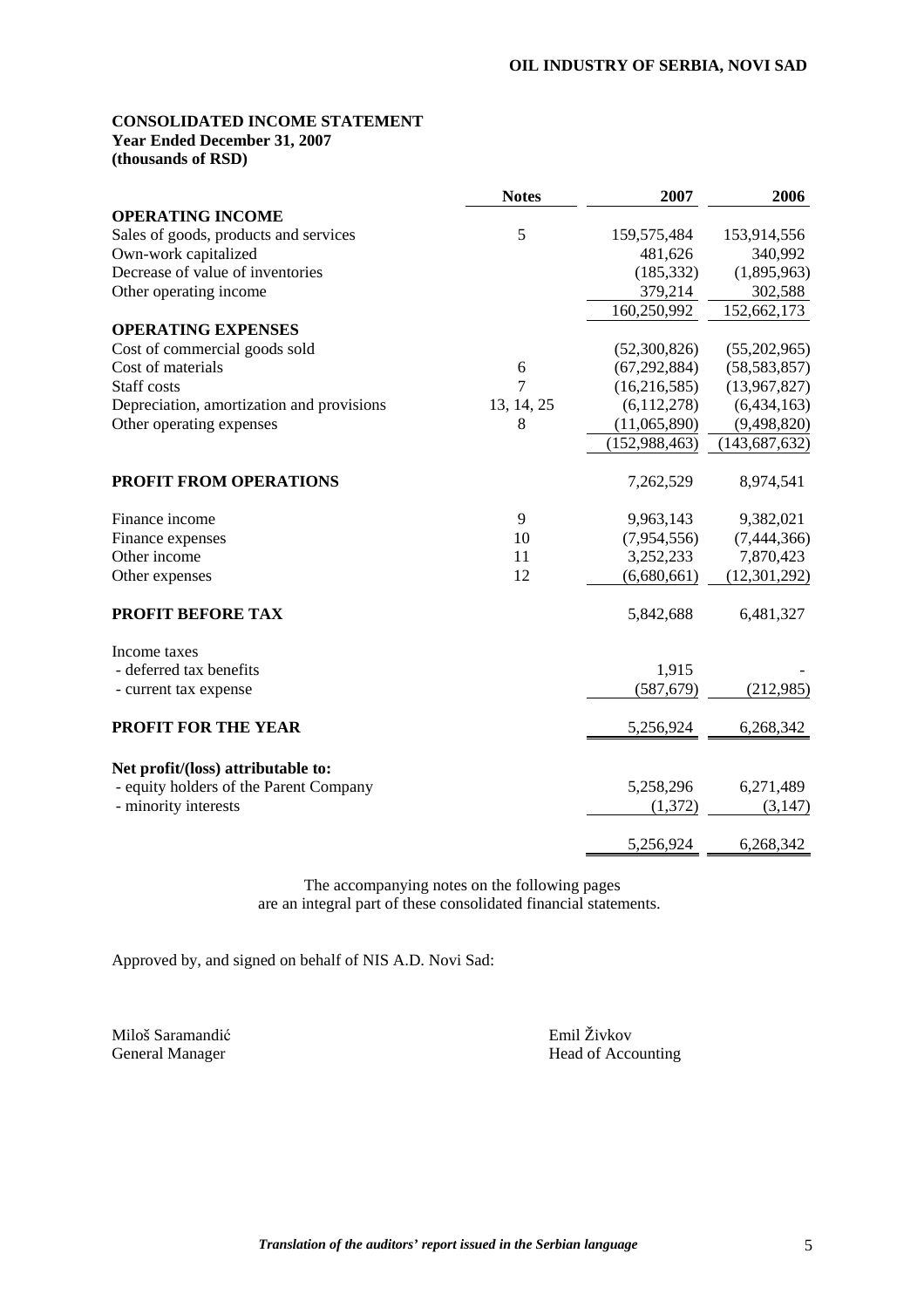**OIL INDUSTRY OF SERBIA, NOVI SAD**

**CONSOLIDATED INCOME STATEMENT**
**Year Ended December 31, 2007**
**(thousands of RSD)**

| | Notes | 2007 | 2006 |
|---|---|---|---|
| **OPERATING INCOME** | | | |
| Sales of goods, products and services | 5 | 159,575,484 | 153,914,556 |
| Own-work capitalized | | 481,626 | 340,992 |
| Decrease of value of inventories | | (185,332) | (1,895,963) |
| Other operating income | | 379,214 | 302,588 |
| | | 160,250,992 | 152,662,173 |
| **OPERATING EXPENSES** | | | |
| Cost of commercial goods sold | | (52,300,826) | (55,202,965) |
| Cost of materials | 6 | (67,292,884) | (58,583,857) |
| Staff costs | 7 | (16,216,585) | (13,967,827) |
| Depreciation, amortization and provisions | 13, 14, 25 | (6,112,278) | (6,434,163) |
| Other operating expenses | 8 | (11,065,890) | (9,498,820) |
| | | (152,988,463) | (143,687,632) |
| **PROFIT FROM OPERATIONS** | | 7,262,529 | 8,974,541 |
| Finance income | 9 | 9,963,143 | 9,382,021 |
| Finance expenses | 10 | (7,954,556) | (7,444,366) |
| Other income | 11 | 3,252,233 | 7,870,423 |
| Other expenses | 12 | (6,680,661) | (12,301,292) |
| **PROFIT BEFORE TAX** | | 5,842,688 | 6,481,327 |
| Income taxes | | | |
| - deferred tax benefits | | 1,915 | - |
| - current tax expense | | (587,679) | (212,985) |
| **PROFIT FOR THE YEAR** | | 5,256,924 | 6,268,342 |
| **Net profit/(loss) attributable to:** | | | |
| - equity holders of the Parent Company | | 5,258,296 | 6,271,489 |
| - minority interests | | (1,372) | (3,147) |
| | | 5,256,924 | 6,268,342 |

The accompanying notes on the following pages are an integral part of these consolidated financial statements.

Approved by, and signed on behalf of NIS A.D. Novi Sad:

Miloš Saramandić
General Manager

Emil Živkov
Head of Accounting

*Translation of the auditors' report issued in the Serbian language*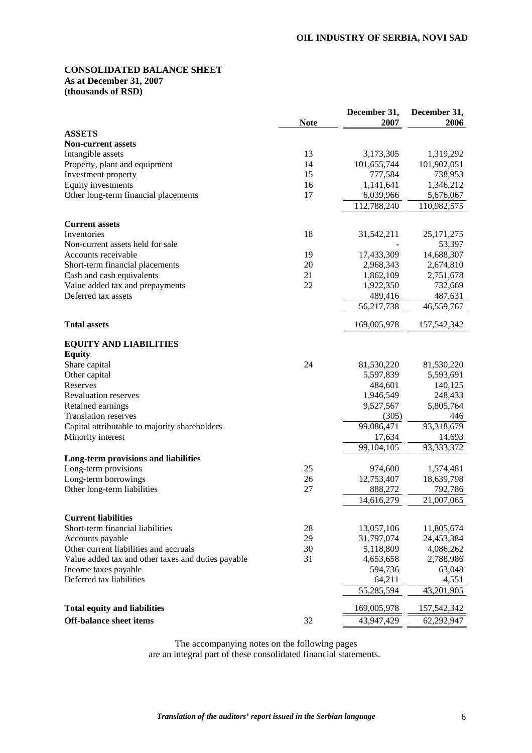**OIL INDUSTRY OF SERBIA, NOVI SAD**

**CONSOLIDATED BALANCE SHEET**
**As at December 31, 2007**
**(thousands of RSD)**

| | Note | December 31, 2007 | December 31, 2006 |
|---|---|---|---|
| **ASSETS** | | | |
| **Non-current assets** | | | |
| Intangible assets | 13 | 3,173,305 | 1,319,292 |
| Property, plant and equipment | 14 | 101,655,744 | 101,902,051 |
| Investment property | 15 | 777,584 | 738,953 |
| Equity investments | 16 | 1,141,641 | 1,346,212 |
| Other long-term financial placements | 17 | 6,039,966 | 5,676,067 |
| | | 112,788,240 | 110,982,575 |
| **Current assets** | | | |
| Inventories | 18 | 31,542,211 | 25,171,275 |
| Non-current assets held for sale | | - | 53,397 |
| Accounts receivable | 19 | 17,433,309 | 14,688,307 |
| Short-term financial placements | 20 | 2,968,343 | 2,674,810 |
| Cash and cash equivalents | 21 | 1,862,109 | 2,751,678 |
| Value added tax and prepayments | 22 | 1,922,350 | 732,669 |
| Deferred tax assets | | 489,416 | 487,631 |
| | | 56,217,738 | 46,559,767 |
| **Total assets** | | 169,005,978 | 157,542,342 |
| **EQUITY AND LIABILITIES** | | | |
| **Equity** | | | |
| Share capital | 24 | 81,530,220 | 81,530,220 |
| Other capital | | 5,597,839 | 5,593,691 |
| Reserves | | 484,601 | 140,125 |
| Revaluation reserves | | 1,946,549 | 248,433 |
| Retained earnings | | 9,527,567 | 5,805,764 |
| Translation reserves | | (305) | 446 |
| Capital attributable to majority shareholders | | 99,086,471 | 93,318,679 |
| Minority interest | | 17,634 | 14,693 |
| | | 99,104,105 | 93,333,372 |
| **Long-term provisions and liabilities** | | | |
| Long-term provisions | 25 | 974,600 | 1,574,481 |
| Long-term borrowings | 26 | 12,753,407 | 18,639,798 |
| Other long-term liabilities | 27 | 888,272 | 792,786 |
| | | 14,616,279 | 21,007,065 |
| **Current liabilities** | | | |
| Short-term financial liabilities | 28 | 13,057,106 | 11,805,674 |
| Accounts payable | 29 | 31,797,074 | 24,453,384 |
| Other current liabilities and accruals | 30 | 5,118,809 | 4,086,262 |
| Value added tax and other taxes and duties payable | 31 | 4,653,658 | 2,788,986 |
| Income taxes payable | | 594,736 | 63,048 |
| Deferred tax liabilities | | 64,211 | 4,551 |
| | | 55,285,594 | 43,201,905 |
| **Total equity and liabilities** | | 169,005,978 | 157,542,342 |
| **Off-balance sheet items** | 32 | 43,947,429 | 62,292,947 |

The accompanying notes on the following pages are an integral part of these consolidated financial statements.

*Translation of the auditors' report issued in the Serbian language*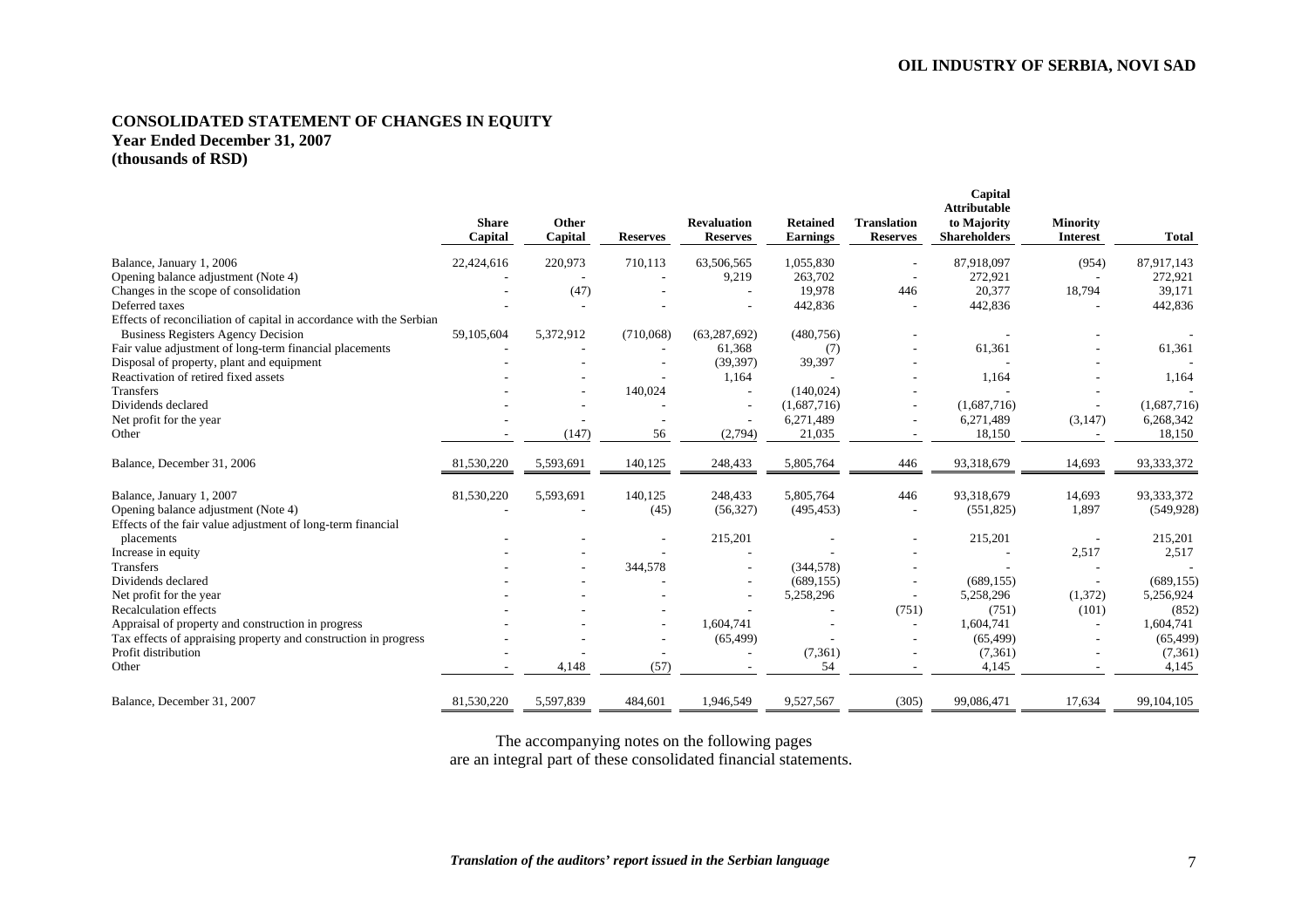# CONSOLIDATED STATEMENT OF CHANGES IN EQUITY
## Year Ended December 31, 2007
## (thousands of RSD)

| | Share Capital | Other Capital | Reserves | Revaluation Reserves | Retained Earnings | Translation Reserves | Capital Attributable to Majority Shareholders | Minority Interest | Total |
|---|---|---|---|---|---|---|---|---|---|
| Balance, January 1, 2006 | 22,424,616 | 220,973 | 710,113 | 63,506,565 | 1,055,830 | - | 87,918,097 | (954) | 87,917,143 |
| Opening balance adjustment (Note 4) | - | - | - | 9,219 | 263,702 | - | 272,921 | - | 272,921 |
| Changes in the scope of consolidation | - | (47) | - | - | 19,978 | 446 | 20,377 | 18,794 | 39,171 |
| Deferred taxes | - | - | - | - | 442,836 | - | 442,836 | - | 442,836 |
| Effects of reconciliation of capital in accordance with the Serbian Business Registers Agency Decision | 59,105,604 | 5,372,912 | (710,068) | (63,287,692) | (480,756) | - | - | - | - |
| Fair value adjustment of long-term financial placements | - | - | - | 61,368 | (7) | - | 61,361 | - | 61,361 |
| Disposal of property, plant and equipment | - | - | - | (39,397) | 39,397 | - | - | - | - |
| Reactivation of retired fixed assets | - | - | - | 1,164 | - | - | 1,164 | - | 1,164 |
| Transfers | - | - | 140,024 | - | (140,024) | - | - | - | - |
| Dividends declared | - | - | - | - | (1,687,716) | - | (1,687,716) | - | (1,687,716) |
| Net profit for the year | - | - | - | - | 6,271,489 | - | 6,271,489 | (3,147) | 6,268,342 |
| Other | - | (147) | 56 | (2,794) | 21,035 | - | 18,150 | - | 18,150 |
| Balance, December 31, 2006 | 81,530,220 | 5,593,691 | 140,125 | 248,433 | 5,805,764 | 446 | 93,318,679 | 14,693 | 93,333,372 |
| Balance, January 1, 2007 | 81,530,220 | 5,593,691 | 140,125 | 248,433 | 5,805,764 | 446 | 93,318,679 | 14,693 | 93,333,372 |
| Opening balance adjustment (Note 4) | - | - | (45) | (56,327) | (495,453) | - | (551,825) | 1,897 | (549,928) |
| Effects of the fair value adjustment of long-term financial placements | - | - | - | 215,201 | - | - | 215,201 | - | 215,201 |
| Increase in equity | - | - | - | - | - | - | - | 2,517 | 2,517 |
| Transfers | - | - | 344,578 | - | (344,578) | - | - | - | - |
| Dividends declared | - | - | - | - | (689,155) | - | (689,155) | - | (689,155) |
| Net profit for the year | - | - | - | - | 5,258,296 | - | 5,258,296 | (1,372) | 5,256,924 |
| Recalculation effects | - | - | - | - | - | (751) | (751) | (101) | (852) |
| Appraisal of property and construction in progress | - | - | - | 1,604,741 | - | - | 1,604,741 | - | 1,604,741 |
| Tax effects of appraising property and construction in progress | - | - | - | (65,499) | - | - | (65,499) | - | (65,499) |
| Profit distribution | - | - | - | - | (7,361) | - | (7,361) | - | (7,361) |
| Other | - | 4,148 | (57) | - | 54 | - | 4,145 | - | 4,145 |
| Balance, December 31, 2007 | 81,530,220 | 5,597,839 | 484,601 | 1,946,549 | 9,527,567 | (305) | 99,086,471 | 17,634 | 99,104,105 |

The accompanying notes on the following pages are an integral part of these consolidated financial statements.

*Translation of the auditors' report issued in the Serbian language*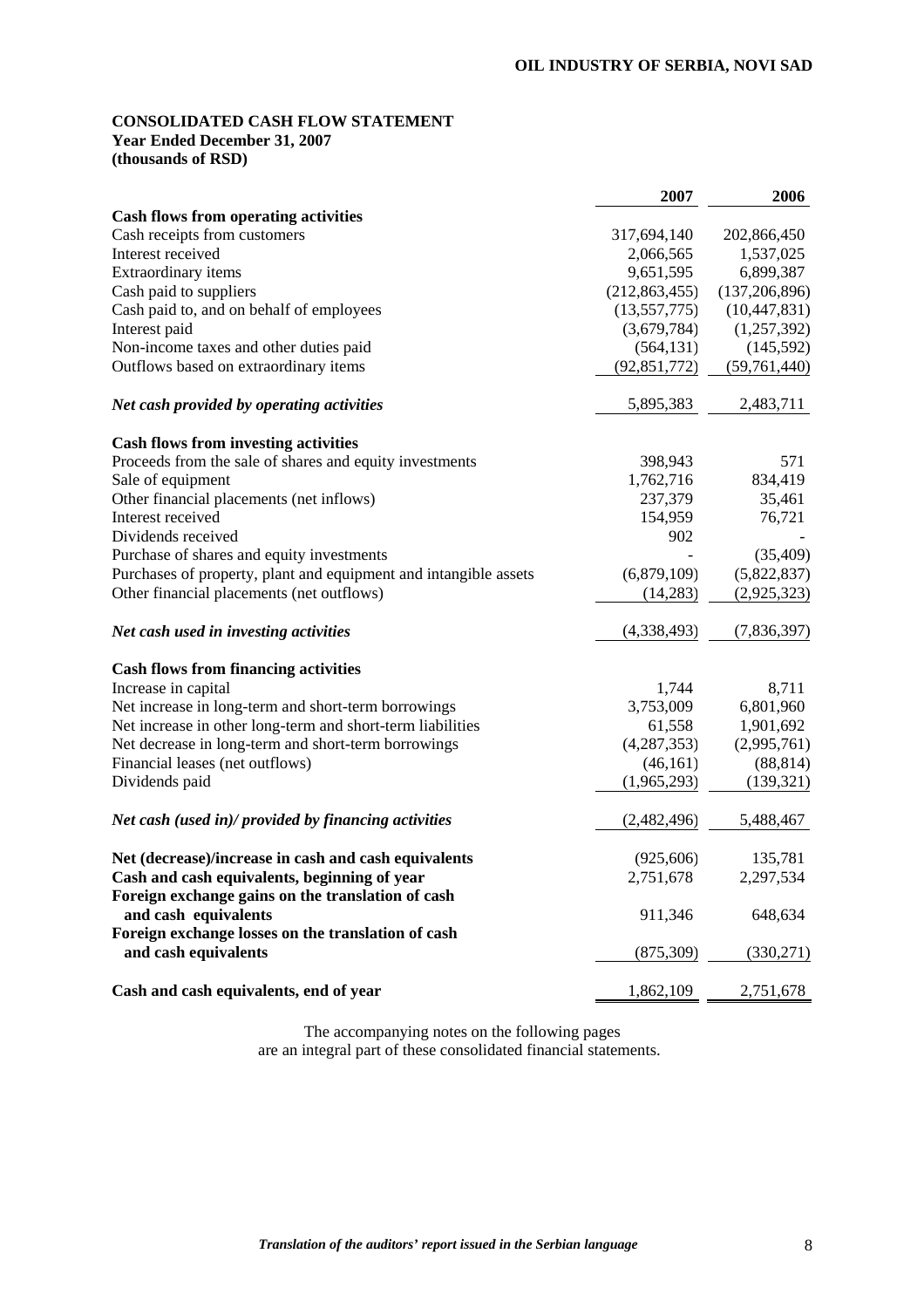**OIL INDUSTRY OF SERBIA, NOVI SAD**

**CONSOLIDATED CASH FLOW STATEMENT**
**Year Ended December 31, 2007**
**(thousands of RSD)**

| | 2007 | 2006 |
|---|---|---|
| **Cash flows from operating activities** | | |
| Cash receipts from customers | 317,694,140 | 202,866,450 |
| Interest received | 2,066,565 | 1,537,025 |
| Extraordinary items | 9,651,595 | 6,899,387 |
| Cash paid to suppliers | (212,863,455) | (137,206,896) |
| Cash paid to, and on behalf of employees | (13,557,775) | (10,447,831) |
| Interest paid | (3,679,784) | (1,257,392) |
| Non-income taxes and other duties paid | (564,131) | (145,592) |
| Outflows based on extraordinary items | (92,851,772) | (59,761,440) |
| ***Net cash provided by operating activities*** | 5,895,383 | 2,483,711 |
| **Cash flows from investing activities** | | |
| Proceeds from the sale of shares and equity investments | 398,943 | 571 |
| Sale of equipment | 1,762,716 | 834,419 |
| Other financial placements (net inflows) | 237,379 | 35,461 |
| Interest received | 154,959 | 76,721 |
| Dividends received | 902 | - |
| Purchase of shares and equity investments | - | (35,409) |
| Purchases of property, plant and equipment and intangible assets | (6,879,109) | (5,822,837) |
| Other financial placements (net outflows) | (14,283) | (2,925,323) |
| ***Net cash used in investing activities*** | (4,338,493) | (7,836,397) |
| **Cash flows from financing activities** | | |
| Increase in capital | 1,744 | 8,711 |
| Net increase in long-term and short-term borrowings | 3,753,009 | 6,801,960 |
| Net increase in other long-term and short-term liabilities | 61,558 | 1,901,692 |
| Net decrease in long-term and short-term borrowings | (4,287,353) | (2,995,761) |
| Financial leases (net outflows) | (46,161) | (88,814) |
| Dividends paid | (1,965,293) | (139,321) |
| ***Net cash (used in)/ provided by financing activities*** | (2,482,496) | 5,488,467 |
| **Net (decrease)/increase in cash and cash equivalents** | (925,606) | 135,781 |
| **Cash and cash equivalents, beginning of year** | 2,751,678 | 2,297,534 |
| **Foreign exchange gains on the translation of cash and cash equivalents** | 911,346 | 648,634 |
| **Foreign exchange losses on the translation of cash and cash equivalents** | (875,309) | (330,271) |
| **Cash and cash equivalents, end of year** | 1,862,109 | 2,751,678 |

The accompanying notes on the following pages are an integral part of these consolidated financial statements.

*Translation of the auditors' report issued in the Serbian language*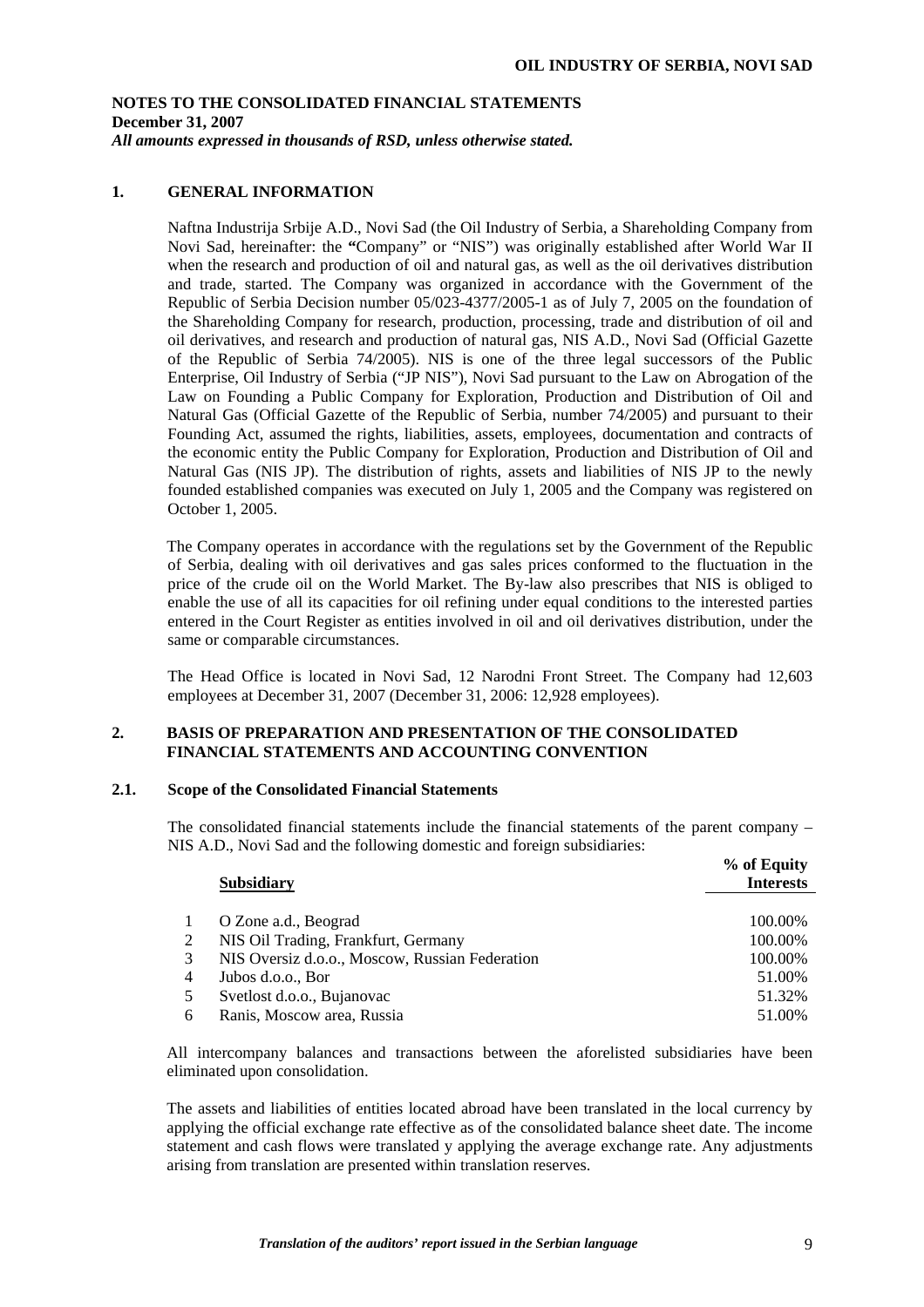## NOTES TO THE CONSOLIDATED FINANCIAL STATEMENTS
**December 31, 2007**
***All amounts expressed in thousands of RSD, unless otherwise stated.***

## 1. GENERAL INFORMATION

Naftna Industrija Srbije A.D., Novi Sad (the Oil Industry of Serbia, a Shareholding Company from Novi Sad, hereinafter: the **"**Company" or "NIS") was originally established after World War II when the research and production of oil and natural gas, as well as the oil derivatives distribution and trade, started. The Company was organized in accordance with the Government of the Republic of Serbia Decision number 05/023-4377/2005-1 as of July 7, 2005 on the foundation of the Shareholding Company for research, production, processing, trade and distribution of oil and oil derivatives, and research and production of natural gas, NIS A.D., Novi Sad (Official Gazette of the Republic of Serbia 74/2005). NIS is one of the three legal successors of the Public Enterprise, Oil Industry of Serbia ("JP NIS"), Novi Sad pursuant to the Law on Abrogation of the Law on Founding a Public Company for Exploration, Production and Distribution of Oil and Natural Gas (Official Gazette of the Republic of Serbia, number 74/2005) and pursuant to their Founding Act, assumed the rights, liabilities, assets, employees, documentation and contracts of the economic entity the Public Company for Exploration, Production and Distribution of Oil and Natural Gas (NIS JP). The distribution of rights, assets and liabilities of NIS JP to the newly founded established companies was executed on July 1, 2005 and the Company was registered on October 1, 2005.

The Company operates in accordance with the regulations set by the Government of the Republic of Serbia, dealing with oil derivatives and gas sales prices conformed to the fluctuation in the price of the crude oil on the World Market. The By-law also prescribes that NIS is obliged to enable the use of all its capacities for oil refining under equal conditions to the interested parties entered in the Court Register as entities involved in oil and oil derivatives distribution, under the same or comparable circumstances.

The Head Office is located in Novi Sad, 12 Narodni Front Street. The Company had 12,603 employees at December 31, 2007 (December 31, 2006: 12,928 employees).

## 2. BASIS OF PREPARATION AND PRESENTATION OF THE CONSOLIDATED FINANCIAL STATEMENTS AND ACCOUNTING CONVENTION

### 2.1. Scope of the Consolidated Financial Statements

The consolidated financial statements include the financial statements of the parent company – NIS A.D., Novi Sad and the following domestic and foreign subsidiaries:

| | Subsidiary | % of Equity Interests |
|---|---|---|
| 1 | O Zone a.d., Beograd | 100.00% |
| 2 | NIS Oil Trading, Frankfurt, Germany | 100.00% |
| 3 | NIS Oversiz d.o.o., Moscow, Russian Federation | 100.00% |
| 4 | Jubos d.o.o., Bor | 51.00% |
| 5 | Svetlost d.o.o., Bujanovac | 51.32% |
| 6 | Ranis, Moscow area, Russia | 51.00% |

All intercompany balances and transactions between the aforelisted subsidiaries have been eliminated upon consolidation.

The assets and liabilities of entities located abroad have been translated in the local currency by applying the official exchange rate effective as of the consolidated balance sheet date. The income statement and cash flows were translated y applying the average exchange rate. Any adjustments arising from translation are presented within translation reserves.

*Translation of the auditors' report issued in the Serbian language*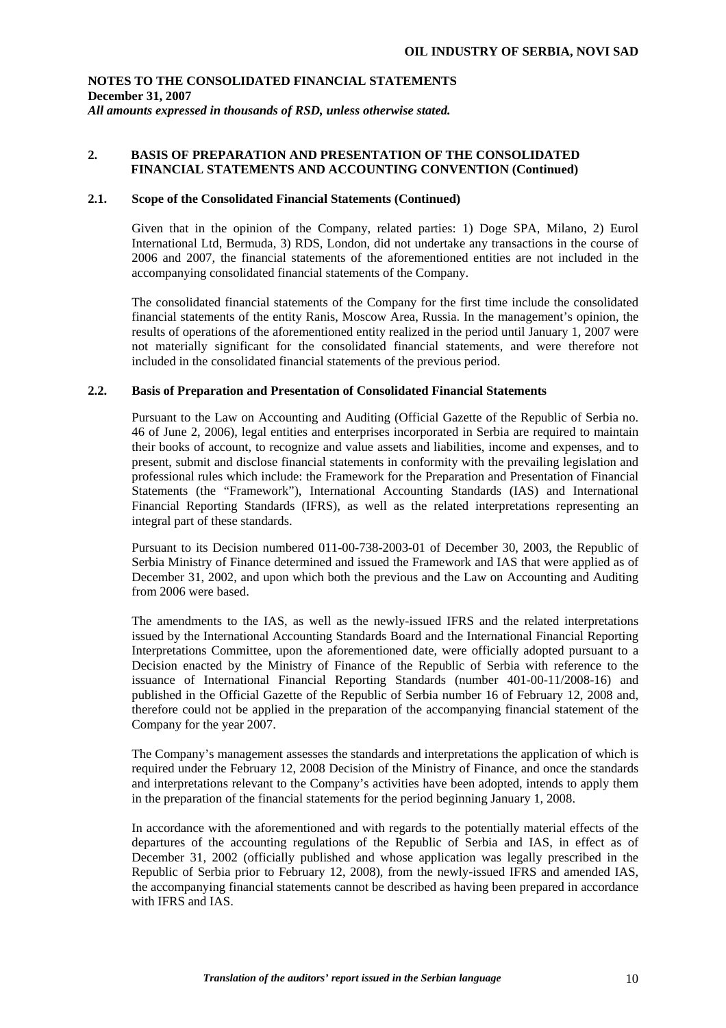**NOTES TO THE CONSOLIDATED FINANCIAL STATEMENTS**
**December 31, 2007**
***All amounts expressed in thousands of RSD, unless otherwise stated.***

## 2. BASIS OF PREPARATION AND PRESENTATION OF THE CONSOLIDATED FINANCIAL STATEMENTS AND ACCOUNTING CONVENTION (Continued)

### 2.1. Scope of the Consolidated Financial Statements (Continued)

Given that in the opinion of the Company, related parties: 1) Doge SPA, Milano, 2) Eurol International Ltd, Bermuda, 3) RDS, London, did not undertake any transactions in the course of 2006 and 2007, the financial statements of the aforementioned entities are not included in the accompanying consolidated financial statements of the Company.

The consolidated financial statements of the Company for the first time include the consolidated financial statements of the entity Ranis, Moscow Area, Russia. In the management's opinion, the results of operations of the aforementioned entity realized in the period until January 1, 2007 were not materially significant for the consolidated financial statements, and were therefore not included in the consolidated financial statements of the previous period.

### 2.2. Basis of Preparation and Presentation of Consolidated Financial Statements

Pursuant to the Law on Accounting and Auditing (Official Gazette of the Republic of Serbia no. 46 of June 2, 2006), legal entities and enterprises incorporated in Serbia are required to maintain their books of account, to recognize and value assets and liabilities, income and expenses, and to present, submit and disclose financial statements in conformity with the prevailing legislation and professional rules which include: the Framework for the Preparation and Presentation of Financial Statements (the "Framework"), International Accounting Standards (IAS) and International Financial Reporting Standards (IFRS), as well as the related interpretations representing an integral part of these standards.

Pursuant to its Decision numbered 011-00-738-2003-01 of December 30, 2003, the Republic of Serbia Ministry of Finance determined and issued the Framework and IAS that were applied as of December 31, 2002, and upon which both the previous and the Law on Accounting and Auditing from 2006 were based.

The amendments to the IAS, as well as the newly-issued IFRS and the related interpretations issued by the International Accounting Standards Board and the International Financial Reporting Interpretations Committee, upon the aforementioned date, were officially adopted pursuant to a Decision enacted by the Ministry of Finance of the Republic of Serbia with reference to the issuance of International Financial Reporting Standards (number 401-00-11/2008-16) and published in the Official Gazette of the Republic of Serbia number 16 of February 12, 2008 and, therefore could not be applied in the preparation of the accompanying financial statement of the Company for the year 2007.

The Company's management assesses the standards and interpretations the application of which is required under the February 12, 2008 Decision of the Ministry of Finance, and once the standards and interpretations relevant to the Company's activities have been adopted, intends to apply them in the preparation of the financial statements for the period beginning January 1, 2008.

In accordance with the aforementioned and with regards to the potentially material effects of the departures of the accounting regulations of the Republic of Serbia and IAS, in effect as of December 31, 2002 (officially published and whose application was legally prescribed in the Republic of Serbia prior to February 12, 2008), from the newly-issued IFRS and amended IAS, the accompanying financial statements cannot be described as having been prepared in accordance with IFRS and IAS.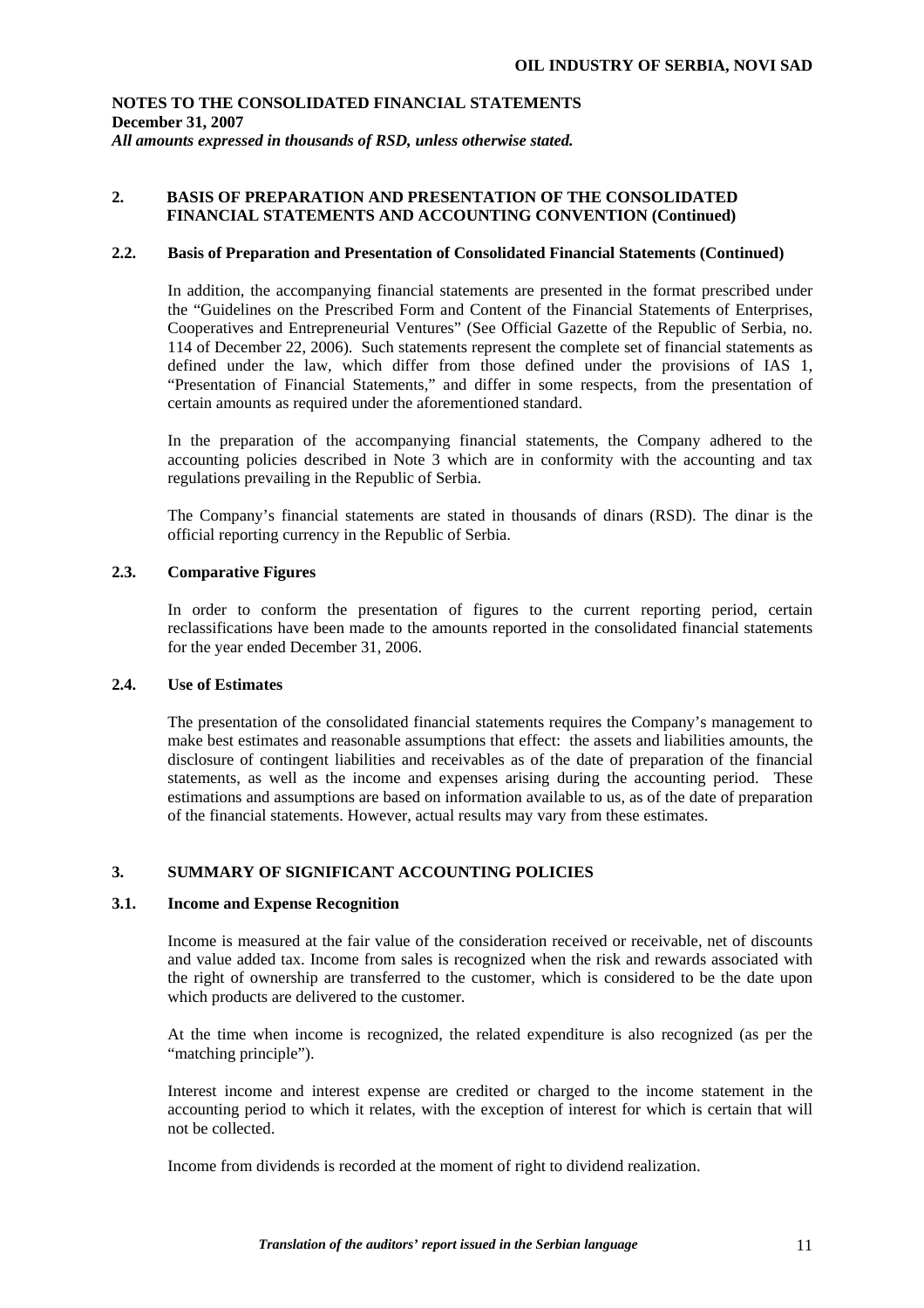**NOTES TO THE CONSOLIDATED FINANCIAL STATEMENTS**
**December 31, 2007**
***All amounts expressed in thousands of RSD, unless otherwise stated.***

## 2. BASIS OF PREPARATION AND PRESENTATION OF THE CONSOLIDATED FINANCIAL STATEMENTS AND ACCOUNTING CONVENTION (Continued)

### 2.2. Basis of Preparation and Presentation of Consolidated Financial Statements (Continued)

In addition, the accompanying financial statements are presented in the format prescribed under the "Guidelines on the Prescribed Form and Content of the Financial Statements of Enterprises, Cooperatives and Entrepreneurial Ventures" (See Official Gazette of the Republic of Serbia, no. 114 of December 22, 2006). Such statements represent the complete set of financial statements as defined under the law, which differ from those defined under the provisions of IAS 1, "Presentation of Financial Statements," and differ in some respects, from the presentation of certain amounts as required under the aforementioned standard.

In the preparation of the accompanying financial statements, the Company adhered to the accounting policies described in Note 3 which are in conformity with the accounting and tax regulations prevailing in the Republic of Serbia.

The Company's financial statements are stated in thousands of dinars (RSD). The dinar is the official reporting currency in the Republic of Serbia.

### 2.3. Comparative Figures

In order to conform the presentation of figures to the current reporting period, certain reclassifications have been made to the amounts reported in the consolidated financial statements for the year ended December 31, 2006.

### 2.4. Use of Estimates

The presentation of the consolidated financial statements requires the Company's management to make best estimates and reasonable assumptions that effect: the assets and liabilities amounts, the disclosure of contingent liabilities and receivables as of the date of preparation of the financial statements, as well as the income and expenses arising during the accounting period. These estimations and assumptions are based on information available to us, as of the date of preparation of the financial statements. However, actual results may vary from these estimates.

## 3. SUMMARY OF SIGNIFICANT ACCOUNTING POLICIES

### 3.1. Income and Expense Recognition

Income is measured at the fair value of the consideration received or receivable, net of discounts and value added tax. Income from sales is recognized when the risk and rewards associated with the right of ownership are transferred to the customer, which is considered to be the date upon which products are delivered to the customer.

At the time when income is recognized, the related expenditure is also recognized (as per the "matching principle").

Interest income and interest expense are credited or charged to the income statement in the accounting period to which it relates, with the exception of interest for which is certain that will not be collected.

Income from dividends is recorded at the moment of right to dividend realization.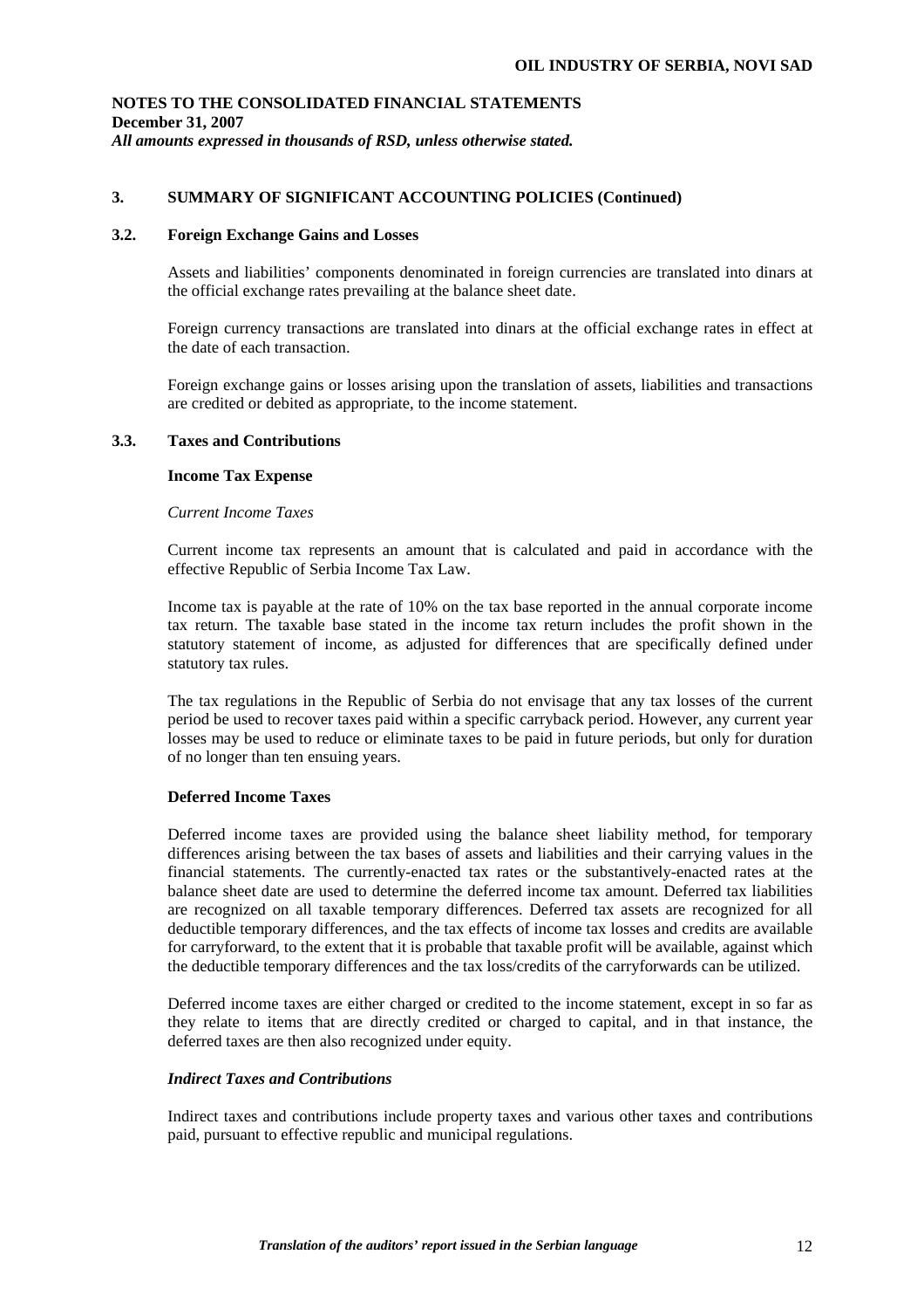**NOTES TO THE CONSOLIDATED FINANCIAL STATEMENTS**
**December 31, 2007**
***All amounts expressed in thousands of RSD, unless otherwise stated.***

## 3. SUMMARY OF SIGNIFICANT ACCOUNTING POLICIES (Continued)

### 3.2. Foreign Exchange Gains and Losses

Assets and liabilities' components denominated in foreign currencies are translated into dinars at the official exchange rates prevailing at the balance sheet date.

Foreign currency transactions are translated into dinars at the official exchange rates in effect at the date of each transaction.

Foreign exchange gains or losses arising upon the translation of assets, liabilities and transactions are credited or debited as appropriate, to the income statement.

### 3.3. Taxes and Contributions

**Income Tax Expense**

*Current Income Taxes*

Current income tax represents an amount that is calculated and paid in accordance with the effective Republic of Serbia Income Tax Law.

Income tax is payable at the rate of 10% on the tax base reported in the annual corporate income tax return. The taxable base stated in the income tax return includes the profit shown in the statutory statement of income, as adjusted for differences that are specifically defined under statutory tax rules.

The tax regulations in the Republic of Serbia do not envisage that any tax losses of the current period be used to recover taxes paid within a specific carryback period. However, any current year losses may be used to reduce or eliminate taxes to be paid in future periods, but only for duration of no longer than ten ensuing years.

**Deferred Income Taxes**

Deferred income taxes are provided using the balance sheet liability method, for temporary differences arising between the tax bases of assets and liabilities and their carrying values in the financial statements. The currently-enacted tax rates or the substantively-enacted rates at the balance sheet date are used to determine the deferred income tax amount. Deferred tax liabilities are recognized on all taxable temporary differences. Deferred tax assets are recognized for all deductible temporary differences, and the tax effects of income tax losses and credits are available for carryforward, to the extent that it is probable that taxable profit will be available, against which the deductible temporary differences and the tax loss/credits of the carryforwards can be utilized.

Deferred income taxes are either charged or credited to the income statement, except in so far as they relate to items that are directly credited or charged to capital, and in that instance, the deferred taxes are then also recognized under equity.

***Indirect Taxes and Contributions***

Indirect taxes and contributions include property taxes and various other taxes and contributions paid, pursuant to effective republic and municipal regulations.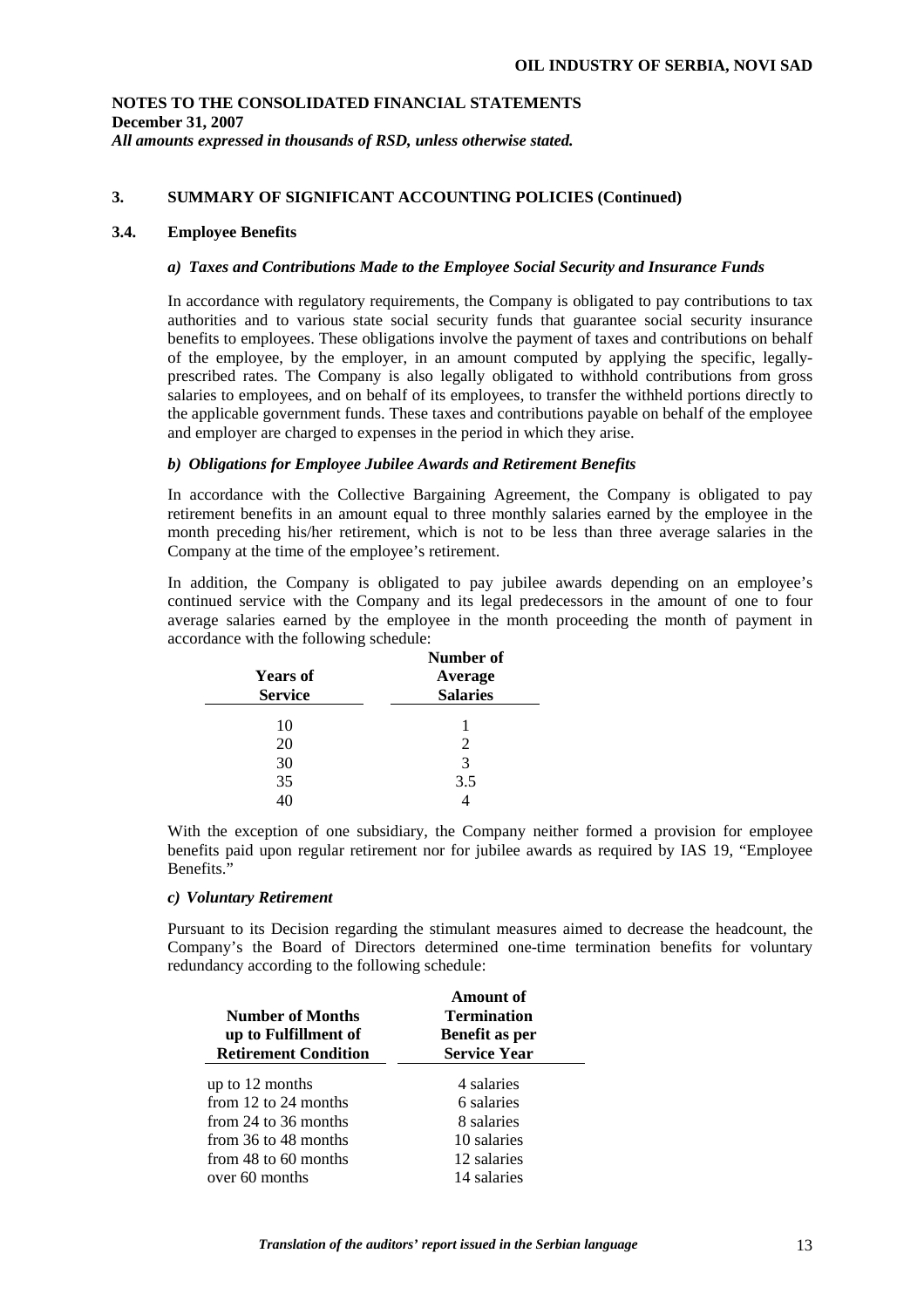**NOTES TO THE CONSOLIDATED FINANCIAL STATEMENTS**
**December 31, 2007**
*All amounts expressed in thousands of RSD, unless otherwise stated.*

## 3. SUMMARY OF SIGNIFICANT ACCOUNTING POLICIES (Continued)

### 3.4. Employee Benefits

#### *a) Taxes and Contributions Made to the Employee Social Security and Insurance Funds*

In accordance with regulatory requirements, the Company is obligated to pay contributions to tax authorities and to various state social security funds that guarantee social security insurance benefits to employees. These obligations involve the payment of taxes and contributions on behalf of the employee, by the employer, in an amount computed by applying the specific, legally-prescribed rates. The Company is also legally obligated to withhold contributions from gross salaries to employees, and on behalf of its employees, to transfer the withheld portions directly to the applicable government funds. These taxes and contributions payable on behalf of the employee and employer are charged to expenses in the period in which they arise.

#### *b) Obligations for Employee Jubilee Awards and Retirement Benefits*

In accordance with the Collective Bargaining Agreement, the Company is obligated to pay retirement benefits in an amount equal to three monthly salaries earned by the employee in the month preceding his/her retirement, which is not to be less than three average salaries in the Company at the time of the employee's retirement.

In addition, the Company is obligated to pay jubilee awards depending on an employee's continued service with the Company and its legal predecessors in the amount of one to four average salaries earned by the employee in the month proceeding the month of payment in accordance with the following schedule:

| Years of Service | Number of Average Salaries |
|---|---|
| 10 | 1 |
| 20 | 2 |
| 30 | 3 |
| 35 | 3.5 |
| 40 | 4 |

With the exception of one subsidiary, the Company neither formed a provision for employee benefits paid upon regular retirement nor for jubilee awards as required by IAS 19, "Employee Benefits."

#### *c) Voluntary Retirement*

Pursuant to its Decision regarding the stimulant measures aimed to decrease the headcount, the Company's the Board of Directors determined one-time termination benefits for voluntary redundancy according to the following schedule:

| Number of Months up to Fulfillment of Retirement Condition | Amount of Termination Benefit as per Service Year |
|---|---|
| up to 12 months | 4 salaries |
| from 12 to 24 months | 6 salaries |
| from 24 to 36 months | 8 salaries |
| from 36 to 48 months | 10 salaries |
| from 48 to 60 months | 12 salaries |
| over 60 months | 14 salaries |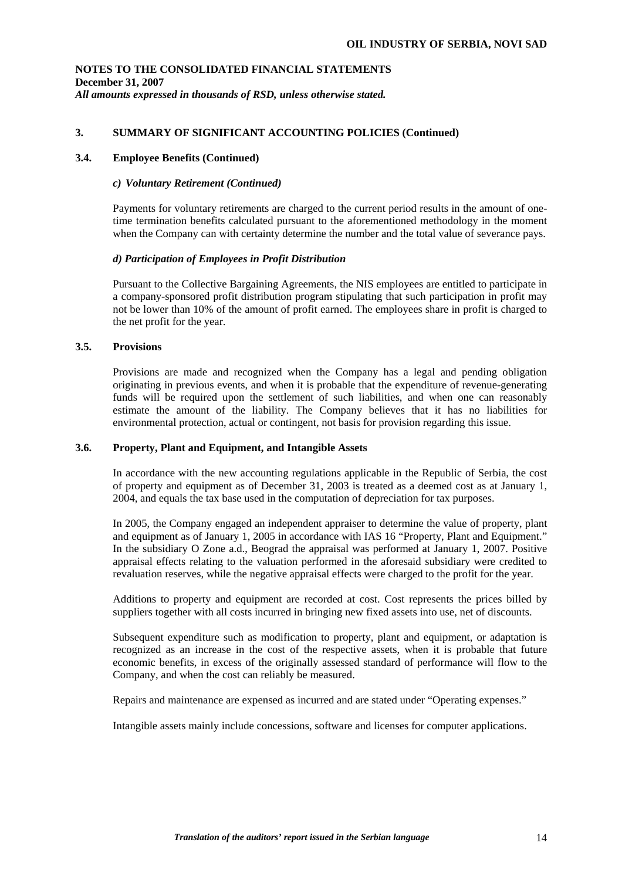**NOTES TO THE CONSOLIDATED FINANCIAL STATEMENTS**
**December 31, 2007**
***All amounts expressed in thousands of RSD, unless otherwise stated.***

## 3. SUMMARY OF SIGNIFICANT ACCOUNTING POLICIES (Continued)

### 3.4. Employee Benefits (Continued)

#### *c) Voluntary Retirement (Continued)*

Payments for voluntary retirements are charged to the current period results in the amount of one-time termination benefits calculated pursuant to the aforementioned methodology in the moment when the Company can with certainty determine the number and the total value of severance pays.

#### *d) Participation of Employees in Profit Distribution*

Pursuant to the Collective Bargaining Agreements, the NIS employees are entitled to participate in a company-sponsored profit distribution program stipulating that such participation in profit may not be lower than 10% of the amount of profit earned. The employees share in profit is charged to the net profit for the year.

### 3.5. Provisions

Provisions are made and recognized when the Company has a legal and pending obligation originating in previous events, and when it is probable that the expenditure of revenue-generating funds will be required upon the settlement of such liabilities, and when one can reasonably estimate the amount of the liability. The Company believes that it has no liabilities for environmental protection, actual or contingent, not basis for provision regarding this issue.

### 3.6. Property, Plant and Equipment, and Intangible Assets

In accordance with the new accounting regulations applicable in the Republic of Serbia, the cost of property and equipment as of December 31, 2003 is treated as a deemed cost as at January 1, 2004, and equals the tax base used in the computation of depreciation for tax purposes.

In 2005, the Company engaged an independent appraiser to determine the value of property, plant and equipment as of January 1, 2005 in accordance with IAS 16 "Property, Plant and Equipment." In the subsidiary O Zone a.d., Beograd the appraisal was performed at January 1, 2007. Positive appraisal effects relating to the valuation performed in the aforesaid subsidiary were credited to revaluation reserves, while the negative appraisal effects were charged to the profit for the year.

Additions to property and equipment are recorded at cost. Cost represents the prices billed by suppliers together with all costs incurred in bringing new fixed assets into use, net of discounts.

Subsequent expenditure such as modification to property, plant and equipment, or adaptation is recognized as an increase in the cost of the respective assets, when it is probable that future economic benefits, in excess of the originally assessed standard of performance will flow to the Company, and when the cost can reliably be measured.

Repairs and maintenance are expensed as incurred and are stated under "Operating expenses."

Intangible assets mainly include concessions, software and licenses for computer applications.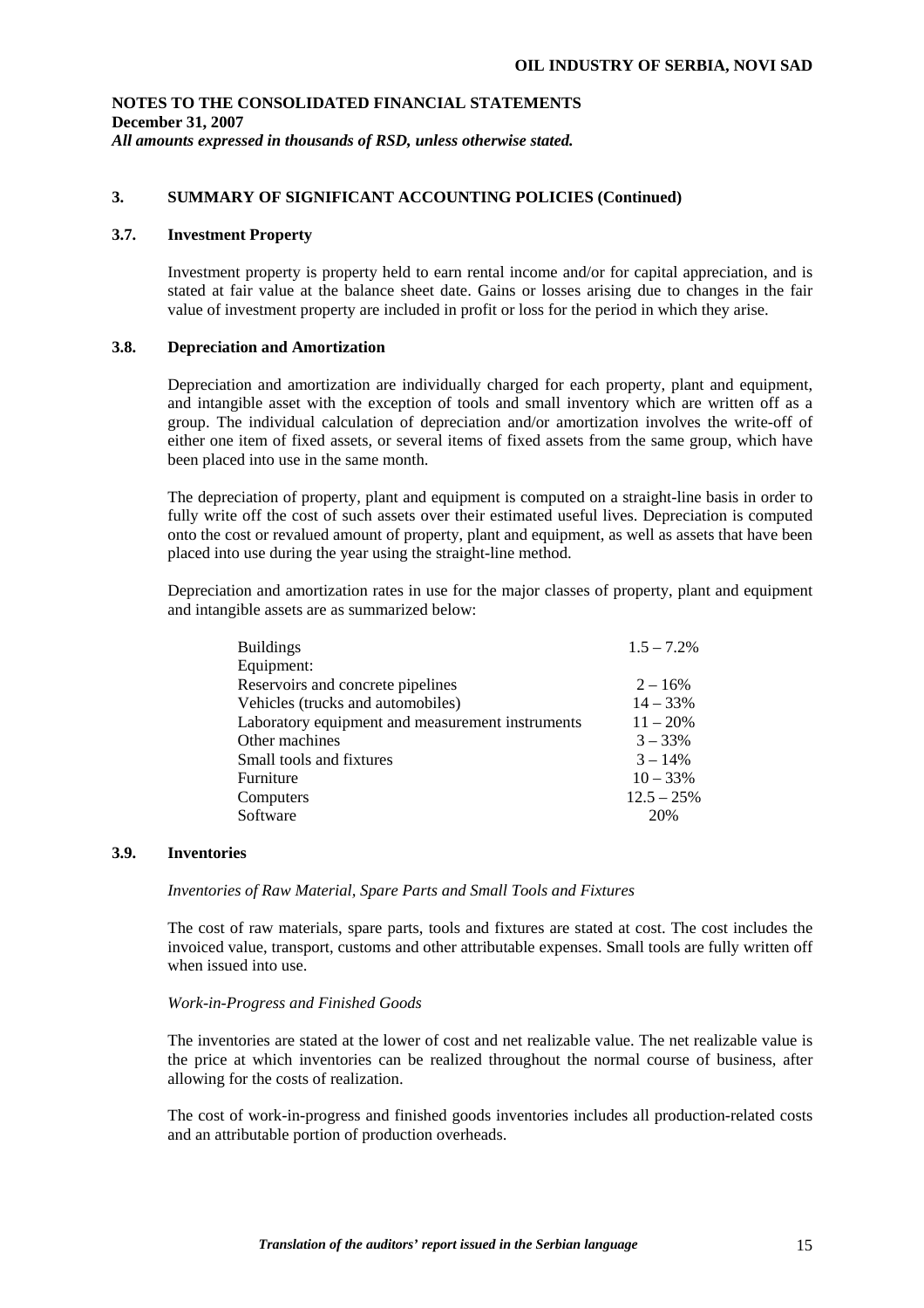**NOTES TO THE CONSOLIDATED FINANCIAL STATEMENTS**
**December 31, 2007**
***All amounts expressed in thousands of RSD, unless otherwise stated.***

## 3. SUMMARY OF SIGNIFICANT ACCOUNTING POLICIES (Continued)

### 3.7. Investment Property

Investment property is property held to earn rental income and/or for capital appreciation, and is stated at fair value at the balance sheet date. Gains or losses arising due to changes in the fair value of investment property are included in profit or loss for the period in which they arise.

### 3.8. Depreciation and Amortization

Depreciation and amortization are individually charged for each property, plant and equipment, and intangible asset with the exception of tools and small inventory which are written off as a group. The individual calculation of depreciation and/or amortization involves the write-off of either one item of fixed assets, or several items of fixed assets from the same group, which have been placed into use in the same month.

The depreciation of property, plant and equipment is computed on a straight-line basis in order to fully write off the cost of such assets over their estimated useful lives. Depreciation is computed onto the cost or revalued amount of property, plant and equipment, as well as assets that have been placed into use during the year using the straight-line method.

Depreciation and amortization rates in use for the major classes of property, plant and equipment and intangible assets are as summarized below:

| | |
|---|---|
| Buildings | 1.5 – 7.2% |
| Equipment: | |
| Reservoirs and concrete pipelines | 2 – 16% |
| Vehicles (trucks and automobiles) | 14 – 33% |
| Laboratory equipment and measurement instruments | 11 – 20% |
| Other machines | 3 – 33% |
| Small tools and fixtures | 3 – 14% |
| Furniture | 10 – 33% |
| Computers | 12.5 – 25% |
| Software | 20% |

### 3.9. Inventories

*Inventories of Raw Material, Spare Parts and Small Tools and Fixtures*

The cost of raw materials, spare parts, tools and fixtures are stated at cost. The cost includes the invoiced value, transport, customs and other attributable expenses. Small tools are fully written off when issued into use.

*Work-in-Progress and Finished Goods*

The inventories are stated at the lower of cost and net realizable value. The net realizable value is the price at which inventories can be realized throughout the normal course of business, after allowing for the costs of realization.

The cost of work-in-progress and finished goods inventories includes all production-related costs and an attributable portion of production overheads.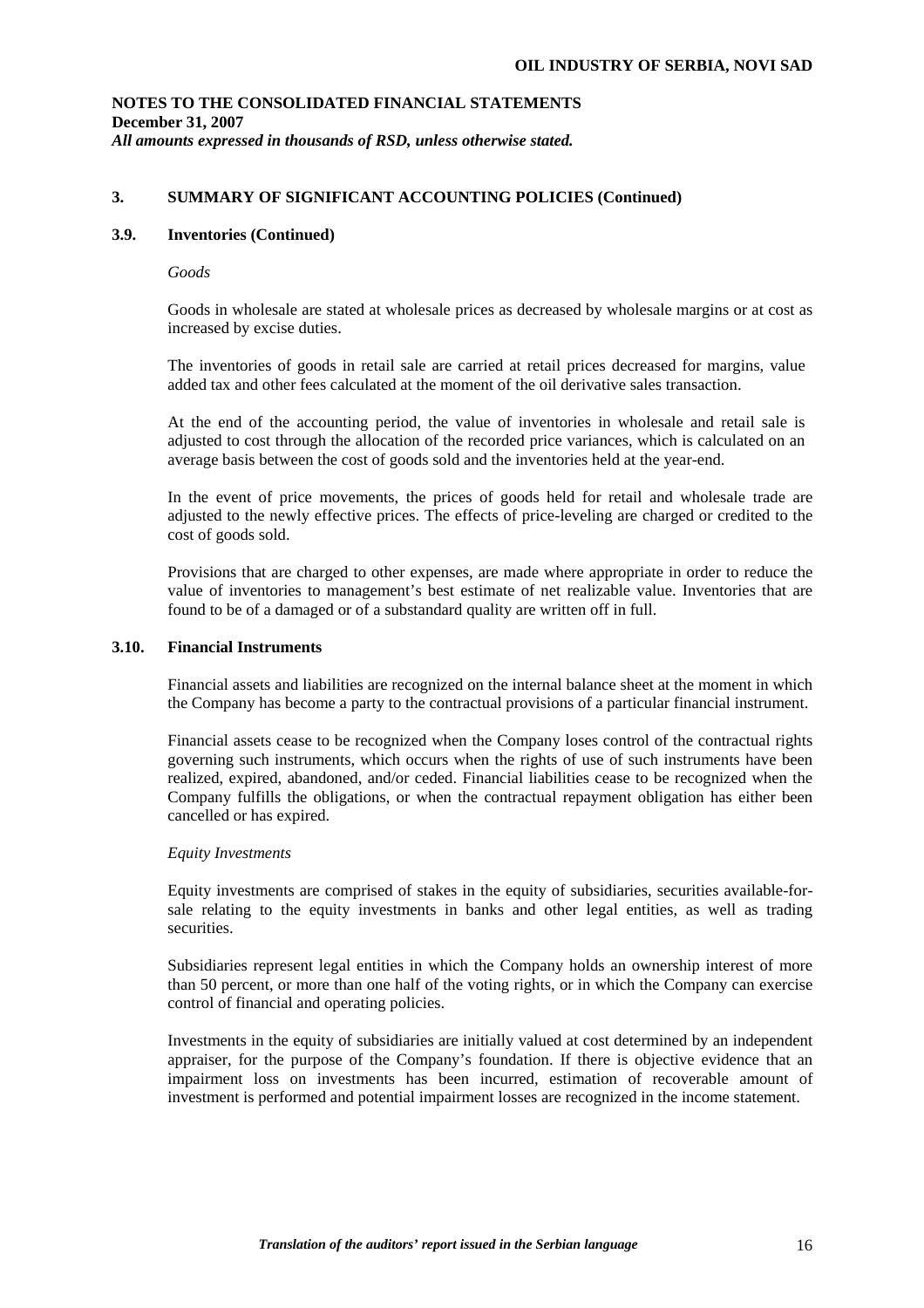**NOTES TO THE CONSOLIDATED FINANCIAL STATEMENTS**
**December 31, 2007**
***All amounts expressed in thousands of RSD, unless otherwise stated.***

## 3. SUMMARY OF SIGNIFICANT ACCOUNTING POLICIES (Continued)

### 3.9. Inventories (Continued)

*Goods*

Goods in wholesale are stated at wholesale prices as decreased by wholesale margins or at cost as increased by excise duties.

The inventories of goods in retail sale are carried at retail prices decreased for margins, value added tax and other fees calculated at the moment of the oil derivative sales transaction.

At the end of the accounting period, the value of inventories in wholesale and retail sale is adjusted to cost through the allocation of the recorded price variances, which is calculated on an average basis between the cost of goods sold and the inventories held at the year-end.

In the event of price movements, the prices of goods held for retail and wholesale trade are adjusted to the newly effective prices. The effects of price-leveling are charged or credited to the cost of goods sold.

Provisions that are charged to other expenses, are made where appropriate in order to reduce the value of inventories to management's best estimate of net realizable value. Inventories that are found to be of a damaged or of a substandard quality are written off in full.

### 3.10. Financial Instruments

Financial assets and liabilities are recognized on the internal balance sheet at the moment in which the Company has become a party to the contractual provisions of a particular financial instrument.

Financial assets cease to be recognized when the Company loses control of the contractual rights governing such instruments, which occurs when the rights of use of such instruments have been realized, expired, abandoned, and/or ceded. Financial liabilities cease to be recognized when the Company fulfills the obligations, or when the contractual repayment obligation has either been cancelled or has expired.

*Equity Investments*

Equity investments are comprised of stakes in the equity of subsidiaries, securities available-for-sale relating to the equity investments in banks and other legal entities, as well as trading securities.

Subsidiaries represent legal entities in which the Company holds an ownership interest of more than 50 percent, or more than one half of the voting rights, or in which the Company can exercise control of financial and operating policies.

Investments in the equity of subsidiaries are initially valued at cost determined by an independent appraiser, for the purpose of the Company's foundation. If there is objective evidence that an impairment loss on investments has been incurred, estimation of recoverable amount of investment is performed and potential impairment losses are recognized in the income statement.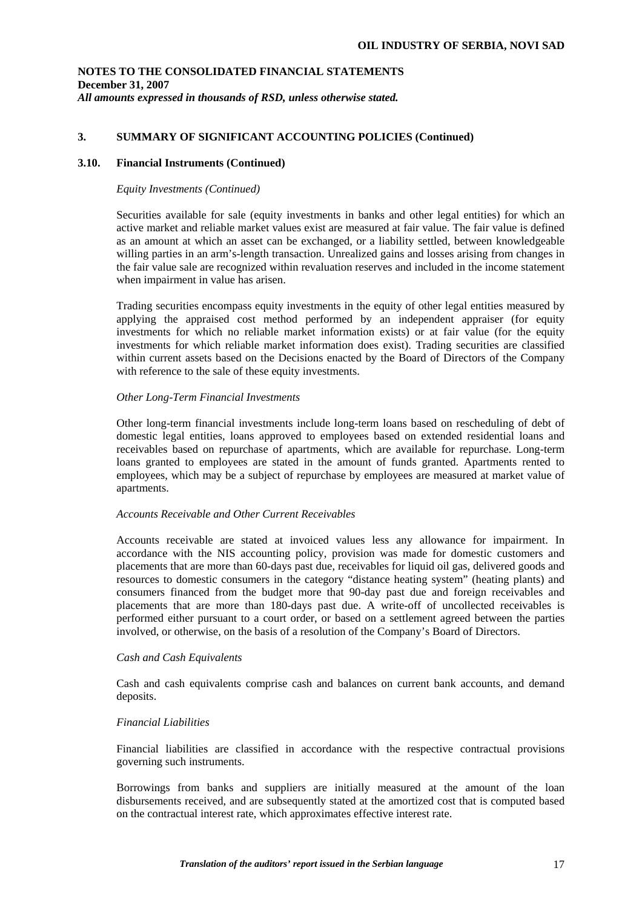**NOTES TO THE CONSOLIDATED FINANCIAL STATEMENTS**
**December 31, 2007**
***All amounts expressed in thousands of RSD, unless otherwise stated.***

## 3. SUMMARY OF SIGNIFICANT ACCOUNTING POLICIES (Continued)

### 3.10. Financial Instruments (Continued)

*Equity Investments (Continued)*

Securities available for sale (equity investments in banks and other legal entities) for which an active market and reliable market values exist are measured at fair value. The fair value is defined as an amount at which an asset can be exchanged, or a liability settled, between knowledgeable willing parties in an arm's-length transaction. Unrealized gains and losses arising from changes in the fair value sale are recognized within revaluation reserves and included in the income statement when impairment in value has arisen.

Trading securities encompass equity investments in the equity of other legal entities measured by applying the appraised cost method performed by an independent appraiser (for equity investments for which no reliable market information exists) or at fair value (for the equity investments for which reliable market information does exist). Trading securities are classified within current assets based on the Decisions enacted by the Board of Directors of the Company with reference to the sale of these equity investments.

*Other Long-Term Financial Investments*

Other long-term financial investments include long-term loans based on rescheduling of debt of domestic legal entities, loans approved to employees based on extended residential loans and receivables based on repurchase of apartments, which are available for repurchase. Long-term loans granted to employees are stated in the amount of funds granted. Apartments rented to employees, which may be a subject of repurchase by employees are measured at market value of apartments.

*Accounts Receivable and Other Current Receivables*

Accounts receivable are stated at invoiced values less any allowance for impairment. In accordance with the NIS accounting policy, provision was made for domestic customers and placements that are more than 60-days past due, receivables for liquid oil gas, delivered goods and resources to domestic consumers in the category "distance heating system" (heating plants) and consumers financed from the budget more that 90-day past due and foreign receivables and placements that are more than 180-days past due. A write-off of uncollected receivables is performed either pursuant to a court order, or based on a settlement agreed between the parties involved, or otherwise, on the basis of a resolution of the Company's Board of Directors.

*Cash and Cash Equivalents*

Cash and cash equivalents comprise cash and balances on current bank accounts, and demand deposits.

*Financial Liabilities*

Financial liabilities are classified in accordance with the respective contractual provisions governing such instruments.

Borrowings from banks and suppliers are initially measured at the amount of the loan disbursements received, and are subsequently stated at the amortized cost that is computed based on the contractual interest rate, which approximates effective interest rate.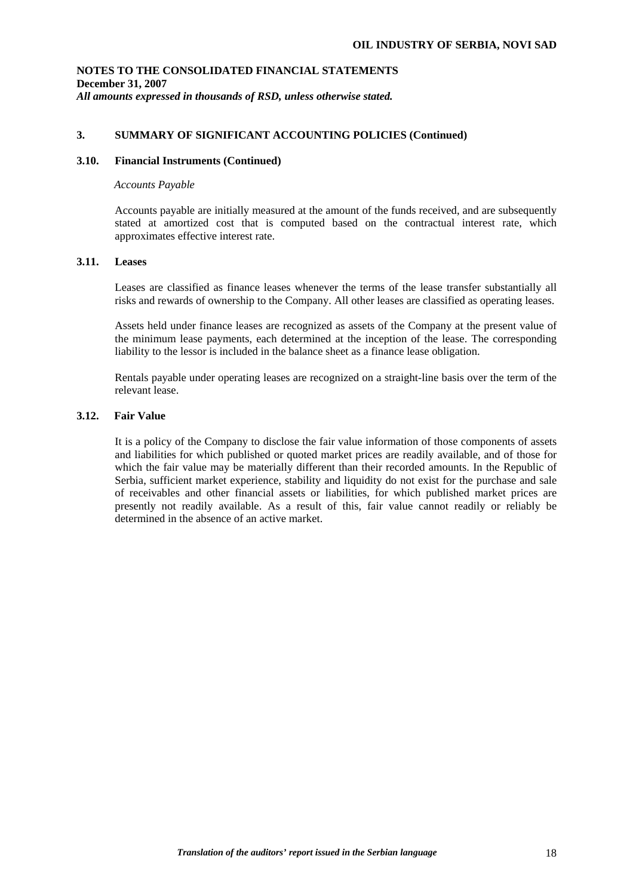# NOTES TO THE CONSOLIDATED FINANCIAL STATEMENTS

**December 31, 2007**

***All amounts expressed in thousands of RSD, unless otherwise stated.***

## 3. SUMMARY OF SIGNIFICANT ACCOUNTING POLICIES (Continued)

### 3.10. Financial Instruments (Continued)

*Accounts Payable*

Accounts payable are initially measured at the amount of the funds received, and are subsequently stated at amortized cost that is computed based on the contractual interest rate, which approximates effective interest rate.

### 3.11. Leases

Leases are classified as finance leases whenever the terms of the lease transfer substantially all risks and rewards of ownership to the Company. All other leases are classified as operating leases.

Assets held under finance leases are recognized as assets of the Company at the present value of the minimum lease payments, each determined at the inception of the lease. The corresponding liability to the lessor is included in the balance sheet as a finance lease obligation.

Rentals payable under operating leases are recognized on a straight-line basis over the term of the relevant lease.

### 3.12. Fair Value

It is a policy of the Company to disclose the fair value information of those components of assets and liabilities for which published or quoted market prices are readily available, and of those for which the fair value may be materially different than their recorded amounts. In the Republic of Serbia, sufficient market experience, stability and liquidity do not exist for the purchase and sale of receivables and other financial assets or liabilities, for which published market prices are presently not readily available. As a result of this, fair value cannot readily or reliably be determined in the absence of an active market.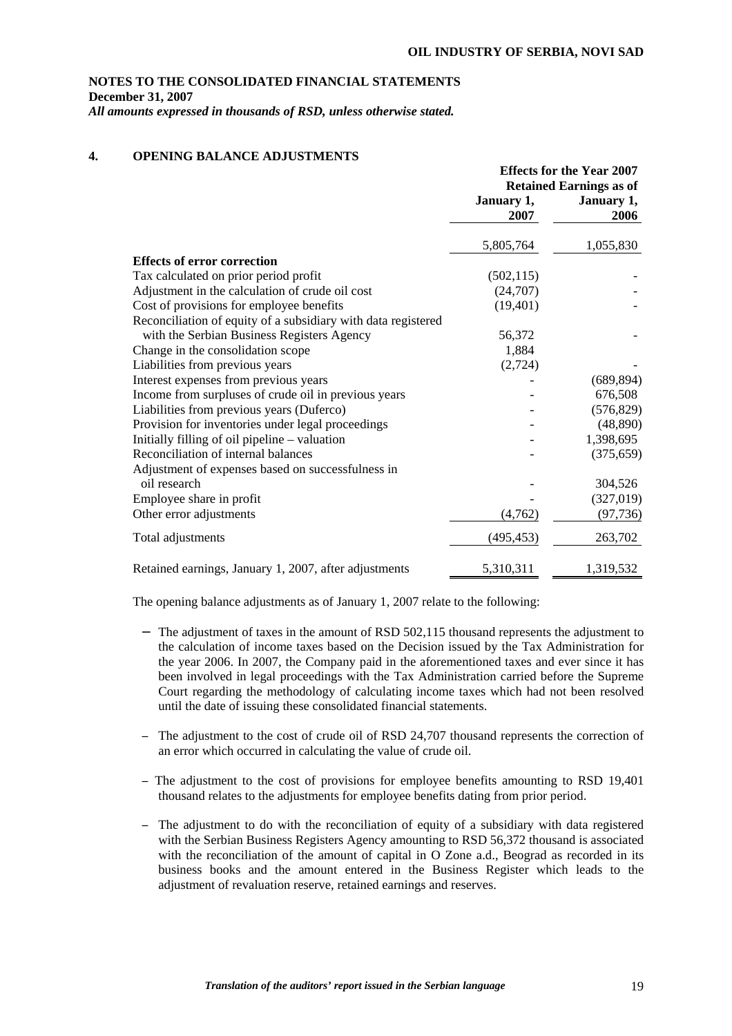**NOTES TO THE CONSOLIDATED FINANCIAL STATEMENTS**
**December 31, 2007**
***All amounts expressed in thousands of RSD, unless otherwise stated.***

## 4. OPENING BALANCE ADJUSTMENTS

| | Effects for the Year 2007 Retained Earnings as of | |
|---|---|---|
| | January 1, 2007 | January 1, 2006 |
| | 5,805,764 | 1,055,830 |
| **Effects of error correction** | | |
| Tax calculated on prior period profit | (502,115) | - |
| Adjustment in the calculation of crude oil cost | (24,707) | - |
| Cost of provisions for employee benefits | (19,401) | - |
| Reconciliation of equity of a subsidiary with data registered with the Serbian Business Registers Agency | 56,372 | - |
| Change in the consolidation scope | 1,884 | |
| Liabilities from previous years | (2,724) | - |
| Interest expenses from previous years | - | (689,894) |
| Income from surpluses of crude oil in previous years | - | 676,508 |
| Liabilities from previous years (Duferco) | - | (576,829) |
| Provision for inventories under legal proceedings | - | (48,890) |
| Initially filling of oil pipeline – valuation | - | 1,398,695 |
| Reconciliation of internal balances | - | (375,659) |
| Adjustment of expenses based on successfulness in oil research | - | 304,526 |
| Employee share in profit | - | (327,019) |
| Other error adjustments | (4,762) | (97,736) |
| Total adjustments | (495,453) | 263,702 |
| Retained earnings, January 1, 2007, after adjustments | 5,310,311 | 1,319,532 |

The opening balance adjustments as of January 1, 2007 relate to the following:

- The adjustment of taxes in the amount of RSD 502,115 thousand represents the adjustment to the calculation of income taxes based on the Decision issued by the Tax Administration for the year 2006. In 2007, the Company paid in the aforementioned taxes and ever since it has been involved in legal proceedings with the Tax Administration carried before the Supreme Court regarding the methodology of calculating income taxes which had not been resolved until the date of issuing these consolidated financial statements.

- The adjustment to the cost of crude oil of RSD 24,707 thousand represents the correction of an error which occurred in calculating the value of crude oil.

- The adjustment to the cost of provisions for employee benefits amounting to RSD 19,401 thousand relates to the adjustments for employee benefits dating from prior period.

- The adjustment to do with the reconciliation of equity of a subsidiary with data registered with the Serbian Business Registers Agency amounting to RSD 56,372 thousand is associated with the reconciliation of the amount of capital in O Zone a.d., Beograd as recorded in its business books and the amount entered in the Business Register which leads to the adjustment of revaluation reserve, retained earnings and reserves.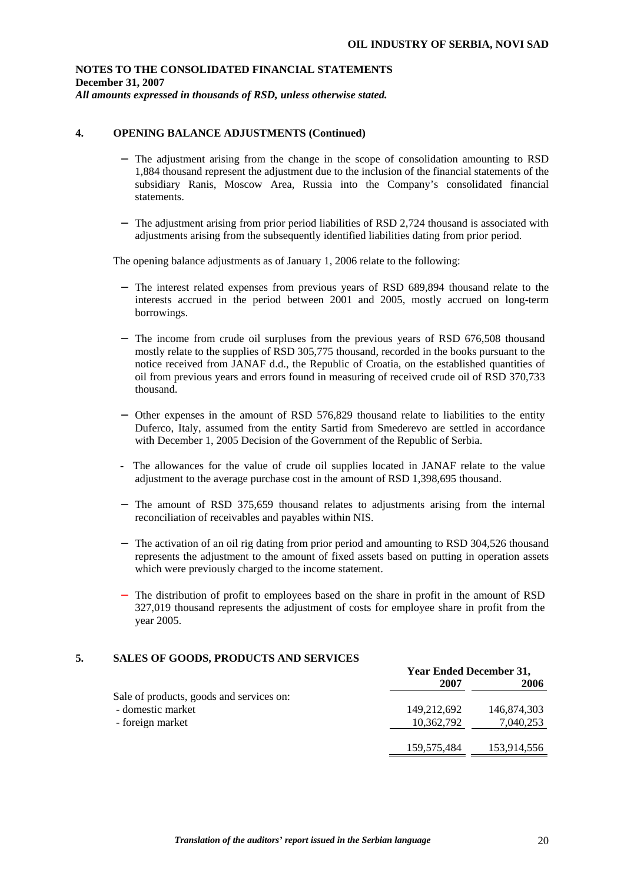**NOTES TO THE CONSOLIDATED FINANCIAL STATEMENTS**
**December 31, 2007**
***All amounts expressed in thousands of RSD, unless otherwise stated.***

## 4. OPENING BALANCE ADJUSTMENTS (Continued)

- The adjustment arising from the change in the scope of consolidation amounting to RSD 1,884 thousand represent the adjustment due to the inclusion of the financial statements of the subsidiary Ranis, Moscow Area, Russia into the Company's consolidated financial statements.

- The adjustment arising from prior period liabilities of RSD 2,724 thousand is associated with adjustments arising from the subsequently identified liabilities dating from prior period.

The opening balance adjustments as of January 1, 2006 relate to the following:

- The interest related expenses from previous years of RSD 689,894 thousand relate to the interests accrued in the period between 2001 and 2005, mostly accrued on long-term borrowings.

- The income from crude oil surpluses from the previous years of RSD 676,508 thousand mostly relate to the supplies of RSD 305,775 thousand, recorded in the books pursuant to the notice received from JANAF d.d., the Republic of Croatia, on the established quantities of oil from previous years and errors found in measuring of received crude oil of RSD 370,733 thousand.

- Other expenses in the amount of RSD 576,829 thousand relate to liabilities to the entity Duferco, Italy, assumed from the entity Sartid from Smederevo are settled in accordance with December 1, 2005 Decision of the Government of the Republic of Serbia.

- The allowances for the value of crude oil supplies located in JANAF relate to the value adjustment to the average purchase cost in the amount of RSD 1,398,695 thousand.

- The amount of RSD 375,659 thousand relates to adjustments arising from the internal reconciliation of receivables and payables within NIS.

- The activation of an oil rig dating from prior period and amounting to RSD 304,526 thousand represents the adjustment to the amount of fixed assets based on putting in operation assets which were previously charged to the income statement.

- The distribution of profit to employees based on the share in profit in the amount of RSD 327,019 thousand represents the adjustment of costs for employee share in profit from the year 2005.

## 5. SALES OF GOODS, PRODUCTS AND SERVICES

| | Year Ended December 31, | |
|---|---|---|
| | 2007 | 2006 |
| Sale of products, goods and services on: | | |
| - domestic market | 149,212,692 | 146,874,303 |
| - foreign market | 10,362,792 | 7,040,253 |
| | 159,575,484 | 153,914,556 |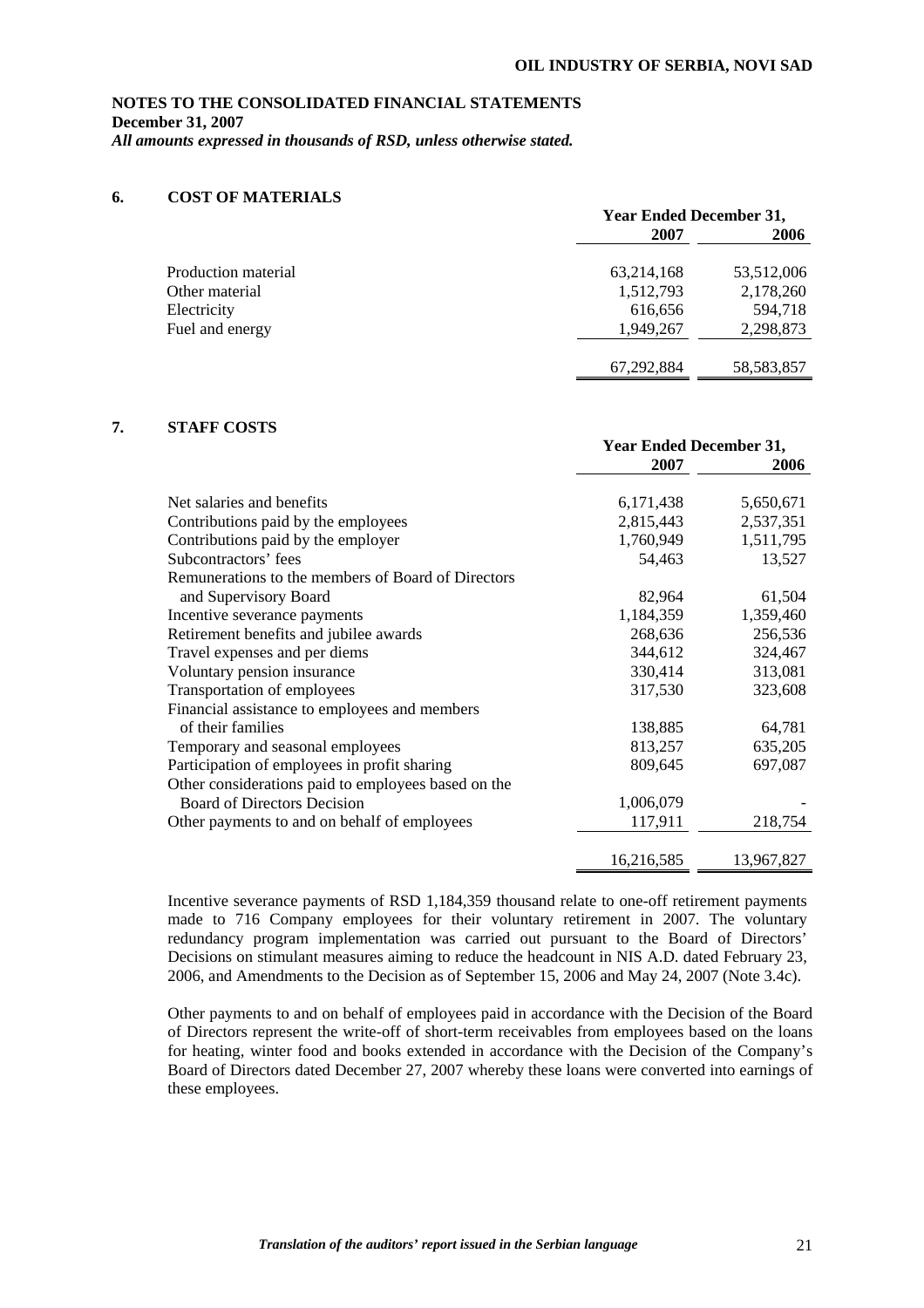**NOTES TO THE CONSOLIDATED FINANCIAL STATEMENTS**
**December 31, 2007**
***All amounts expressed in thousands of RSD, unless otherwise stated.***

## 6. COST OF MATERIALS

| | Year Ended December 31, | |
|---|---|---|
| | 2007 | 2006 |
| Production material | 63,214,168 | 53,512,006 |
| Other material | 1,512,793 | 2,178,260 |
| Electricity | 616,656 | 594,718 |
| Fuel and energy | 1,949,267 | 2,298,873 |
| | 67,292,884 | 58,583,857 |

## 7. STAFF COSTS

| | Year Ended December 31, | |
|---|---|---|
| | 2007 | 2006 |
| Net salaries and benefits | 6,171,438 | 5,650,671 |
| Contributions paid by the employees | 2,815,443 | 2,537,351 |
| Contributions paid by the employer | 1,760,949 | 1,511,795 |
| Subcontractors' fees | 54,463 | 13,527 |
| Remunerations to the members of Board of Directors and Supervisory Board | 82,964 | 61,504 |
| Incentive severance payments | 1,184,359 | 1,359,460 |
| Retirement benefits and jubilee awards | 268,636 | 256,536 |
| Travel expenses and per diems | 344,612 | 324,467 |
| Voluntary pension insurance | 330,414 | 313,081 |
| Transportation of employees | 317,530 | 323,608 |
| Financial assistance to employees and members of their families | 138,885 | 64,781 |
| Temporary and seasonal employees | 813,257 | 635,205 |
| Participation of employees in profit sharing | 809,645 | 697,087 |
| Other considerations paid to employees based on the Board of Directors Decision | 1,006,079 | - |
| Other payments to and on behalf of employees | 117,911 | 218,754 |
| | 16,216,585 | 13,967,827 |

Incentive severance payments of RSD 1,184,359 thousand relate to one-off retirement payments made to 716 Company employees for their voluntary retirement in 2007. The voluntary redundancy program implementation was carried out pursuant to the Board of Directors' Decisions on stimulant measures aiming to reduce the headcount in NIS A.D. dated February 23, 2006, and Amendments to the Decision as of September 15, 2006 and May 24, 2007 (Note 3.4c).

Other payments to and on behalf of employees paid in accordance with the Decision of the Board of Directors represent the write-off of short-term receivables from employees based on the loans for heating, winter food and books extended in accordance with the Decision of the Company's Board of Directors dated December 27, 2007 whereby these loans were converted into earnings of these employees.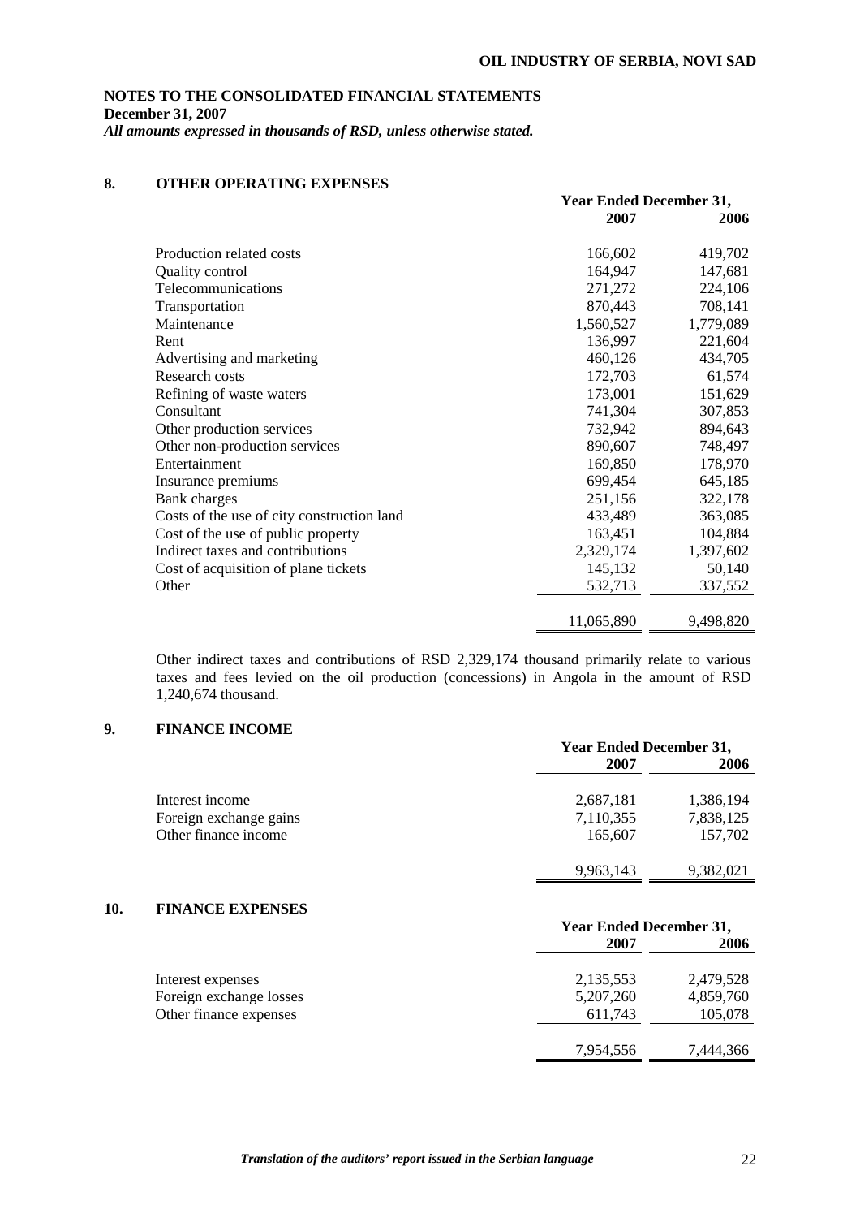## NOTES TO THE CONSOLIDATED FINANCIAL STATEMENTS
**December 31, 2007**
***All amounts expressed in thousands of RSD, unless otherwise stated.***

### 8. OTHER OPERATING EXPENSES

| | Year Ended December 31, 2007 | 2006 |
|---|---:|---:|
| Production related costs | 166,602 | 419,702 |
| Quality control | 164,947 | 147,681 |
| Telecommunications | 271,272 | 224,106 |
| Transportation | 870,443 | 708,141 |
| Maintenance | 1,560,527 | 1,779,089 |
| Rent | 136,997 | 221,604 |
| Advertising and marketing | 460,126 | 434,705 |
| Research costs | 172,703 | 61,574 |
| Refining of waste waters | 173,001 | 151,629 |
| Consultant | 741,304 | 307,853 |
| Other production services | 732,942 | 894,643 |
| Other non-production services | 890,607 | 748,497 |
| Entertainment | 169,850 | 178,970 |
| Insurance premiums | 699,454 | 645,185 |
| Bank charges | 251,156 | 322,178 |
| Costs of the use of city construction land | 433,489 | 363,085 |
| Cost of the use of public property | 163,451 | 104,884 |
| Indirect taxes and contributions | 2,329,174 | 1,397,602 |
| Cost of acquisition of plane tickets | 145,132 | 50,140 |
| Other | 532,713 | 337,552 |
| | 11,065,890 | 9,498,820 |

Other indirect taxes and contributions of RSD 2,329,174 thousand primarily relate to various taxes and fees levied on the oil production (concessions) in Angola in the amount of RSD 1,240,674 thousand.

### 9. FINANCE INCOME

| | Year Ended December 31, 2007 | 2006 |
|---|---:|---:|
| Interest income | 2,687,181 | 1,386,194 |
| Foreign exchange gains | 7,110,355 | 7,838,125 |
| Other finance income | 165,607 | 157,702 |
| | 9,963,143 | 9,382,021 |

### 10. FINANCE EXPENSES

| | Year Ended December 31, 2007 | 2006 |
|---|---:|---:|
| Interest expenses | 2,135,553 | 2,479,528 |
| Foreign exchange losses | 5,207,260 | 4,859,760 |
| Other finance expenses | 611,743 | 105,078 |
| | 7,954,556 | 7,444,366 |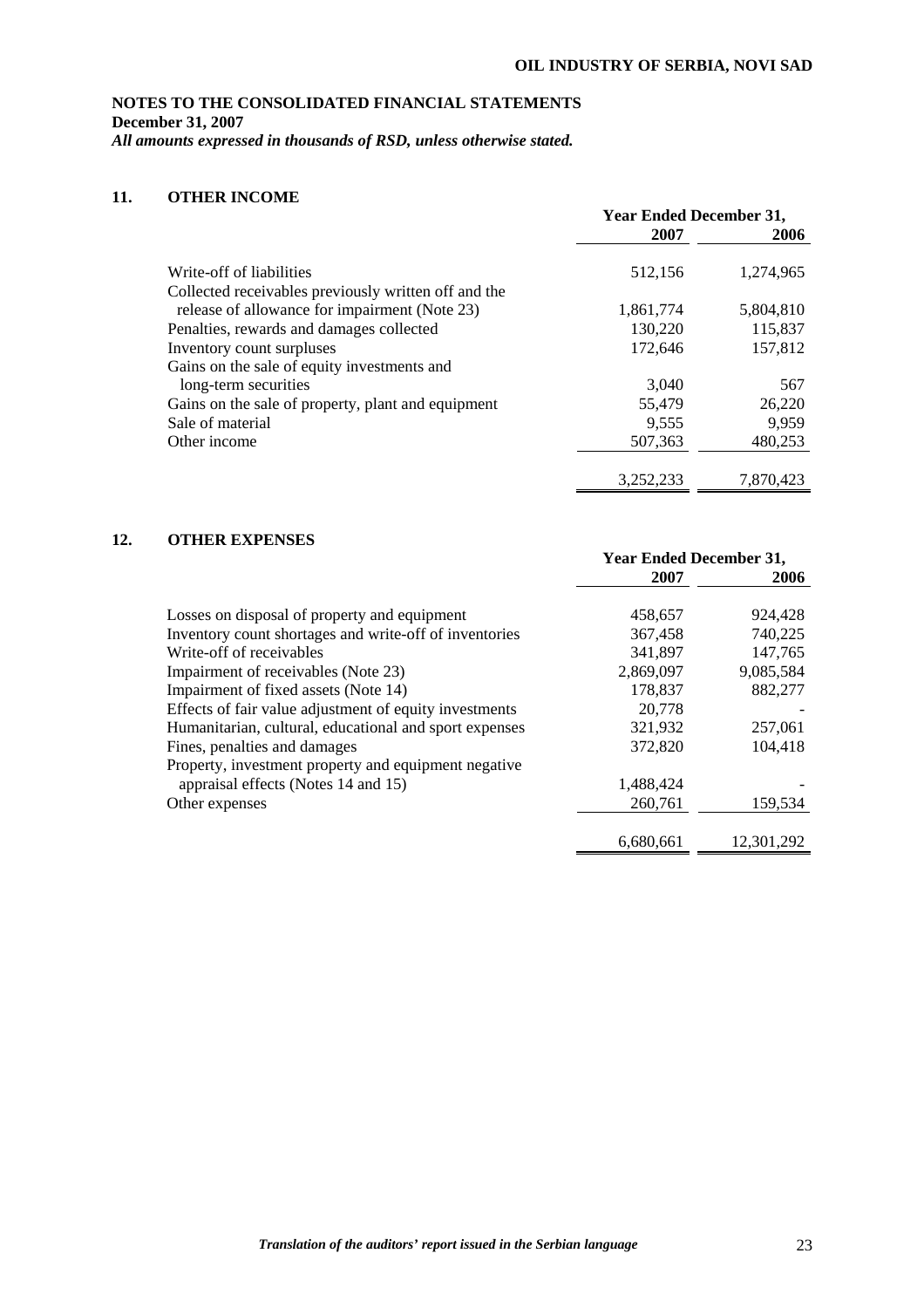# NOTES TO THE CONSOLIDATED FINANCIAL STATEMENTS

**December 31, 2007**

***All amounts expressed in thousands of RSD, unless otherwise stated.***

## 11. OTHER INCOME

| | Year Ended December 31, | |
|---|---|---|
| | 2007 | 2006 |
| Write-off of liabilities | 512,156 | 1,274,965 |
| Collected receivables previously written off and the release of allowance for impairment (Note 23) | 1,861,774 | 5,804,810 |
| Penalties, rewards and damages collected | 130,220 | 115,837 |
| Inventory count surpluses | 172,646 | 157,812 |
| Gains on the sale of equity investments and long-term securities | 3,040 | 567 |
| Gains on the sale of property, plant and equipment | 55,479 | 26,220 |
| Sale of material | 9,555 | 9,959 |
| Other income | 507,363 | 480,253 |
| | 3,252,233 | 7,870,423 |

## 12. OTHER EXPENSES

| | Year Ended December 31, | |
|---|---|---|
| | 2007 | 2006 |
| Losses on disposal of property and equipment | 458,657 | 924,428 |
| Inventory count shortages and write-off of inventories | 367,458 | 740,225 |
| Write-off of receivables | 341,897 | 147,765 |
| Impairment of receivables (Note 23) | 2,869,097 | 9,085,584 |
| Impairment of fixed assets (Note 14) | 178,837 | 882,277 |
| Effects of fair value adjustment of equity investments | 20,778 | - |
| Humanitarian, cultural, educational and sport expenses | 321,932 | 257,061 |
| Fines, penalties and damages | 372,820 | 104,418 |
| Property, investment property and equipment negative appraisal effects (Notes 14 and 15) | 1,488,424 | - |
| Other expenses | 260,761 | 159,534 |
| | 6,680,661 | 12,301,292 |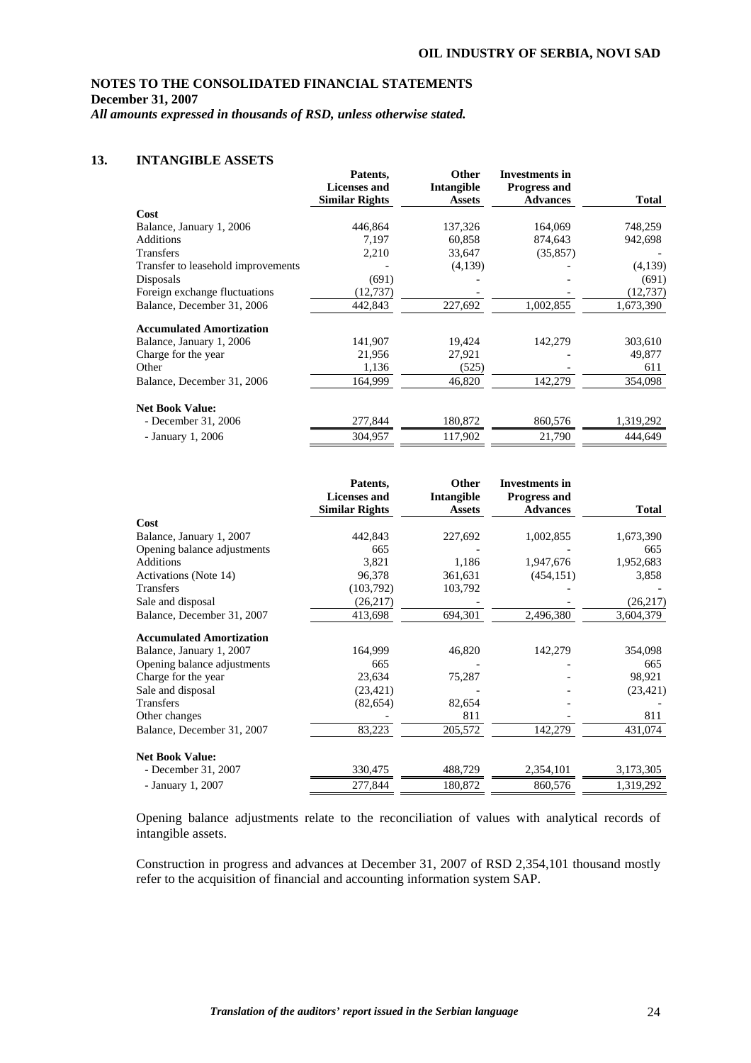**OIL INDUSTRY OF SERBIA, NOVI SAD**

**NOTES TO THE CONSOLIDATED FINANCIAL STATEMENTS**
**December 31, 2007**
***All amounts expressed in thousands of RSD, unless otherwise stated.***

## 13. INTANGIBLE ASSETS

| | Patents, Licenses and Similar Rights | Other Intangible Assets | Investments in Progress and Advances | Total |
|---|---|---|---|---|
| **Cost** | | | | |
| Balance, January 1, 2006 | 446,864 | 137,326 | 164,069 | 748,259 |
| Additions | 7,197 | 60,858 | 874,643 | 942,698 |
| Transfers | 2,210 | 33,647 | (35,857) | - |
| Transfer to leasehold improvements | - | (4,139) | - | (4,139) |
| Disposals | (691) | - | - | (691) |
| Foreign exchange fluctuations | (12,737) | - | - | (12,737) |
| Balance, December 31, 2006 | 442,843 | 227,692 | 1,002,855 | 1,673,390 |
| **Accumulated Amortization** | | | | |
| Balance, January 1, 2006 | 141,907 | 19,424 | 142,279 | 303,610 |
| Charge for the year | 21,956 | 27,921 | - | 49,877 |
| Other | 1,136 | (525) | - | 611 |
| Balance, December 31, 2006 | 164,999 | 46,820 | 142,279 | 354,098 |
| **Net Book Value:** | | | | |
| - December 31, 2006 | 277,844 | 180,872 | 860,576 | 1,319,292 |
| - January 1, 2006 | 304,957 | 117,902 | 21,790 | 444,649 |

| | Patents, Licenses and Similar Rights | Other Intangible Assets | Investments in Progress and Advances | Total |
|---|---|---|---|---|
| **Cost** | | | | |
| Balance, January 1, 2007 | 442,843 | 227,692 | 1,002,855 | 1,673,390 |
| Opening balance adjustments | 665 | - | - | 665 |
| Additions | 3,821 | 1,186 | 1,947,676 | 1,952,683 |
| Activations (Note 14) | 96,378 | 361,631 | (454,151) | 3,858 |
| Transfers | (103,792) | 103,792 | - | - |
| Sale and disposal | (26,217) | - | - | (26,217) |
| Balance, December 31, 2007 | 413,698 | 694,301 | 2,496,380 | 3,604,379 |
| **Accumulated Amortization** | | | | |
| Balance, January 1, 2007 | 164,999 | 46,820 | 142,279 | 354,098 |
| Opening balance adjustments | 665 | - | - | 665 |
| Charge for the year | 23,634 | 75,287 | - | 98,921 |
| Sale and disposal | (23,421) | - | - | (23,421) |
| Transfers | (82,654) | 82,654 | - | - |
| Other changes | - | 811 | - | 811 |
| Balance, December 31, 2007 | 83,223 | 205,572 | 142,279 | 431,074 |
| **Net Book Value:** | | | | |
| - December 31, 2007 | 330,475 | 488,729 | 2,354,101 | 3,173,305 |
| - January 1, 2007 | 277,844 | 180,872 | 860,576 | 1,319,292 |

Opening balance adjustments relate to the reconciliation of values with analytical records of intangible assets.

Construction in progress and advances at December 31, 2007 of RSD 2,354,101 thousand mostly refer to the acquisition of financial and accounting information system SAP.

*Translation of the auditors' report issued in the Serbian language*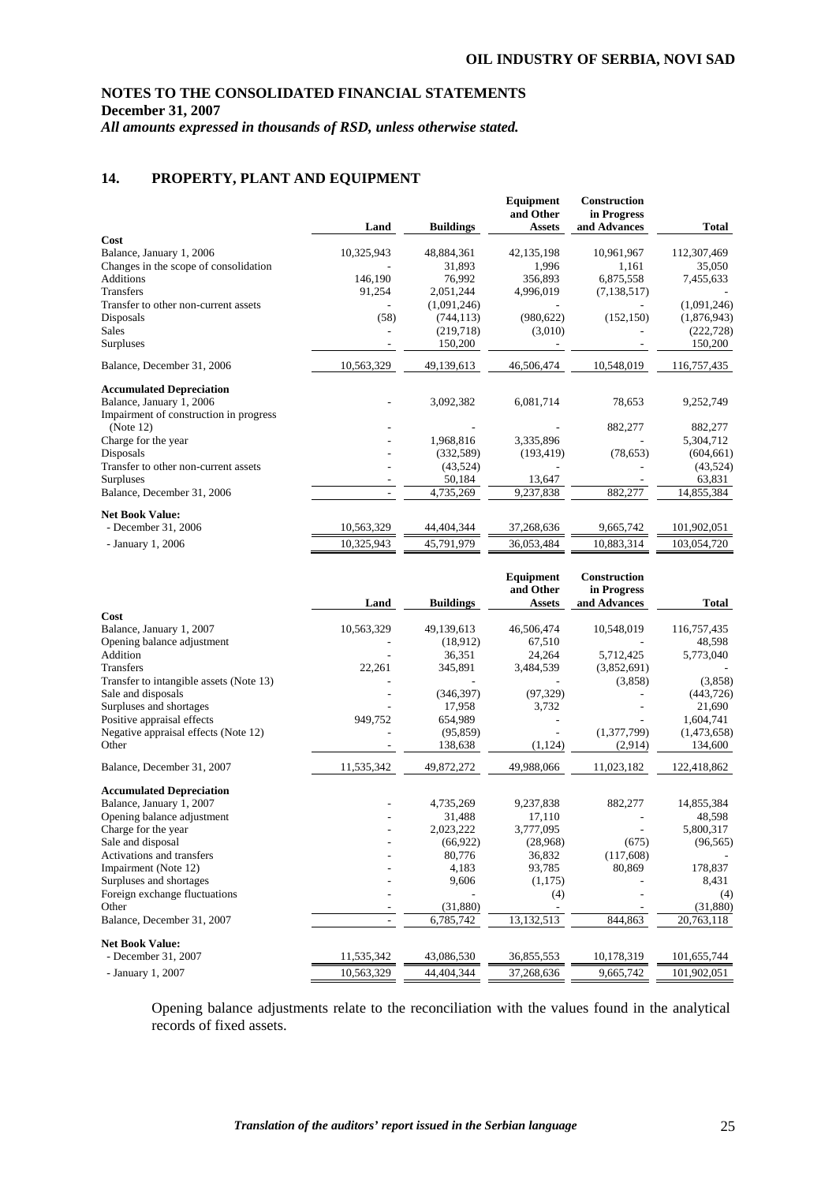## 14. PROPERTY, PLANT AND EQUIPMENT

| | Land | Buildings | Equipment and Other Assets | Construction in Progress and Advances | Total |
|---|---|---|---|---|---|
| **Cost** | | | | | |
| Balance, January 1, 2006 | 10,325,943 | 48,884,361 | 42,135,198 | 10,961,967 | 112,307,469 |
| Changes in the scope of consolidation | - | 31,893 | 1,996 | 1,161 | 35,050 |
| Additions | 146,190 | 76,992 | 356,893 | 6,875,558 | 7,455,633 |
| Transfers | 91,254 | 2,051,244 | 4,996,019 | (7,138,517) | - |
| Transfer to other non-current assets | - | (1,091,246) | - | - | (1,091,246) |
| Disposals | (58) | (744,113) | (980,622) | (152,150) | (1,876,943) |
| Sales | - | (219,718) | (3,010) | - | (222,728) |
| Surpluses | - | 150,200 | - | - | 150,200 |
| Balance, December 31, 2006 | 10,563,329 | 49,139,613 | 46,506,474 | 10,548,019 | 116,757,435 |
| **Accumulated Depreciation** | | | | | |
| Balance, January 1, 2006 | - | 3,092,382 | 6,081,714 | 78,653 | 9,252,749 |
| Impairment of construction in progress (Note 12) | - | - | - | 882,277 | 882,277 |
| Charge for the year | - | 1,968,816 | 3,335,896 | - | 5,304,712 |
| Disposals | - | (332,589) | (193,419) | (78,653) | (604,661) |
| Transfer to other non-current assets | - | (43,524) | - | - | (43,524) |
| Surpluses | - | 50,184 | 13,647 | - | 63,831 |
| Balance, December 31, 2006 | - | 4,735,269 | 9,237,838 | 882,277 | 14,855,384 |
| **Net Book Value:** | | | | | |
| - December 31, 2006 | 10,563,329 | 44,404,344 | 37,268,636 | 9,665,742 | 101,902,051 |
| - January 1, 2006 | 10,325,943 | 45,791,979 | 36,053,484 | 10,883,314 | 103,054,720 |

| | Land | Buildings | Equipment and Other Assets | Construction in Progress and Advances | Total |
|---|---|---|---|---|---|
| **Cost** | | | | | |
| Balance, January 1, 2007 | 10,563,329 | 49,139,613 | 46,506,474 | 10,548,019 | 116,757,435 |
| Opening balance adjustment | - | (18,912) | 67,510 | - | 48,598 |
| Addition | - | 36,351 | 24,264 | 5,712,425 | 5,773,040 |
| Transfers | 22,261 | 345,891 | 3,484,539 | (3,852,691) | - |
| Transfer to intangible assets (Note 13) | - | - | - | (3,858) | (3,858) |
| Sale and disposals | - | (346,397) | (97,329) | - | (443,726) |
| Surpluses and shortages | - | 17,958 | 3,732 | - | 21,690 |
| Positive appraisal effects | 949,752 | 654,989 | - | - | 1,604,741 |
| Negative appraisal effects (Note 12) | - | (95,859) | - | (1,377,799) | (1,473,658) |
| Other | - | 138,638 | (1,124) | (2,914) | 134,600 |
| Balance, December 31, 2007 | 11,535,342 | 49,872,272 | 49,988,066 | 11,023,182 | 122,418,862 |
| **Accumulated Depreciation** | | | | | |
| Balance, January 1, 2007 | - | 4,735,269 | 9,237,838 | 882,277 | 14,855,384 |
| Opening balance adjustment | - | 31,488 | 17,110 | - | 48,598 |
| Charge for the year | - | 2,023,222 | 3,777,095 | - | 5,800,317 |
| Sale and disposal | - | (66,922) | (28,968) | (675) | (96,565) |
| Activations and transfers | - | 80,776 | 36,832 | (117,608) | - |
| Impairment (Note 12) | - | 4,183 | 93,785 | 80,869 | 178,837 |
| Surpluses and shortages | - | 9,606 | (1,175) | - | 8,431 |
| Foreign exchange fluctuations | - | - | (4) | - | (4) |
| Other | - | (31,880) | - | - | (31,880) |
| Balance, December 31, 2007 | - | 6,785,742 | 13,132,513 | 844,863 | 20,763,118 |
| **Net Book Value:** | | | | | |
| - December 31, 2007 | 11,535,342 | 43,086,530 | 36,855,553 | 10,178,319 | 101,655,744 |
| - January 1, 2007 | 10,563,329 | 44,404,344 | 37,268,636 | 9,665,742 | 101,902,051 |

Opening balance adjustments relate to the reconciliation with the values found in the analytical records of fixed assets.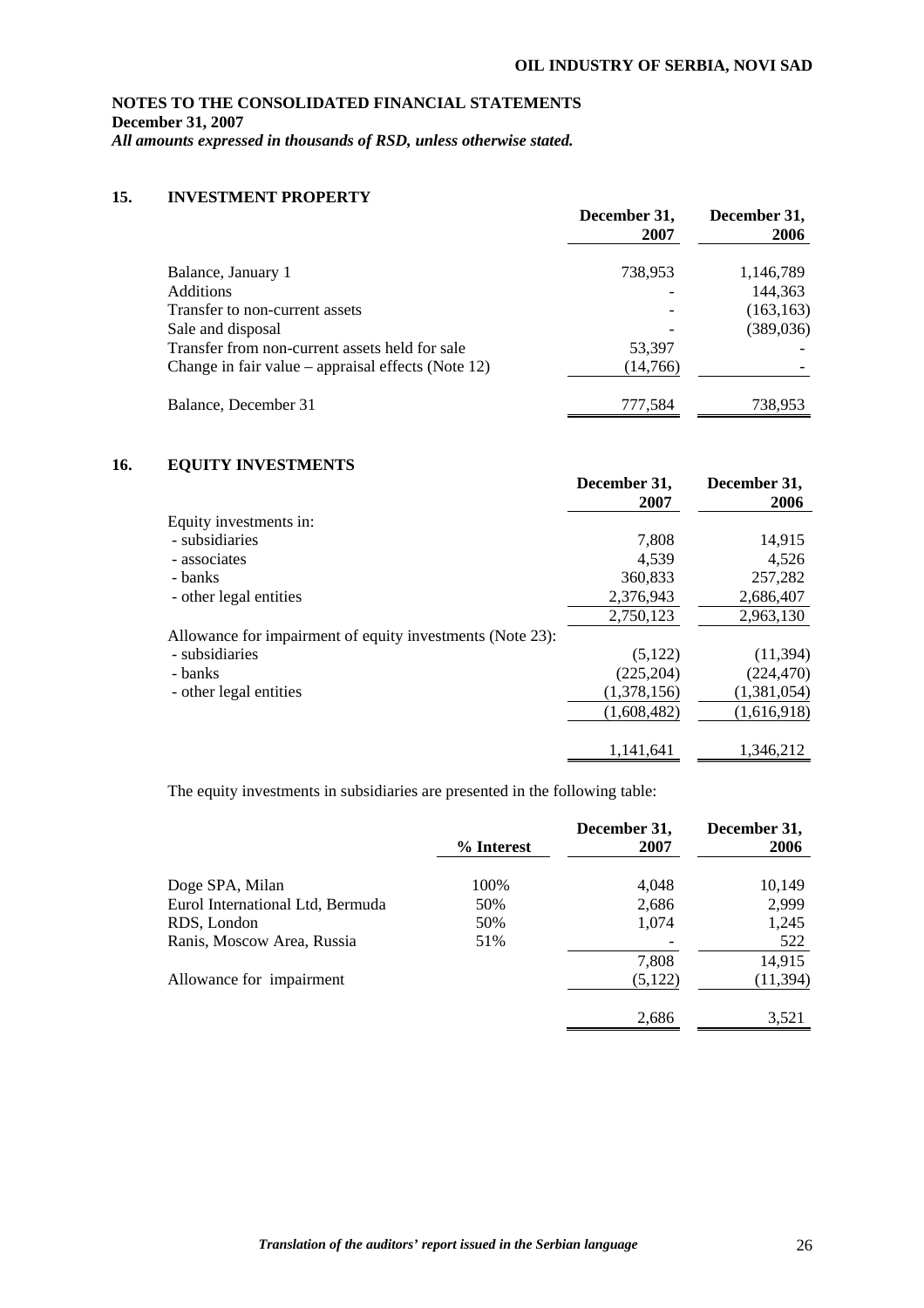**NOTES TO THE CONSOLIDATED FINANCIAL STATEMENTS**
**December 31, 2007**
***All amounts expressed in thousands of RSD, unless otherwise stated.***

## 15. INVESTMENT PROPERTY

| | December 31, 2007 | December 31, 2006 |
|---|---|---|
| Balance, January 1 | 738,953 | 1,146,789 |
| Additions | - | 144,363 |
| Transfer to non-current assets | - | (163,163) |
| Sale and disposal | - | (389,036) |
| Transfer from non-current assets held for sale | 53,397 | - |
| Change in fair value – appraisal effects (Note 12) | (14,766) | - |
| Balance, December 31 | 777,584 | 738,953 |

## 16. EQUITY INVESTMENTS

| | December 31, 2007 | December 31, 2006 |
|---|---|---|
| Equity investments in: | | |
| - subsidiaries | 7,808 | 14,915 |
| - associates | 4,539 | 4,526 |
| - banks | 360,833 | 257,282 |
| - other legal entities | 2,376,943 | 2,686,407 |
| | 2,750,123 | 2,963,130 |
| Allowance for impairment of equity investments (Note 23): | | |
| - subsidiaries | (5,122) | (11,394) |
| - banks | (225,204) | (224,470) |
| - other legal entities | (1,378,156) | (1,381,054) |
| | (1,608,482) | (1,616,918) |
| | 1,141,641 | 1,346,212 |

The equity investments in subsidiaries are presented in the following table:

| | % Interest | December 31, 2007 | December 31, 2006 |
|---|---|---|---|
| Doge SPA, Milan | 100% | 4,048 | 10,149 |
| Eurol International Ltd, Bermuda | 50% | 2,686 | 2,999 |
| RDS, London | 50% | 1,074 | 1,245 |
| Ranis, Moscow Area, Russia | 51% | - | 522 |
| | | 7,808 | 14,915 |
| Allowance for impairment | | (5,122) | (11,394) |
| | | 2,686 | 3,521 |

*Translation of the auditors' report issued in the Serbian language*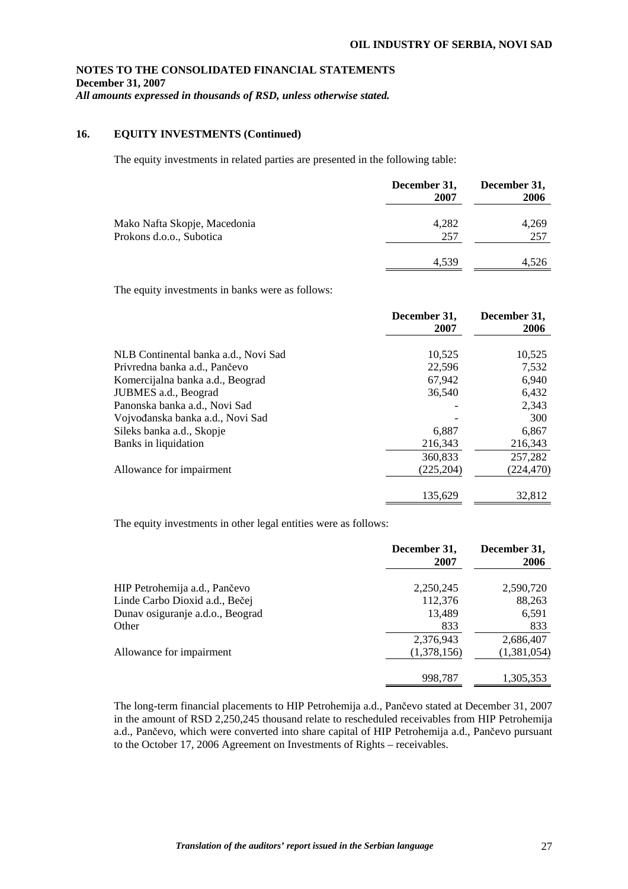## 16. EQUITY INVESTMENTS (Continued)

The equity investments in related parties are presented in the following table:

| | December 31, 2007 | December 31, 2006 |
|---|---|---|
| Mako Nafta Skopje, Macedonia | 4,282 | 4,269 |
| Prokons d.o.o., Subotica | 257 | 257 |
| | 4,539 | 4,526 |

The equity investments in banks were as follows:

| | December 31, 2007 | December 31, 2006 |
|---|---|---|
| NLB Continental banka a.d., Novi Sad | 10,525 | 10,525 |
| Privredna banka a.d., Pančevo | 22,596 | 7,532 |
| Komercijalna banka a.d., Beograd | 67,942 | 6,940 |
| JUBMES a.d., Beograd | 36,540 | 6,432 |
| Panonska banka a.d., Novi Sad | - | 2,343 |
| Vojvođanska banka a.d., Novi Sad | - | 300 |
| Sileks banka a.d., Skopje | 6,887 | 6,867 |
| Banks in liquidation | 216,343 | 216,343 |
| | 360,833 | 257,282 |
| Allowance for impairment | (225,204) | (224,470) |
| | 135,629 | 32,812 |

The equity investments in other legal entities were as follows:

| | December 31, 2007 | December 31, 2006 |
|---|---|---|
| HIP Petrohemija a.d., Pančevo | 2,250,245 | 2,590,720 |
| Linde Carbo Dioxid a.d., Bečej | 112,376 | 88,263 |
| Dunav osiguranje a.d.o., Beograd | 13,489 | 6,591 |
| Other | 833 | 833 |
| | 2,376,943 | 2,686,407 |
| Allowance for impairment | (1,378,156) | (1,381,054) |
| | 998,787 | 1,305,353 |

The long-term financial placements to HIP Petrohemija a.d., Pančevo stated at December 31, 2007 in the amount of RSD 2,250,245 thousand relate to rescheduled receivables from HIP Petrohemija a.d., Pančevo, which were converted into share capital of HIP Petrohemija a.d., Pančevo pursuant to the October 17, 2006 Agreement on Investments of Rights – receivables.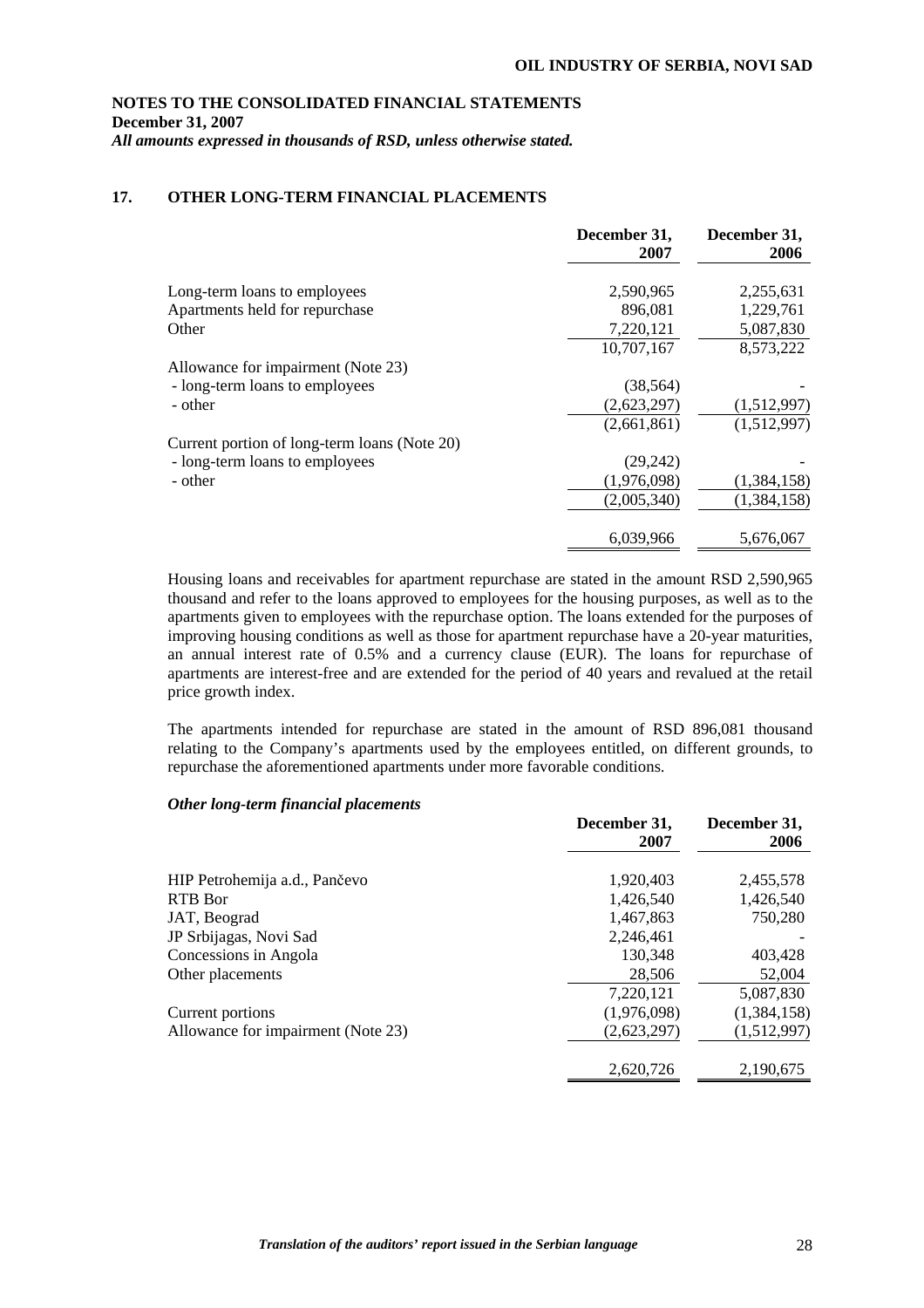## 17. OTHER LONG-TERM FINANCIAL PLACEMENTS

| | December 31, 2007 | December 31, 2006 |
|---|---|---|
| Long-term loans to employees | 2,590,965 | 2,255,631 |
| Apartments held for repurchase | 896,081 | 1,229,761 |
| Other | 7,220,121 | 5,087,830 |
| | 10,707,167 | 8,573,222 |
| Allowance for impairment (Note 23) | | |
| - long-term loans to employees | (38,564) | - |
| - other | (2,623,297) | (1,512,997) |
| | (2,661,861) | (1,512,997) |
| Current portion of long-term loans (Note 20) | | |
| - long-term loans to employees | (29,242) | - |
| - other | (1,976,098) | (1,384,158) |
| | (2,005,340) | (1,384,158) |
| | 6,039,966 | 5,676,067 |

Housing loans and receivables for apartment repurchase are stated in the amount RSD 2,590,965 thousand and refer to the loans approved to employees for the housing purposes, as well as to the apartments given to employees with the repurchase option. The loans extended for the purposes of improving housing conditions as well as those for apartment repurchase have a 20-year maturities, an annual interest rate of 0.5% and a currency clause (EUR). The loans for repurchase of apartments are interest-free and are extended for the period of 40 years and revalued at the retail price growth index.

The apartments intended for repurchase are stated in the amount of RSD 896,081 thousand relating to the Company's apartments used by the employees entitled, on different grounds, to repurchase the aforementioned apartments under more favorable conditions.

***Other long-term financial placements***

| | December 31, 2007 | December 31, 2006 |
|---|---|---|
| HIP Petrohemija a.d., Pančevo | 1,920,403 | 2,455,578 |
| RTB Bor | 1,426,540 | 1,426,540 |
| JAT, Beograd | 1,467,863 | 750,280 |
| JP Srbijagas, Novi Sad | 2,246,461 | - |
| Concessions in Angola | 130,348 | 403,428 |
| Other placements | 28,506 | 52,004 |
| | 7,220,121 | 5,087,830 |
| Current portions | (1,976,098) | (1,384,158) |
| Allowance for impairment (Note 23) | (2,623,297) | (1,512,997) |
| | 2,620,726 | 2,190,675 |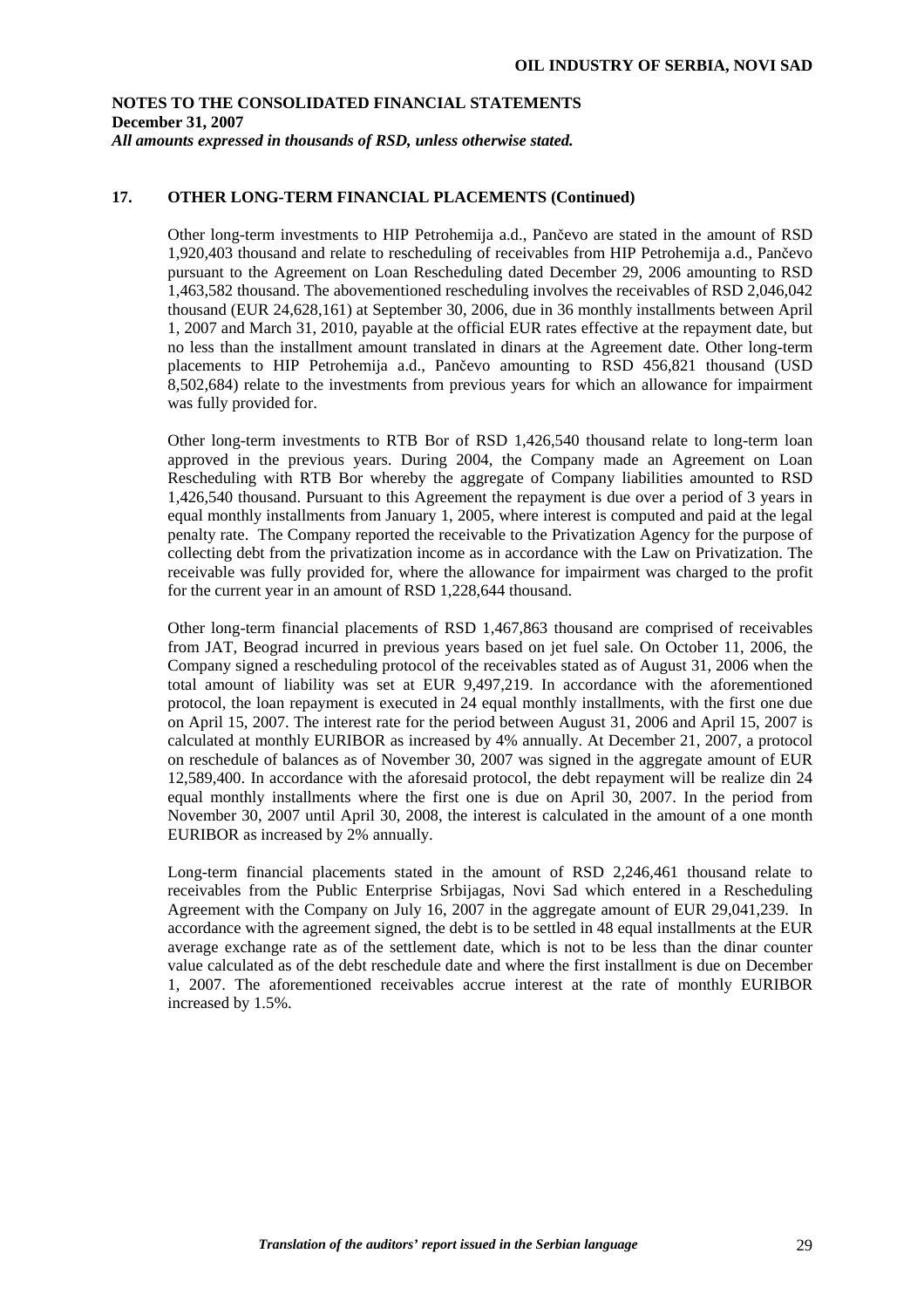## 17. OTHER LONG-TERM FINANCIAL PLACEMENTS (Continued)

Other long-term investments to HIP Petrohemija a.d., Pančevo are stated in the amount of RSD 1,920,403 thousand and relate to rescheduling of receivables from HIP Petrohemija a.d., Pančevo pursuant to the Agreement on Loan Rescheduling dated December 29, 2006 amounting to RSD 1,463,582 thousand. The abovementioned rescheduling involves the receivables of RSD 2,046,042 thousand (EUR 24,628,161) at September 30, 2006, due in 36 monthly installments between April 1, 2007 and March 31, 2010, payable at the official EUR rates effective at the repayment date, but no less than the installment amount translated in dinars at the Agreement date. Other long-term placements to HIP Petrohemija a.d., Pančevo amounting to RSD 456,821 thousand (USD 8,502,684) relate to the investments from previous years for which an allowance for impairment was fully provided for.

Other long-term investments to RTB Bor of RSD 1,426,540 thousand relate to long-term loan approved in the previous years. During 2004, the Company made an Agreement on Loan Rescheduling with RTB Bor whereby the aggregate of Company liabilities amounted to RSD 1,426,540 thousand. Pursuant to this Agreement the repayment is due over a period of 3 years in equal monthly installments from January 1, 2005, where interest is computed and paid at the legal penalty rate. The Company reported the receivable to the Privatization Agency for the purpose of collecting debt from the privatization income as in accordance with the Law on Privatization. The receivable was fully provided for, where the allowance for impairment was charged to the profit for the current year in an amount of RSD 1,228,644 thousand.

Other long-term financial placements of RSD 1,467,863 thousand are comprised of receivables from JAT, Beograd incurred in previous years based on jet fuel sale. On October 11, 2006, the Company signed a rescheduling protocol of the receivables stated as of August 31, 2006 when the total amount of liability was set at EUR 9,497,219. In accordance with the aforementioned protocol, the loan repayment is executed in 24 equal monthly installments, with the first one due on April 15, 2007. The interest rate for the period between August 31, 2006 and April 15, 2007 is calculated at monthly EURIBOR as increased by 4% annually. At December 21, 2007, a protocol on reschedule of balances as of November 30, 2007 was signed in the aggregate amount of EUR 12,589,400. In accordance with the aforesaid protocol, the debt repayment will be realize din 24 equal monthly installments where the first one is due on April 30, 2007. In the period from November 30, 2007 until April 30, 2008, the interest is calculated in the amount of a one month EURIBOR as increased by 2% annually.

Long-term financial placements stated in the amount of RSD 2,246,461 thousand relate to receivables from the Public Enterprise Srbijagas, Novi Sad which entered in a Rescheduling Agreement with the Company on July 16, 2007 in the aggregate amount of EUR 29,041,239. In accordance with the agreement signed, the debt is to be settled in 48 equal installments at the EUR average exchange rate as of the settlement date, which is not to be less than the dinar counter value calculated as of the debt reschedule date and where the first installment is due on December 1, 2007. The aforementioned receivables accrue interest at the rate of monthly EURIBOR increased by 1.5%.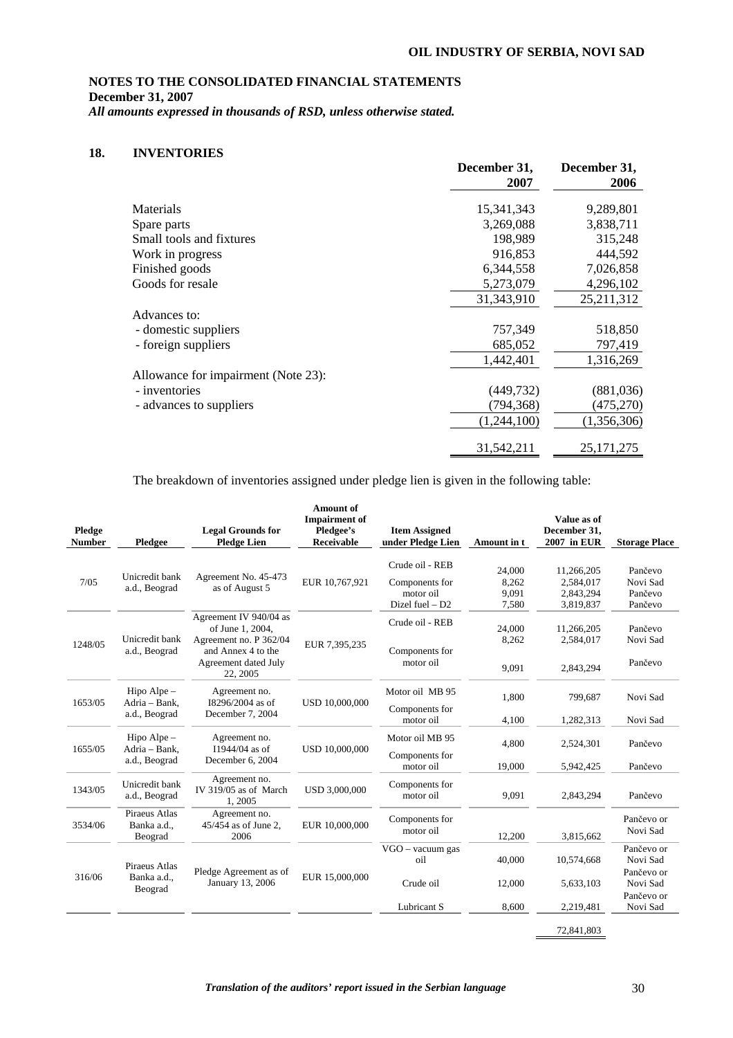**NOTES TO THE CONSOLIDATED FINANCIAL STATEMENTS**
**December 31, 2007**
***All amounts expressed in thousands of RSD, unless otherwise stated.***

## 18. INVENTORIES

| | December 31, 2007 | December 31, 2006 |
|---|---|---|
| Materials | 15,341,343 | 9,289,801 |
| Spare parts | 3,269,088 | 3,838,711 |
| Small tools and fixtures | 198,989 | 315,248 |
| Work in progress | 916,853 | 444,592 |
| Finished goods | 6,344,558 | 7,026,858 |
| Goods for resale | 5,273,079 | 4,296,102 |
| | 31,343,910 | 25,211,312 |
| Advances to: | | |
| - domestic suppliers | 757,349 | 518,850 |
| - foreign suppliers | 685,052 | 797,419 |
| | 1,442,401 | 1,316,269 |
| Allowance for impairment (Note 23): | | |
| - inventories | (449,732) | (881,036) |
| - advances to suppliers | (794,368) | (475,270) |
| | (1,244,100) | (1,356,306) |
| | 31,542,211 | 25,171,275 |

The breakdown of inventories assigned under pledge lien is given in the following table:

| Pledge Number | Pledgee | Legal Grounds for Pledge Lien | Amount of Impairment of Pledgee's Receivable | Item Assigned under Pledge Lien | Amount in t | Value as of December 31, 2007 in EUR | Storage Place |
|---|---|---|---|---|---|---|---|
| 7/05 | Unicredit bank a.d., Beograd | Agreement No. 45-473 as of August 5 | EUR 10,767,921 | Crude oil - REB | 24,000 | 11,266,205 | Pančevo |
| | | | | Components for motor oil | 8,262 | 2,584,017 | Novi Sad |
| | | | | | 9,091 | 2,843,294 | Pančevo |
| | | | | Dizel fuel – D2 | 7,580 | 3,819,837 | Pančevo |
| 1248/05 | Unicredit bank a.d., Beograd | Agreement IV 940/04 as of June 1, 2004, Agreement no. P 362/04 and Annex 4 to the Agreement dated July 22, 2005 | EUR 7,395,235 | Crude oil - REB | 24,000 | 11,266,205 | Pančevo |
| | | | | | 8,262 | 2,584,017 | Novi Sad |
| | | | | Components for motor oil | 9,091 | 2,843,294 | Pančevo |
| 1653/05 | Hipo Alpe – Adria – Bank, a.d., Beograd | Agreement no. I8296/2004 as of December 7, 2004 | USD 10,000,000 | Motor oil MB 95 | 1,800 | 799,687 | Novi Sad |
| | | | | Components for motor oil | 4,100 | 1,282,313 | Novi Sad |
| 1655/05 | Hipo Alpe – Adria – Bank, a.d., Beograd | Agreement no. I1944/04 as of December 6, 2004 | USD 10,000,000 | Motor oil MB 95 | 4,800 | 2,524,301 | Pančevo |
| | | | | Components for motor oil | 19,000 | 5,942,425 | Pančevo |
| 1343/05 | Unicredit bank a.d., Beograd | Agreement no. IV 319/05 as of March 1, 2005 | USD 3,000,000 | Components for motor oil | 9,091 | 2,843,294 | Pančevo |
| 3534/06 | Piraeus Atlas Banka a.d., Beograd | Agreement no. 45/454 as of June 2, 2006 | EUR 10,000,000 | Components for motor oil | 12,200 | 3,815,662 | Pančevo or Novi Sad |
| 316/06 | Piraeus Atlas Banka a.d., Beograd | Pledge Agreement as of January 13, 2006 | EUR 15,000,000 | VGO – vacuum gas oil | 40,000 | 10,574,668 | Pančevo or Novi Sad |
| | | | | Crude oil | 12,000 | 5,633,103 | Pančevo or Novi Sad |
| | | | | Lubricant S | 8,600 | 2,219,481 | Pančevo or Novi Sad |
| | | | | | | 72,841,803 | |

*Translation of the auditors' report issued in the Serbian language*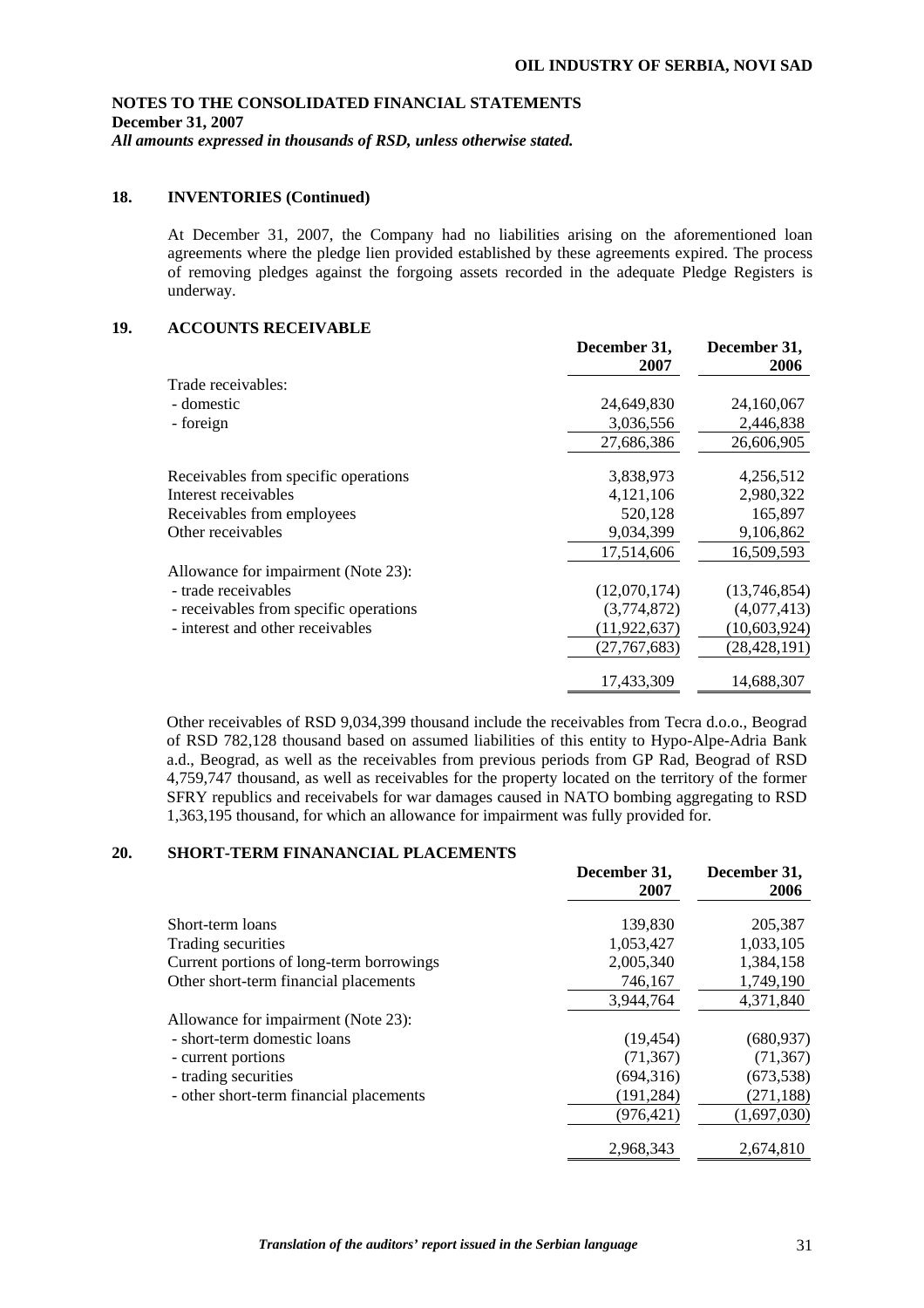## 18. INVENTORIES (Continued)

At December 31, 2007, the Company had no liabilities arising on the aforementioned loan agreements where the pledge lien provided established by these agreements expired. The process of removing pledges against the forgoing assets recorded in the adequate Pledge Registers is underway.

## 19. ACCOUNTS RECEIVABLE

| | December 31, 2007 | December 31, 2006 |
|---|---|---|
| Trade receivables: | | |
| - domestic | 24,649,830 | 24,160,067 |
| - foreign | 3,036,556 | 2,446,838 |
| | 27,686,386 | 26,606,905 |
| Receivables from specific operations | 3,838,973 | 4,256,512 |
| Interest receivables | 4,121,106 | 2,980,322 |
| Receivables from employees | 520,128 | 165,897 |
| Other receivables | 9,034,399 | 9,106,862 |
| | 17,514,606 | 16,509,593 |
| Allowance for impairment (Note 23): | | |
| - trade receivables | (12,070,174) | (13,746,854) |
| - receivables from specific operations | (3,774,872) | (4,077,413) |
| - interest and other receivables | (11,922,637) | (10,603,924) |
| | (27,767,683) | (28,428,191) |
| | 17,433,309 | 14,688,307 |

Other receivables of RSD 9,034,399 thousand include the receivables from Tecra d.o.o., Beograd of RSD 782,128 thousand based on assumed liabilities of this entity to Hypo-Alpe-Adria Bank a.d., Beograd, as well as the receivables from previous periods from GP Rad, Beograd of RSD 4,759,747 thousand, as well as receivables for the property located on the territory of the former SFRY republics and receivabels for war damages caused in NATO bombing aggregating to RSD 1,363,195 thousand, for which an allowance for impairment was fully provided for.

## 20. SHORT-TERM FINANANCIAL PLACEMENTS

| | December 31, 2007 | December 31, 2006 |
|---|---|---|
| Short-term loans | 139,830 | 205,387 |
| Trading securities | 1,053,427 | 1,033,105 |
| Current portions of long-term borrowings | 2,005,340 | 1,384,158 |
| Other short-term financial placements | 746,167 | 1,749,190 |
| | 3,944,764 | 4,371,840 |
| Allowance for impairment (Note 23): | | |
| - short-term domestic loans | (19,454) | (680,937) |
| - current portions | (71,367) | (71,367) |
| - trading securities | (694,316) | (673,538) |
| - other short-term financial placements | (191,284) | (271,188) |
| | (976,421) | (1,697,030) |
| | 2,968,343 | 2,674,810 |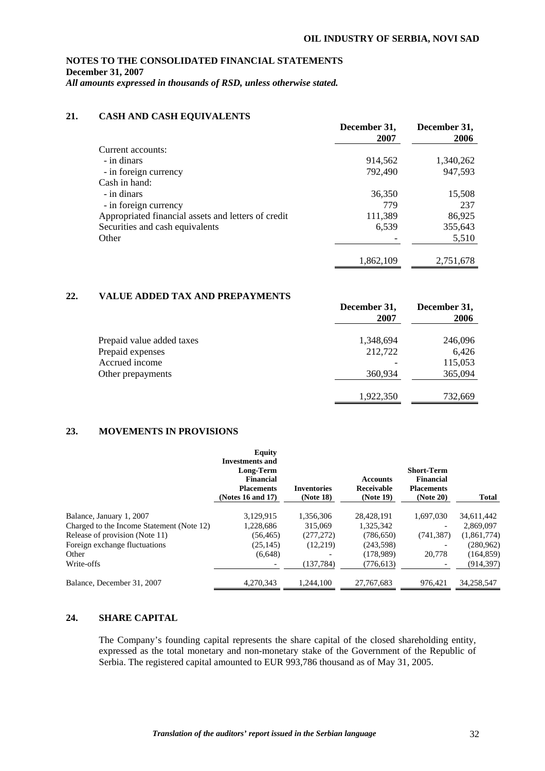NOTES TO THE CONSOLIDATED FINANCIAL STATEMENTS
December 31, 2007
*All amounts expressed in thousands of RSD, unless otherwise stated.*

## 21. CASH AND CASH EQUIVALENTS

| | December 31, 2007 | December 31, 2006 |
|---|---|---|
| Current accounts: | | |
| - in dinars | 914,562 | 1,340,262 |
| - in foreign currency | 792,490 | 947,593 |
| Cash in hand: | | |
| - in dinars | 36,350 | 15,508 |
| - in foreign currency | 779 | 237 |
| Appropriated financial assets and letters of credit | 111,389 | 86,925 |
| Securities and cash equivalents | 6,539 | 355,643 |
| Other | - | 5,510 |
| | 1,862,109 | 2,751,678 |

## 22. VALUE ADDED TAX AND PREPAYMENTS

| | December 31, 2007 | December 31, 2006 |
|---|---|---|
| Prepaid value added taxes | 1,348,694 | 246,096 |
| Prepaid expenses | 212,722 | 6,426 |
| Accrued income | - | 115,053 |
| Other prepayments | 360,934 | 365,094 |
| | 1,922,350 | 732,669 |

## 23. MOVEMENTS IN PROVISIONS

| | Equity Investments and Long-Term Financial Placements (Notes 16 and 17) | Inventories (Note 18) | Accounts Receivable (Note 19) | Short-Term Financial Placements (Note 20) | Total |
|---|---|---|---|---|---|
| Balance, January 1, 2007 | 3,129,915 | 1,356,306 | 28,428,191 | 1,697,030 | 34,611,442 |
| Charged to the Income Statement (Note 12) | 1,228,686 | 315,069 | 1,325,342 | - | 2,869,097 |
| Release of provision (Note 11) | (56,465) | (277,272) | (786,650) | (741,387) | (1,861,774) |
| Foreign exchange fluctuations | (25,145) | (12,219) | (243,598) | - | (280,962) |
| Other | (6,648) | - | (178,989) | 20,778 | (164,859) |
| Write-offs | - | (137,784) | (776,613) | - | (914,397) |
| Balance, December 31, 2007 | 4,270,343 | 1,244,100 | 27,767,683 | 976,421 | 34,258,547 |

## 24. SHARE CAPITAL

The Company's founding capital represents the share capital of the closed shareholding entity, expressed as the total monetary and non-monetary stake of the Government of the Republic of Serbia. The registered capital amounted to EUR 993,786 thousand as of May 31, 2005.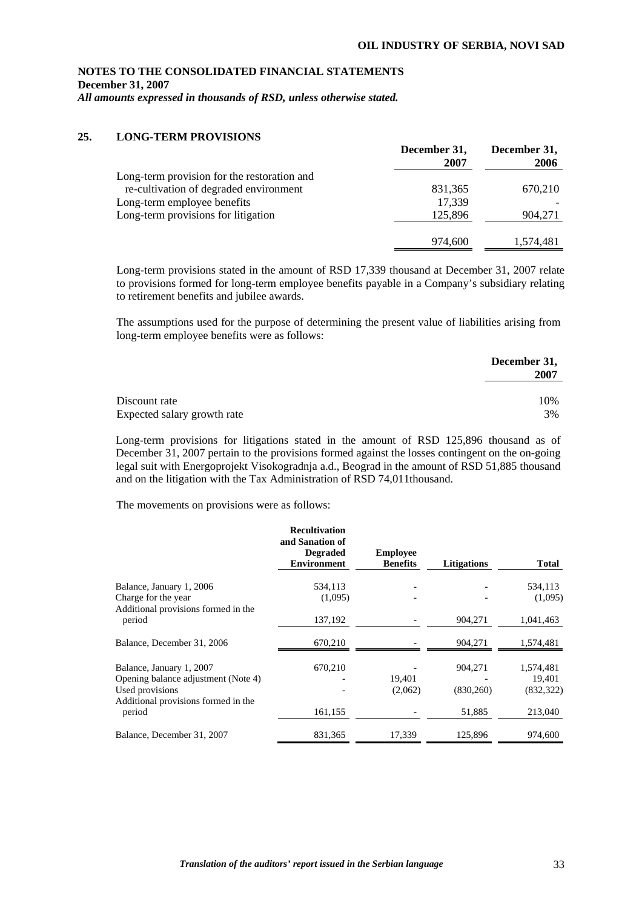**NOTES TO THE CONSOLIDATED FINANCIAL STATEMENTS**
**December 31, 2007**
***All amounts expressed in thousands of RSD, unless otherwise stated.***

## 25. LONG-TERM PROVISIONS

| | December 31, 2007 | December 31, 2006 |
|---|---|---|
| Long-term provision for the restoration and re-cultivation of degraded environment | 831,365 | 670,210 |
| Long-term employee benefits | 17,339 | - |
| Long-term provisions for litigation | 125,896 | 904,271 |
| | 974,600 | 1,574,481 |

Long-term provisions stated in the amount of RSD 17,339 thousand at December 31, 2007 relate to provisions formed for long-term employee benefits payable in a Company's subsidiary relating to retirement benefits and jubilee awards.

The assumptions used for the purpose of determining the present value of liabilities arising from long-term employee benefits were as follows:

| | December 31, 2007 |
|---|---|
| Discount rate | 10% |
| Expected salary growth rate | 3% |

Long-term provisions for litigations stated in the amount of RSD 125,896 thousand as of December 31, 2007 pertain to the provisions formed against the losses contingent on the on-going legal suit with Energoprojekt Visokogradnja a.d., Beograd in the amount of RSD 51,885 thousand and on the litigation with the Tax Administration of RSD 74,011thousand.

The movements on provisions were as follows:

| | Recultivation and Sanation of Degraded Environment | Employee Benefits | Litigations | Total |
|---|---|---|---|---|
| Balance, January 1, 2006 | 534,113 | - | - | 534,113 |
| Charge for the year | (1,095) | - | - | (1,095) |
| Additional provisions formed in the period | 137,192 | - | 904,271 | 1,041,463 |
| Balance, December 31, 2006 | 670,210 | - | 904,271 | 1,574,481 |
| Balance, January 1, 2007 | 670,210 | - | 904,271 | 1,574,481 |
| Opening balance adjustment (Note 4) | - | 19,401 | - | 19,401 |
| Used provisions | - | (2,062) | (830,260) | (832,322) |
| Additional provisions formed in the period | 161,155 | - | 51,885 | 213,040 |
| Balance, December 31, 2007 | 831,365 | 17,339 | 125,896 | 974,600 |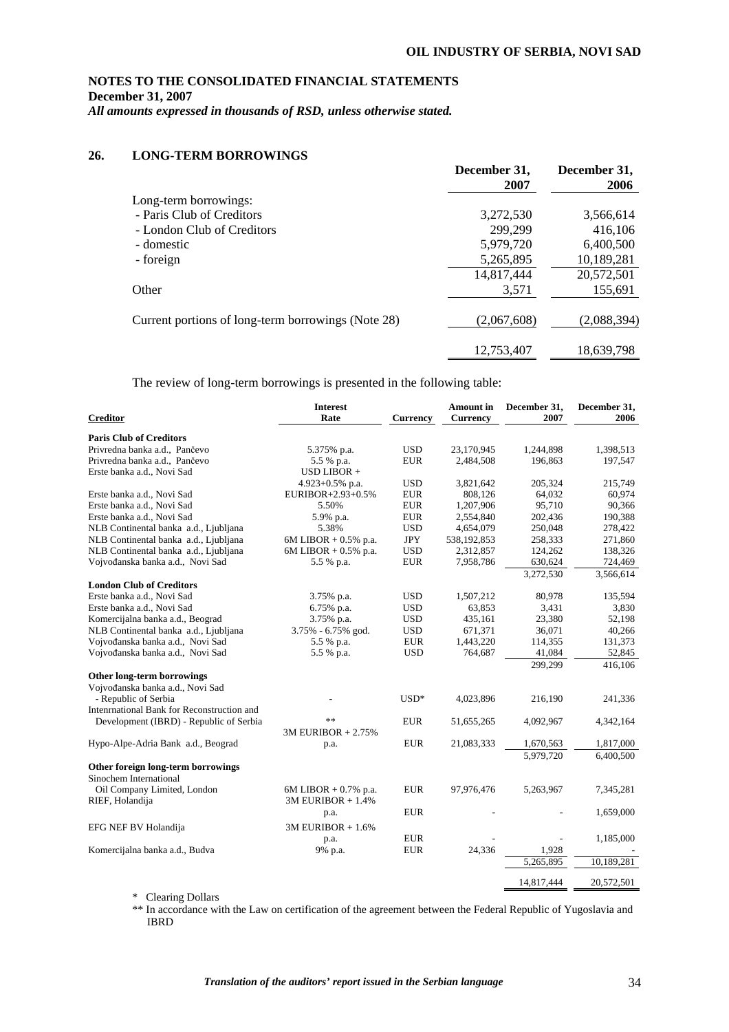**NOTES TO THE CONSOLIDATED FINANCIAL STATEMENTS**
**December 31, 2007**
***All amounts expressed in thousands of RSD, unless otherwise stated.***

## 26. LONG-TERM BORROWINGS

| | December 31, 2007 | December 31, 2006 |
|---|---|---|
| Long-term borrowings: | | |
| - Paris Club of Creditors | 3,272,530 | 3,566,614 |
| - London Club of Creditors | 299,299 | 416,106 |
| - domestic | 5,979,720 | 6,400,500 |
| - foreign | 5,265,895 | 10,189,281 |
| | 14,817,444 | 20,572,501 |
| Other | 3,571 | 155,691 |
| Current portions of long-term borrowings (Note 28) | (2,067,608) | (2,088,394) |
| | 12,753,407 | 18,639,798 |

The review of long-term borrowings is presented in the following table:

| Creditor | Interest Rate | Currency | Amount in Currency | December 31, 2007 | December 31, 2006 |
|---|---|---|---|---|---|
| **Paris Club of Creditors** | | | | | |
| Privredna banka a.d., Pančevo | 5.375% p.a. | USD | 23,170,945 | 1,244,898 | 1,398,513 |
| Privredna banka a.d., Pančevo | 5.5 % p.a. | EUR | 2,484,508 | 196,863 | 197,547 |
| Erste banka a.d., Novi Sad | USD LIBOR + 4.923+0.5% p.a. | USD | 3,821,642 | 205,324 | 215,749 |
| Erste banka a.d., Novi Sad | EURIBOR+2.93+0.5% | EUR | 808,126 | 64,032 | 60,974 |
| Erste banka a.d., Novi Sad | 5.50% | EUR | 1,207,906 | 95,710 | 90,366 |
| Erste banka a.d., Novi Sad | 5.9% p.a. | EUR | 2,554,840 | 202,436 | 190,388 |
| NLB Continental banka a.d., Ljubljana | 5.38% | USD | 4,654,079 | 250,048 | 278,422 |
| NLB Continental banka a.d., Ljubljana | 6M LIBOR + 0.5% p.a. | JPY | 538,192,853 | 258,333 | 271,860 |
| NLB Continental banka a.d., Ljubljana | 6M LIBOR + 0.5% p.a. | USD | 2,312,857 | 124,262 | 138,326 |
| Vojvođanska banka a.d., Novi Sad | 5.5 % p.a. | EUR | 7,958,786 | 630,624 | 724,469 |
| | | | | 3,272,530 | 3,566,614 |
| **London Club of Creditors** | | | | | |
| Erste banka a.d., Novi Sad | 3.75% p.a. | USD | 1,507,212 | 80,978 | 135,594 |
| Erste banka a.d., Novi Sad | 6.75% p.a. | USD | 63,853 | 3,431 | 3,830 |
| Komercijalna banka a.d., Beograd | 3.75% p.a. | USD | 435,161 | 23,380 | 52,198 |
| NLB Continental banka a.d., Ljubljana | 3.75% - 6.75% god. | USD | 671,371 | 36,071 | 40,266 |
| Vojvođanska banka a.d., Novi Sad | 5.5 % p.a. | EUR | 1,443,220 | 114,355 | 131,373 |
| Vojvođanska banka a.d., Novi Sad | 5.5 % p.a. | USD | 764,687 | 41,084 | 52,845 |
| | | | | 299,299 | 416,106 |
| **Other long-term borrowings** | | | | | |
| Vojvođanska banka a.d., Novi Sad - Republic of Serbia | - | USD* | 4,023,896 | 216,190 | 241,336 |
| Intenrnational Bank for Reconstruction and Development (IBRD) - Republic of Serbia | ** | EUR | 51,655,265 | 4,092,967 | 4,342,164 |
| Hypo-Alpe-Adria Bank a.d., Beograd | 3M EURIBOR + 2.75% p.a. | EUR | 21,083,333 | 1,670,563 | 1,817,000 |
| | | | | 5,979,720 | 6,400,500 |
| **Other foreign long-term borrowings** | | | | | |
| Sinochem International Oil Company Limited, London | 6M LIBOR + 0.7% p.a. | EUR | 97,976,476 | 5,263,967 | 7,345,281 |
| RIEF, Holandija | 3M EURIBOR + 1.4% p.a. | EUR | - | - | 1,659,000 |
| EFG NEF BV Holandija | 3M EURIBOR + 1.6% p.a. | EUR | - | - | 1,185,000 |
| Komercijalna banka a.d., Budva | 9% p.a. | EUR | 24,336 | 1,928 | - |
| | | | | 5,265,895 | 10,189,281 |
| | | | | 14,817,444 | 20,572,501 |

\* Clearing Dollars

** In accordance with the Law on certification of the agreement between the Federal Republic of Yugoslavia and IBRD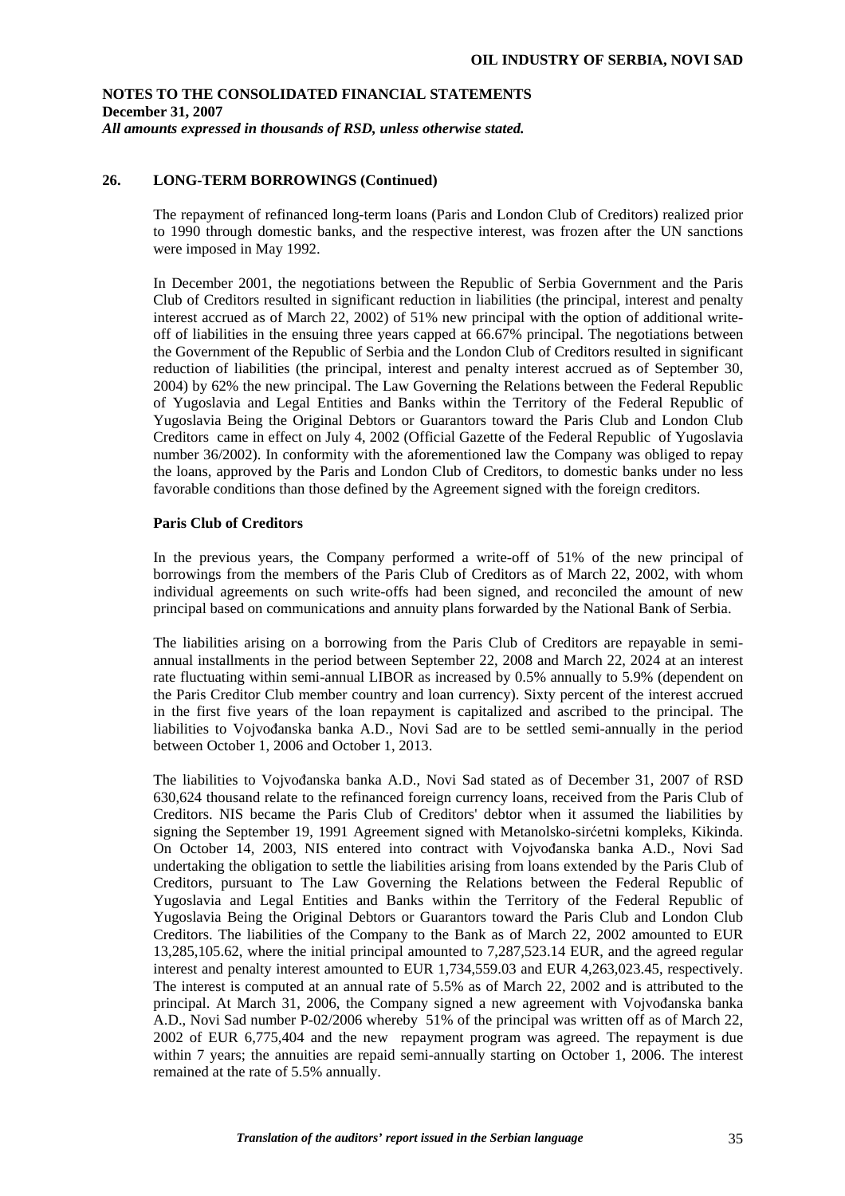## 26. LONG-TERM BORROWINGS (Continued)

The repayment of refinanced long-term loans (Paris and London Club of Creditors) realized prior to 1990 through domestic banks, and the respective interest, was frozen after the UN sanctions were imposed in May 1992.

In December 2001, the negotiations between the Republic of Serbia Government and the Paris Club of Creditors resulted in significant reduction in liabilities (the principal, interest and penalty interest accrued as of March 22, 2002) of 51% new principal with the option of additional write-off of liabilities in the ensuing three years capped at 66.67% principal. The negotiations between the Government of the Republic of Serbia and the London Club of Creditors resulted in significant reduction of liabilities (the principal, interest and penalty interest accrued as of September 30, 2004) by 62% the new principal. The Law Governing the Relations between the Federal Republic of Yugoslavia and Legal Entities and Banks within the Territory of the Federal Republic of Yugoslavia Being the Original Debtors or Guarantors toward the Paris Club and London Club Creditors came in effect on July 4, 2002 (Official Gazette of the Federal Republic of Yugoslavia number 36/2002). In conformity with the aforementioned law the Company was obliged to repay the loans, approved by the Paris and London Club of Creditors, to domestic banks under no less favorable conditions than those defined by the Agreement signed with the foreign creditors.

**Paris Club of Creditors**

In the previous years, the Company performed a write-off of 51% of the new principal of borrowings from the members of the Paris Club of Creditors as of March 22, 2002, with whom individual agreements on such write-offs had been signed, and reconciled the amount of new principal based on communications and annuity plans forwarded by the National Bank of Serbia.

The liabilities arising on a borrowing from the Paris Club of Creditors are repayable in semi-annual installments in the period between September 22, 2008 and March 22, 2024 at an interest rate fluctuating within semi-annual LIBOR as increased by 0.5% annually to 5.9% (dependent on the Paris Creditor Club member country and loan currency). Sixty percent of the interest accrued in the first five years of the loan repayment is capitalized and ascribed to the principal. The liabilities to Vojvođanska banka A.D., Novi Sad are to be settled semi-annually in the period between October 1, 2006 and October 1, 2013.

The liabilities to Vojvođanska banka A.D., Novi Sad stated as of December 31, 2007 of RSD 630,624 thousand relate to the refinanced foreign currency loans, received from the Paris Club of Creditors. NIS became the Paris Club of Creditors' debtor when it assumed the liabilities by signing the September 19, 1991 Agreement signed with Metanolsko-sirćetni kompleks, Kikinda. On October 14, 2003, NIS entered into contract with Vojvođanska banka A.D., Novi Sad undertaking the obligation to settle the liabilities arising from loans extended by the Paris Club of Creditors, pursuant to The Law Governing the Relations between the Federal Republic of Yugoslavia and Legal Entities and Banks within the Territory of the Federal Republic of Yugoslavia Being the Original Debtors or Guarantors toward the Paris Club and London Club Creditors. The liabilities of the Company to the Bank as of March 22, 2002 amounted to EUR 13,285,105.62, where the initial principal amounted to 7,287,523.14 EUR, and the agreed regular interest and penalty interest amounted to EUR 1,734,559.03 and EUR 4,263,023.45, respectively. The interest is computed at an annual rate of 5.5% as of March 22, 2002 and is attributed to the principal. At March 31, 2006, the Company signed a new agreement with Vojvođanska banka A.D., Novi Sad number P-02/2006 whereby 51% of the principal was written off as of March 22, 2002 of EUR 6,775,404 and the new repayment program was agreed. The repayment is due within 7 years; the annuities are repaid semi-annually starting on October 1, 2006. The interest remained at the rate of 5.5% annually.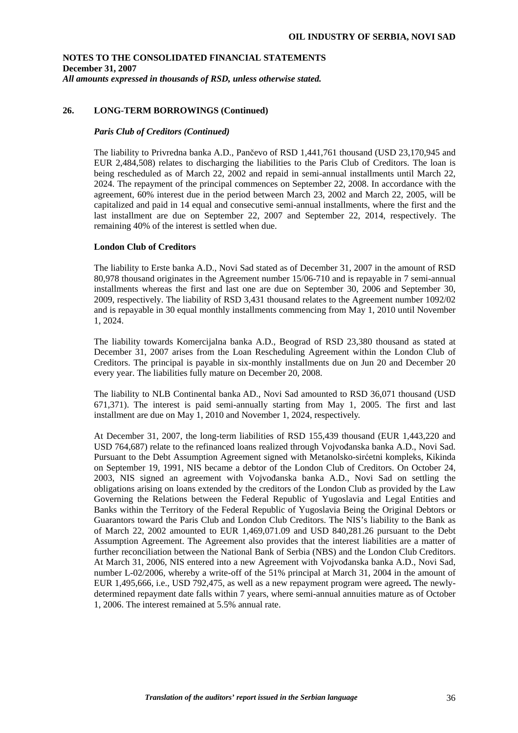## 26. LONG-TERM BORROWINGS (Continued)

### *Paris Club of Creditors (Continued)*

The liability to Privredna banka A.D., Pančevo of RSD 1,441,761 thousand (USD 23,170,945 and EUR 2,484,508) relates to discharging the liabilities to the Paris Club of Creditors. The loan is being rescheduled as of March 22, 2002 and repaid in semi-annual installments until March 22, 2024. The repayment of the principal commences on September 22, 2008. In accordance with the agreement, 60% interest due in the period between March 23, 2002 and March 22, 2005, will be capitalized and paid in 14 equal and consecutive semi-annual installments, where the first and the last installment are due on September 22, 2007 and September 22, 2014, respectively. The remaining 40% of the interest is settled when due.

### London Club of Creditors

The liability to Erste banka A.D., Novi Sad stated as of December 31, 2007 in the amount of RSD 80,978 thousand originates in the Agreement number 15/06-710 and is repayable in 7 semi-annual installments whereas the first and last one are due on September 30, 2006 and September 30, 2009, respectively. The liability of RSD 3,431 thousand relates to the Agreement number 1092/02 and is repayable in 30 equal monthly installments commencing from May 1, 2010 until November 1, 2024.

The liability towards Komercijalna banka A.D., Beograd of RSD 23,380 thousand as stated at December 31, 2007 arises from the Loan Rescheduling Agreement within the London Club of Creditors. The principal is payable in six-monthly installments due on Jun 20 and December 20 every year. The liabilities fully mature on December 20, 2008.

The liability to NLB Continental banka AD., Novi Sad amounted to RSD 36,071 thousand (USD 671,371). The interest is paid semi-annually starting from May 1, 2005. The first and last installment are due on May 1, 2010 and November 1, 2024, respectively.

At December 31, 2007, the long-term liabilities of RSD 155,439 thousand (EUR 1,443,220 and USD 764,687) relate to the refinanced loans realized through Vojvođanska banka A.D., Novi Sad. Pursuant to the Debt Assumption Agreement signed with Metanolsko-sirćetni kompleks, Kikinda on September 19, 1991, NIS became a debtor of the London Club of Creditors. On October 24, 2003, NIS signed an agreement with Vojvođanska banka A.D., Novi Sad on settling the obligations arising on loans extended by the creditors of the London Club as provided by the Law Governing the Relations between the Federal Republic of Yugoslavia and Legal Entities and Banks within the Territory of the Federal Republic of Yugoslavia Being the Original Debtors or Guarantors toward the Paris Club and London Club Creditors. The NIS's liability to the Bank as of March 22, 2002 amounted to EUR 1,469,071.09 and USD 840,281.26 pursuant to the Debt Assumption Agreement. The Agreement also provides that the interest liabilities are a matter of further reconciliation between the National Bank of Serbia (NBS) and the London Club Creditors. At March 31, 2006, NIS entered into a new Agreement with Vojvođanska banka A.D., Novi Sad, number L-02/2006, whereby a write-off of the 51% principal at March 31, 2004 in the amount of EUR 1,495,666, i.e., USD 792,475, as well as a new repayment program were agreed**.** The newly-determined repayment date falls within 7 years, where semi-annual annuities mature as of October 1, 2006. The interest remained at 5.5% annual rate.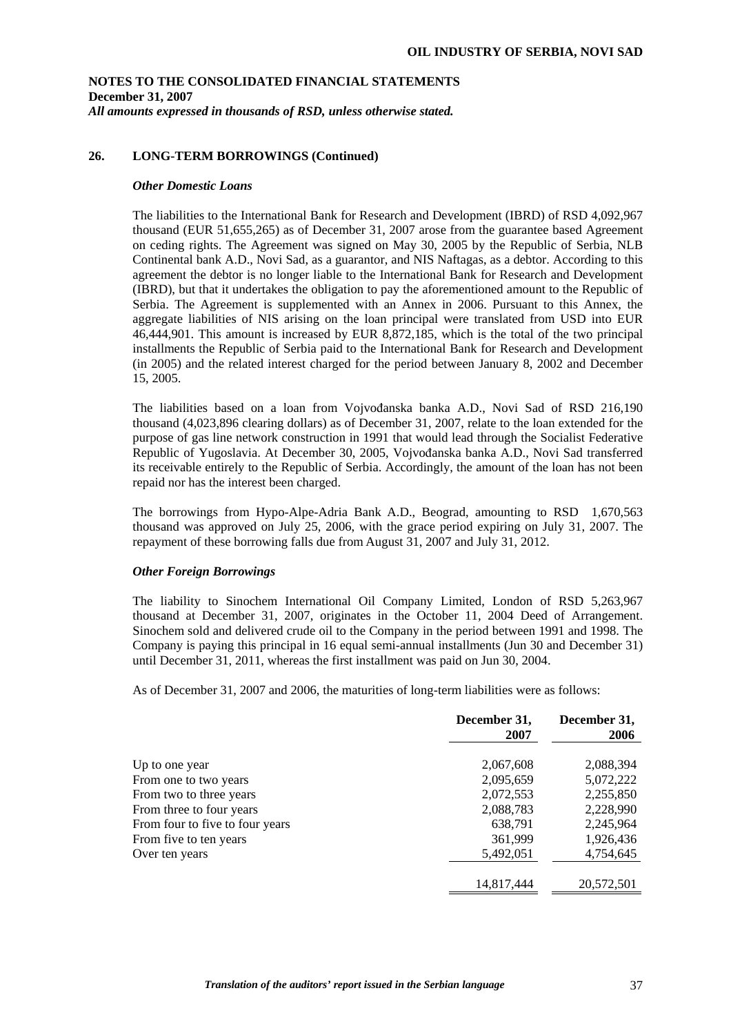**NOTES TO THE CONSOLIDATED FINANCIAL STATEMENTS**
**December 31, 2007**
***All amounts expressed in thousands of RSD, unless otherwise stated.***

## 26. LONG-TERM BORROWINGS (Continued)

### *Other Domestic Loans*

The liabilities to the International Bank for Research and Development (IBRD) of RSD 4,092,967 thousand (EUR 51,655,265) as of December 31, 2007 arose from the guarantee based Agreement on ceding rights. The Agreement was signed on May 30, 2005 by the Republic of Serbia, NLB Continental bank A.D., Novi Sad, as a guarantor, and NIS Naftagas, as a debtor. According to this agreement the debtor is no longer liable to the International Bank for Research and Development (IBRD), but that it undertakes the obligation to pay the aforementioned amount to the Republic of Serbia. The Agreement is supplemented with an Annex in 2006. Pursuant to this Annex, the aggregate liabilities of NIS arising on the loan principal were translated from USD into EUR 46,444,901. This amount is increased by EUR 8,872,185, which is the total of the two principal installments the Republic of Serbia paid to the International Bank for Research and Development (in 2005) and the related interest charged for the period between January 8, 2002 and December 15, 2005.

The liabilities based on a loan from Vojvođanska banka A.D., Novi Sad of RSD 216,190 thousand (4,023,896 clearing dollars) as of December 31, 2007, relate to the loan extended for the purpose of gas line network construction in 1991 that would lead through the Socialist Federative Republic of Yugoslavia. At December 30, 2005, Vojvođanska banka A.D., Novi Sad transferred its receivable entirely to the Republic of Serbia. Accordingly, the amount of the loan has not been repaid nor has the interest been charged.

The borrowings from Hypo-Alpe-Adria Bank A.D., Beograd, amounting to RSD 1,670,563 thousand was approved on July 25, 2006, with the grace period expiring on July 31, 2007. The repayment of these borrowing falls due from August 31, 2007 and July 31, 2012.

### *Other Foreign Borrowings*

The liability to Sinochem International Oil Company Limited, London of RSD 5,263,967 thousand at December 31, 2007, originates in the October 11, 2004 Deed of Arrangement. Sinochem sold and delivered crude oil to the Company in the period between 1991 and 1998. The Company is paying this principal in 16 equal semi-annual installments (Jun 30 and December 31) until December 31, 2011, whereas the first installment was paid on Jun 30, 2004.

As of December 31, 2007 and 2006, the maturities of long-term liabilities were as follows:

| | December 31, 2007 | December 31, 2006 |
|---|---|---|
| Up to one year | 2,067,608 | 2,088,394 |
| From one to two years | 2,095,659 | 5,072,222 |
| From two to three years | 2,072,553 | 2,255,850 |
| From three to four years | 2,088,783 | 2,228,990 |
| From four to five to four years | 638,791 | 2,245,964 |
| From five to ten years | 361,999 | 1,926,436 |
| Over ten years | 5,492,051 | 4,754,645 |
| | 14,817,444 | 20,572,501 |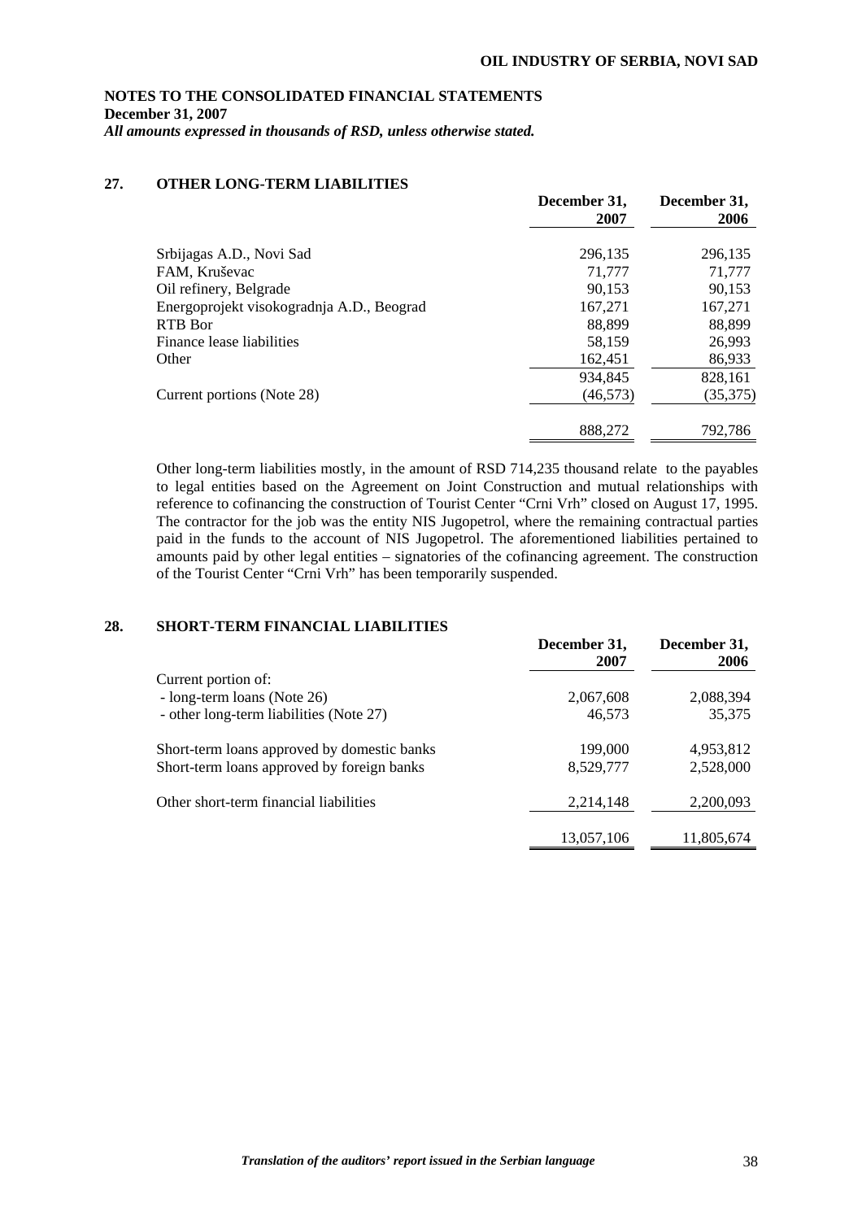**NOTES TO THE CONSOLIDATED FINANCIAL STATEMENTS**
**December 31, 2007**
***All amounts expressed in thousands of RSD, unless otherwise stated.***

## 27. OTHER LONG-TERM LIABILITIES

| | December 31, 2007 | December 31, 2006 |
|---|---|---|
| Srbijagas A.D., Novi Sad | 296,135 | 296,135 |
| FAM, Kruševac | 71,777 | 71,777 |
| Oil refinery, Belgrade | 90,153 | 90,153 |
| Energoprojekt visokogradnja A.D., Beograd | 167,271 | 167,271 |
| RTB Bor | 88,899 | 88,899 |
| Finance lease liabilities | 58,159 | 26,993 |
| Other | 162,451 | 86,933 |
| | 934,845 | 828,161 |
| Current portions (Note 28) | (46,573) | (35,375) |
| | 888,272 | 792,786 |

Other long-term liabilities mostly, in the amount of RSD 714,235 thousand relate to the payables to legal entities based on the Agreement on Joint Construction and mutual relationships with reference to cofinancing the construction of Tourist Center "Crni Vrh" closed on August 17, 1995. The contractor for the job was the entity NIS Jugopetrol, where the remaining contractual parties paid in the funds to the account of NIS Jugopetrol. The aforementioned liabilities pertained to amounts paid by other legal entities – signatories of the cofinancing agreement. The construction of the Tourist Center "Crni Vrh" has been temporarily suspended.

## 28. SHORT-TERM FINANCIAL LIABILITIES

| | December 31, 2007 | December 31, 2006 |
|---|---|---|
| Current portion of: | | |
| - long-term loans (Note 26) | 2,067,608 | 2,088,394 |
| - other long-term liabilities (Note 27) | 46,573 | 35,375 |
| Short-term loans approved by domestic banks | 199,000 | 4,953,812 |
| Short-term loans approved by foreign banks | 8,529,777 | 2,528,000 |
| Other short-term financial liabilities | 2,214,148 | 2,200,093 |
| | 13,057,106 | 11,805,674 |

***Translation of the auditors' report issued in the Serbian language***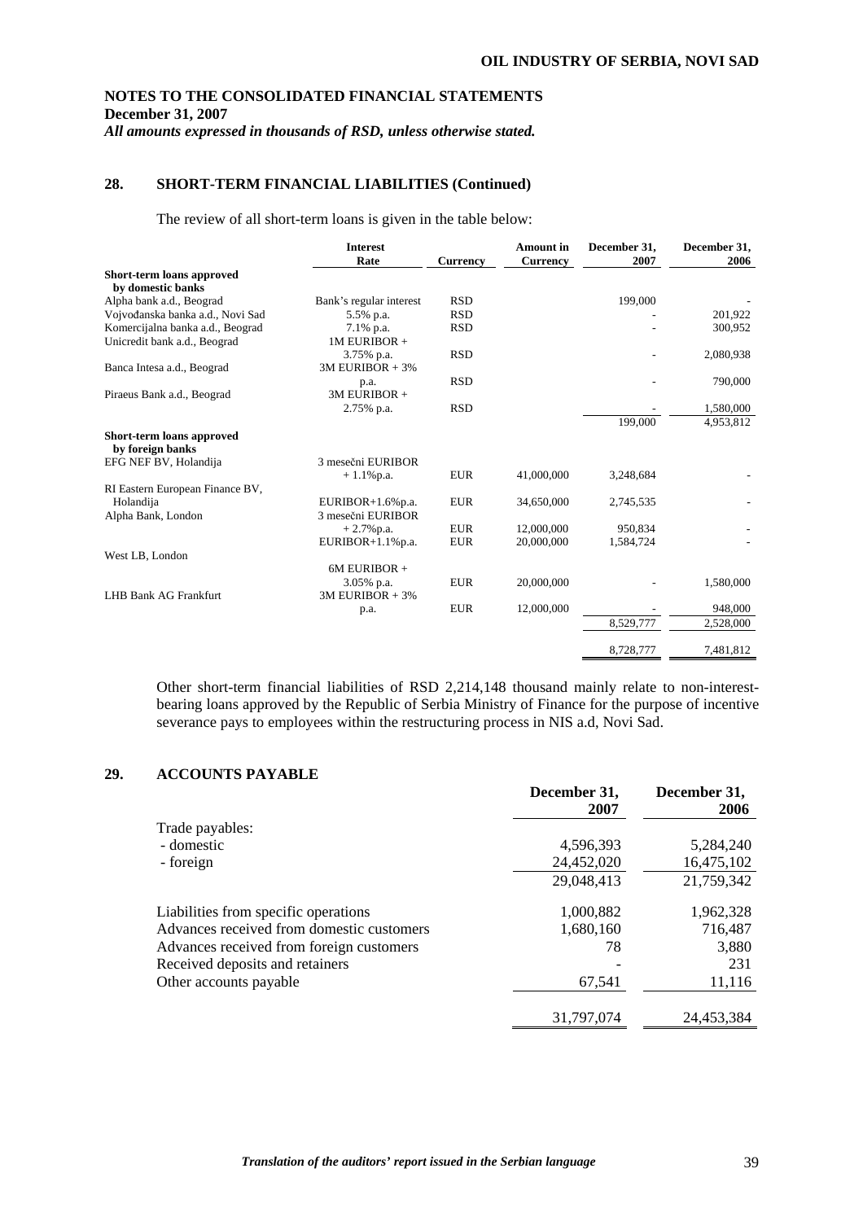**NOTES TO THE CONSOLIDATED FINANCIAL STATEMENTS**
**December 31, 2007**
***All amounts expressed in thousands of RSD, unless otherwise stated.***

## 28. SHORT-TERM FINANCIAL LIABILITIES (Continued)

The review of all short-term loans is given in the table below:

| | Interest Rate | Currency | Amount in Currency | December 31, 2007 | December 31, 2006 |
|---|---|---|---|---|---|
| **Short-term loans approved by domestic banks** | | | | | |
| Alpha bank a.d., Beograd | Bank's regular interest | RSD | | 199,000 | - |
| Vojvođanska banka a.d., Novi Sad | 5.5% p.a. | RSD | | - | 201,922 |
| Komercijalna banka a.d., Beograd | 7.1% p.a. | RSD | | - | 300,952 |
| Unicredit bank a.d., Beograd | 1M EURIBOR + 3.75% p.a. | RSD | | - | 2,080,938 |
| Banca Intesa a.d., Beograd | 3M EURIBOR + 3% p.a. | RSD | | - | 790,000 |
| Piraeus Bank a.d., Beograd | 3M EURIBOR + 2.75% p.a. | RSD | | - | 1,580,000 |
| | | | | 199,000 | 4,953,812 |
| **Short-term loans approved by foreign banks** | | | | | |
| EFG NEF BV, Holandija | 3 mesečni EURIBOR + 1.1%p.a. | EUR | 41,000,000 | 3,248,684 | - |
| RI Eastern European Finance BV, Holandija | EURIBOR+1.6%p.a. | EUR | 34,650,000 | 2,745,535 | - |
| Alpha Bank, London | 3 mesečni EURIBOR + 2.7%p.a. | EUR | 12,000,000 | 950,834 | - |
| | EURIBOR+1.1%p.a. | EUR | 20,000,000 | 1,584,724 | - |
| West LB, London | 6M EURIBOR + 3.05% p.a. | EUR | 20,000,000 | - | 1,580,000 |
| LHB Bank AG Frankfurt | 3M EURIBOR + 3% p.a. | EUR | 12,000,000 | - | 948,000 |
| | | | | 8,529,777 | 2,528,000 |
| | | | | 8,728,777 | 7,481,812 |

Other short-term financial liabilities of RSD 2,214,148 thousand mainly relate to non-interest-bearing loans approved by the Republic of Serbia Ministry of Finance for the purpose of incentive severance pays to employees within the restructuring process in NIS a.d, Novi Sad.

## 29. ACCOUNTS PAYABLE

| | December 31, 2007 | December 31, 2006 |
|---|---|---|
| Trade payables: | | |
| - domestic | 4,596,393 | 5,284,240 |
| - foreign | 24,452,020 | 16,475,102 |
| | 29,048,413 | 21,759,342 |
| Liabilities from specific operations | 1,000,882 | 1,962,328 |
| Advances received from domestic customers | 1,680,160 | 716,487 |
| Advances received from foreign customers | 78 | 3,880 |
| Received deposits and retainers | - | 231 |
| Other accounts payable | 67,541 | 11,116 |
| | 31,797,074 | 24,453,384 |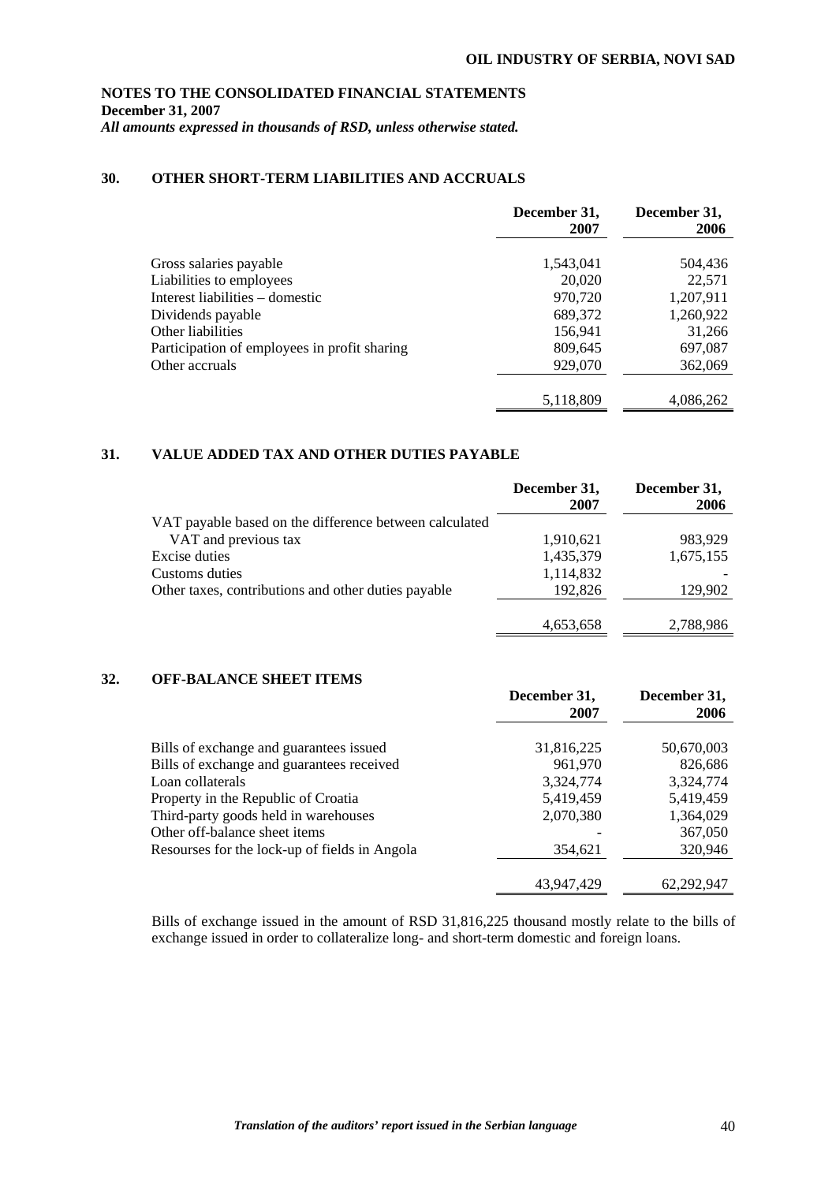**NOTES TO THE CONSOLIDATED FINANCIAL STATEMENTS**
**December 31, 2007**
***All amounts expressed in thousands of RSD, unless otherwise stated.***

## 30. OTHER SHORT-TERM LIABILITIES AND ACCRUALS

| | December 31, 2007 | December 31, 2006 |
|---|---|---|
| Gross salaries payable | 1,543,041 | 504,436 |
| Liabilities to employees | 20,020 | 22,571 |
| Interest liabilities – domestic | 970,720 | 1,207,911 |
| Dividends payable | 689,372 | 1,260,922 |
| Other liabilities | 156,941 | 31,266 |
| Participation of employees in profit sharing | 809,645 | 697,087 |
| Other accruals | 929,070 | 362,069 |
| | 5,118,809 | 4,086,262 |

## 31. VALUE ADDED TAX AND OTHER DUTIES PAYABLE

| | December 31, 2007 | December 31, 2006 |
|---|---|---|
| VAT payable based on the difference between calculated VAT and previous tax | 1,910,621 | 983,929 |
| Excise duties | 1,435,379 | 1,675,155 |
| Customs duties | 1,114,832 | - |
| Other taxes, contributions and other duties payable | 192,826 | 129,902 |
| | 4,653,658 | 2,788,986 |

## 32. OFF-BALANCE SHEET ITEMS

| | December 31, 2007 | December 31, 2006 |
|---|---|---|
| Bills of exchange and guarantees issued | 31,816,225 | 50,670,003 |
| Bills of exchange and guarantees received | 961,970 | 826,686 |
| Loan collaterals | 3,324,774 | 3,324,774 |
| Property in the Republic of Croatia | 5,419,459 | 5,419,459 |
| Third-party goods held in warehouses | 2,070,380 | 1,364,029 |
| Other off-balance sheet items | - | 367,050 |
| Resourses for the lock-up of fields in Angola | 354,621 | 320,946 |
| | 43,947,429 | 62,292,947 |

Bills of exchange issued in the amount of RSD 31,816,225 thousand mostly relate to the bills of exchange issued in order to collateralize long- and short-term domestic and foreign loans.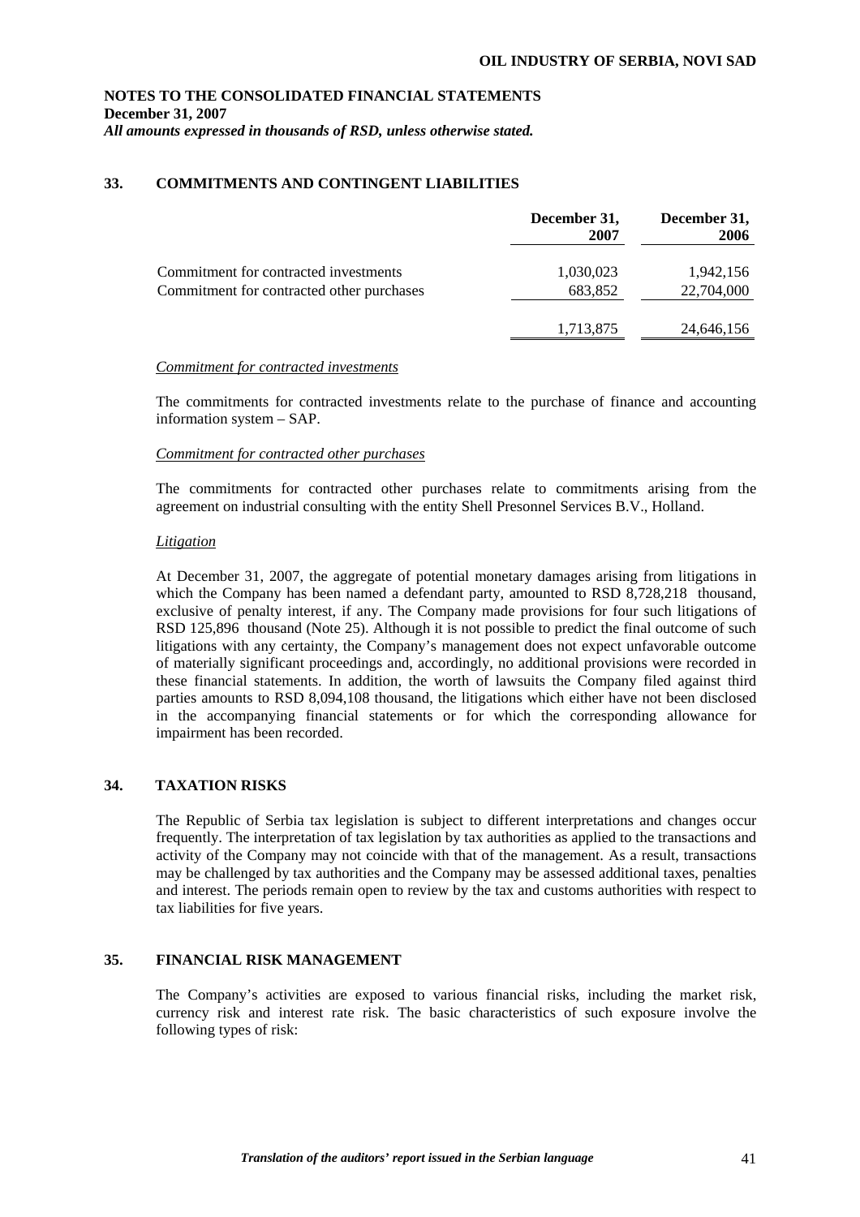# NOTES TO THE CONSOLIDATED FINANCIAL STATEMENTS
**December 31, 2007**
***All amounts expressed in thousands of RSD, unless otherwise stated.***

## 33. COMMITMENTS AND CONTINGENT LIABILITIES

| | December 31, 2007 | December 31, 2006 |
|---|---|---|
| Commitment for contracted investments | 1,030,023 | 1,942,156 |
| Commitment for contracted other purchases | 683,852 | 22,704,000 |
| | 1,713,875 | 24,646,156 |

*Commitment for contracted investments*

The commitments for contracted investments relate to the purchase of finance and accounting information system – SAP.

*Commitment for contracted other purchases*

The commitments for contracted other purchases relate to commitments arising from the agreement on industrial consulting with the entity Shell Presonnel Services B.V., Holland.

*Litigation*

At December 31, 2007, the aggregate of potential monetary damages arising from litigations in which the Company has been named a defendant party, amounted to RSD 8,728,218 thousand, exclusive of penalty interest, if any. The Company made provisions for four such litigations of RSD 125,896 thousand (Note 25). Although it is not possible to predict the final outcome of such litigations with any certainty, the Company's management does not expect unfavorable outcome of materially significant proceedings and, accordingly, no additional provisions were recorded in these financial statements. In addition, the worth of lawsuits the Company filed against third parties amounts to RSD 8,094,108 thousand, the litigations which either have not been disclosed in the accompanying financial statements or for which the corresponding allowance for impairment has been recorded.

## 34. TAXATION RISKS

The Republic of Serbia tax legislation is subject to different interpretations and changes occur frequently. The interpretation of tax legislation by tax authorities as applied to the transactions and activity of the Company may not coincide with that of the management. As a result, transactions may be challenged by tax authorities and the Company may be assessed additional taxes, penalties and interest. The periods remain open to review by the tax and customs authorities with respect to tax liabilities for five years.

## 35. FINANCIAL RISK MANAGEMENT

The Company's activities are exposed to various financial risks, including the market risk, currency risk and interest rate risk. The basic characteristics of such exposure involve the following types of risk: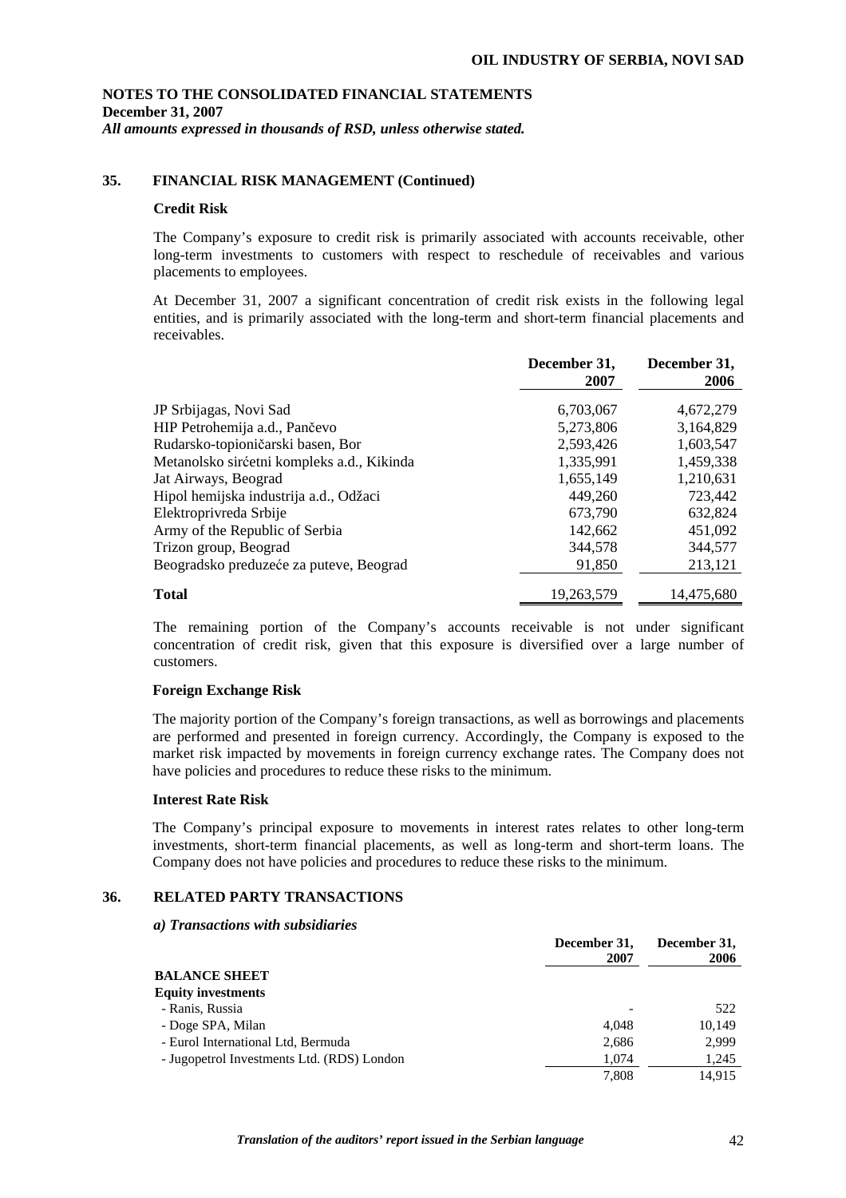**NOTES TO THE CONSOLIDATED FINANCIAL STATEMENTS**
**December 31, 2007**
***All amounts expressed in thousands of RSD, unless otherwise stated.***

## 35. FINANCIAL RISK MANAGEMENT (Continued)

### Credit Risk

The Company's exposure to credit risk is primarily associated with accounts receivable, other long-term investments to customers with respect to reschedule of receivables and various placements to employees.

At December 31, 2007 a significant concentration of credit risk exists in the following legal entities, and is primarily associated with the long-term and short-term financial placements and receivables.

| | December 31, 2007 | December 31, 2006 |
|---|---|---|
| JP Srbijagas, Novi Sad | 6,703,067 | 4,672,279 |
| HIP Petrohemija a.d., Pančevo | 5,273,806 | 3,164,829 |
| Rudarsko-topioničarski basen, Bor | 2,593,426 | 1,603,547 |
| Metanolsko sirćetni kompleks a.d., Kikinda | 1,335,991 | 1,459,338 |
| Jat Airways, Beograd | 1,655,149 | 1,210,631 |
| Hipol hemijska industrija a.d., Odžaci | 449,260 | 723,442 |
| Elektroprivreda Srbije | 673,790 | 632,824 |
| Army of the Republic of Serbia | 142,662 | 451,092 |
| Trizon group, Beograd | 344,578 | 344,577 |
| Beogradsko preduzeće za puteve, Beograd | 91,850 | 213,121 |
| **Total** | 19,263,579 | 14,475,680 |

The remaining portion of the Company's accounts receivable is not under significant concentration of credit risk, given that this exposure is diversified over a large number of customers.

### Foreign Exchange Risk

The majority portion of the Company's foreign transactions, as well as borrowings and placements are performed and presented in foreign currency. Accordingly, the Company is exposed to the market risk impacted by movements in foreign currency exchange rates. The Company does not have policies and procedures to reduce these risks to the minimum.

### Interest Rate Risk

The Company's principal exposure to movements in interest rates relates to other long-term investments, short-term financial placements, as well as long-term and short-term loans. The Company does not have policies and procedures to reduce these risks to the minimum.

## 36. RELATED PARTY TRANSACTIONS

### *a) Transactions with subsidiaries*

| | December 31, 2007 | December 31, 2006 |
|---|---|---|
| **BALANCE SHEET** | | |
| **Equity investments** | | |
| - Ranis, Russia | - | 522 |
| - Doge SPA, Milan | 4,048 | 10,149 |
| - Eurol International Ltd, Bermuda | 2,686 | 2,999 |
| - Jugopetrol Investments Ltd. (RDS) London | 1,074 | 1,245 |
| | 7,808 | 14,915 |

*Translation of the auditors' report issued in the Serbian language*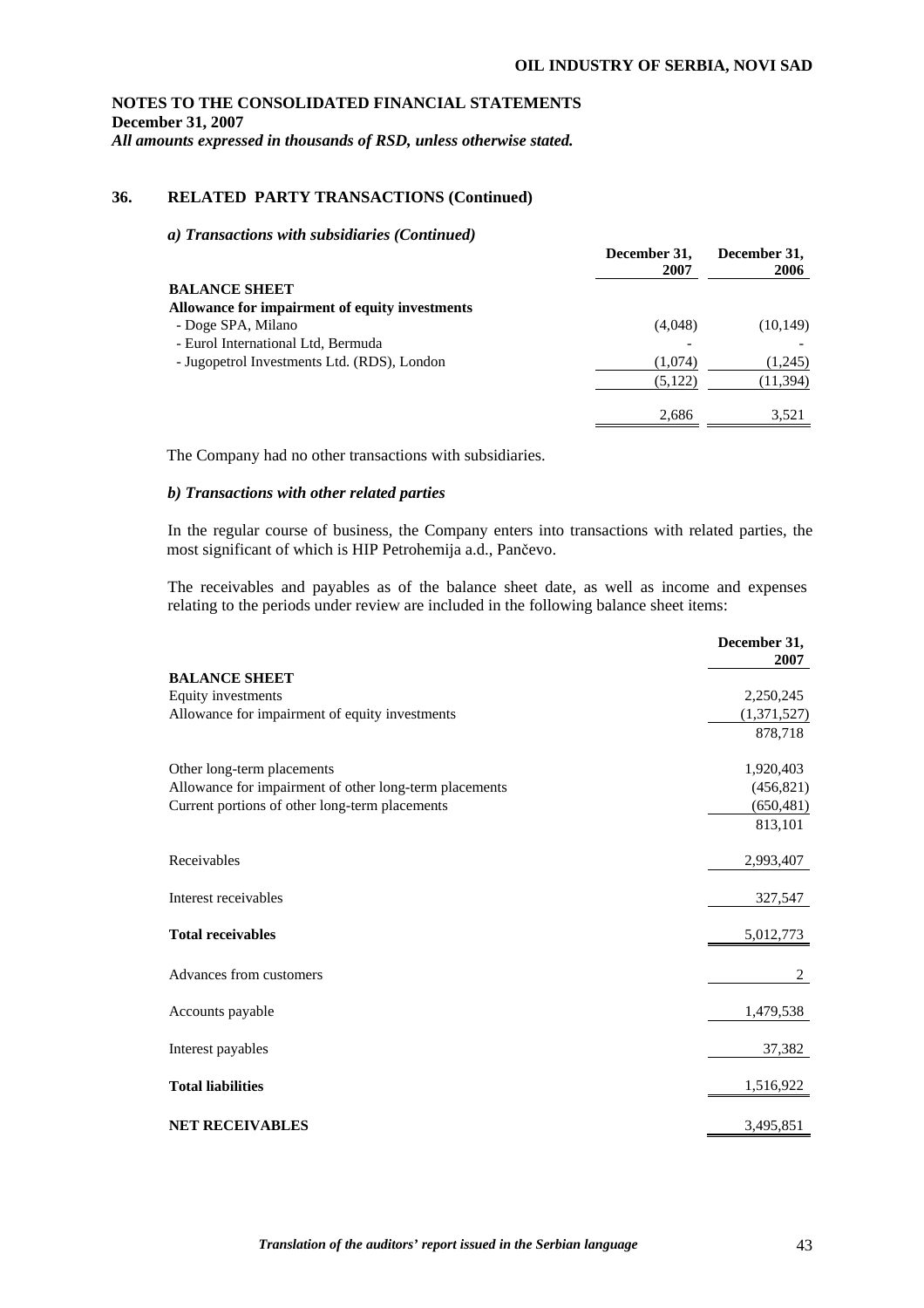## 36. RELATED PARTY TRANSACTIONS (Continued)

### *a) Transactions with subsidiaries (Continued)*

| | December 31, 2007 | December 31, 2006 |
|---|---|---|
| **BALANCE SHEET** | | |
| **Allowance for impairment of equity investments** | | |
| - Doge SPA, Milano | (4,048) | (10,149) |
| - Eurol International Ltd, Bermuda | - | - |
| - Jugopetrol Investments Ltd. (RDS), London | (1,074) | (1,245) |
| | (5,122) | (11,394) |
| | 2,686 | 3,521 |

The Company had no other transactions with subsidiaries.

### *b) Transactions with other related parties*

In the regular course of business, the Company enters into transactions with related parties, the most significant of which is HIP Petrohemija a.d., Pančevo.

The receivables and payables as of the balance sheet date, as well as income and expenses relating to the periods under review are included in the following balance sheet items:

| | December 31, 2007 |
|---|---|
| **BALANCE SHEET** | |
| Equity investments | 2,250,245 |
| Allowance for impairment of equity investments | (1,371,527) |
| | 878,718 |
| Other long-term placements | 1,920,403 |
| Allowance for impairment of other long-term placements | (456,821) |
| Current portions of other long-term placements | (650,481) |
| | 813,101 |
| Receivables | 2,993,407 |
| Interest receivables | 327,547 |
| **Total receivables** | 5,012,773 |
| Advances from customers | 2 |
| Accounts payable | 1,479,538 |
| Interest payables | 37,382 |
| **Total liabilities** | 1,516,922 |
| **NET RECEIVABLES** | 3,495,851 |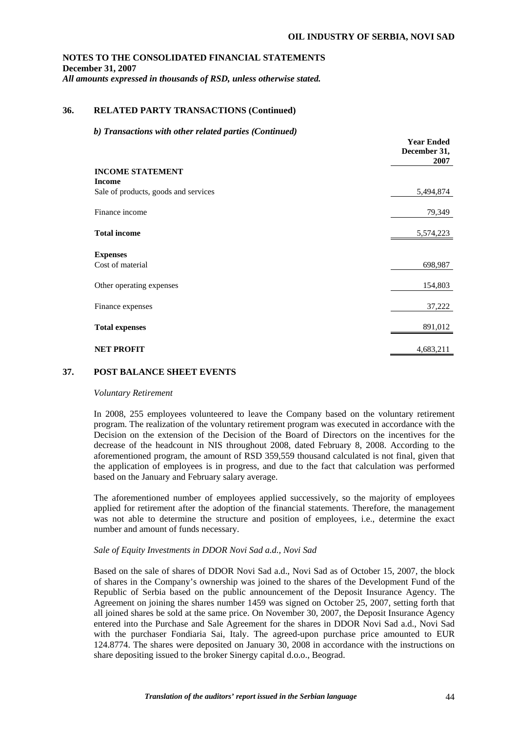# NOTES TO THE CONSOLIDATED FINANCIAL STATEMENTS
**December 31, 2007**
*All amounts expressed in thousands of RSD, unless otherwise stated.*

## 36. RELATED PARTY TRANSACTIONS (Continued)

### *b) Transactions with other related parties (Continued)*

| | Year Ended December 31, 2007 |
|---|---|
| **INCOME STATEMENT** | |
| **Income** | |
| Sale of products, goods and services | 5,494,874 |
| Finance income | 79,349 |
| **Total income** | 5,574,223 |
| **Expenses** | |
| Cost of material | 698,987 |
| Other operating expenses | 154,803 |
| Finance expenses | 37,222 |
| **Total expenses** | 891,012 |
| **NET PROFIT** | 4,683,211 |

## 37. POST BALANCE SHEET EVENTS

*Voluntary Retirement*

In 2008, 255 employees volunteered to leave the Company based on the voluntary retirement program. The realization of the voluntary retirement program was executed in accordance with the Decision on the extension of the Decision of the Board of Directors on the incentives for the decrease of the headcount in NIS throughout 2008, dated February 8, 2008. According to the aforementioned program, the amount of RSD 359,559 thousand calculated is not final, given that the application of employees is in progress, and due to the fact that calculation was performed based on the January and February salary average.

The aforementioned number of employees applied successively, so the majority of employees applied for retirement after the adoption of the financial statements. Therefore, the management was not able to determine the structure and position of employees, i.e., determine the exact number and amount of funds necessary.

*Sale of Equity Investments in DDOR Novi Sad a.d., Novi Sad*

Based on the sale of shares of DDOR Novi Sad a.d., Novi Sad as of October 15, 2007, the block of shares in the Company's ownership was joined to the shares of the Development Fund of the Republic of Serbia based on the public announcement of the Deposit Insurance Agency. The Agreement on joining the shares number 1459 was signed on October 25, 2007, setting forth that all joined shares be sold at the same price. On November 30, 2007, the Deposit Insurance Agency entered into the Purchase and Sale Agreement for the shares in DDOR Novi Sad a.d., Novi Sad with the purchaser Fondiaria Sai, Italy. The agreed-upon purchase price amounted to EUR 124.8774. The shares were deposited on January 30, 2008 in accordance with the instructions on share depositing issued to the broker Sinergy capital d.o.o., Beograd.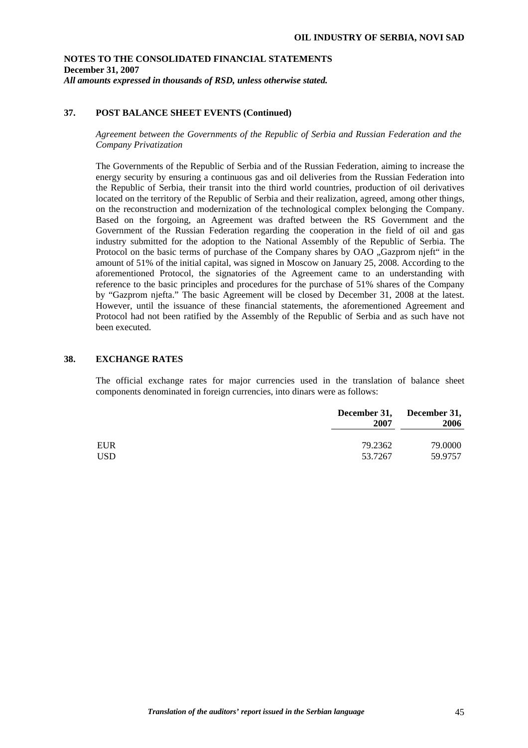**NOTES TO THE CONSOLIDATED FINANCIAL STATEMENTS**
**December 31, 2007**
***All amounts expressed in thousands of RSD, unless otherwise stated.***

## 37. POST BALANCE SHEET EVENTS (Continued)

*Agreement between the Governments of the Republic of Serbia and Russian Federation and the Company Privatization*

The Governments of the Republic of Serbia and of the Russian Federation, aiming to increase the energy security by ensuring a continuous gas and oil deliveries from the Russian Federation into the Republic of Serbia, their transit into the third world countries, production of oil derivatives located on the territory of the Republic of Serbia and their realization, agreed, among other things, on the reconstruction and modernization of the technological complex belonging the Company. Based on the forgoing, an Agreement was drafted between the RS Government and the Government of the Russian Federation regarding the cooperation in the field of oil and gas industry submitted for the adoption to the National Assembly of the Republic of Serbia. The Protocol on the basic terms of purchase of the Company shares by OAO „Gazprom njeft" in the amount of 51% of the initial capital, was signed in Moscow on January 25, 2008. According to the aforementioned Protocol, the signatories of the Agreement came to an understanding with reference to the basic principles and procedures for the purchase of 51% shares of the Company by "Gazprom njefta." The basic Agreement will be closed by December 31, 2008 at the latest. However, until the issuance of these financial statements, the aforementioned Agreement and Protocol had not been ratified by the Assembly of the Republic of Serbia and as such have not been executed.

## 38. EXCHANGE RATES

The official exchange rates for major currencies used in the translation of balance sheet components denominated in foreign currencies, into dinars were as follows:

| | December 31, 2007 | December 31, 2006 |
|---|---|---|
| EUR | 79.2362 | 79.0000 |
| USD | 53.7267 | 59.9757 |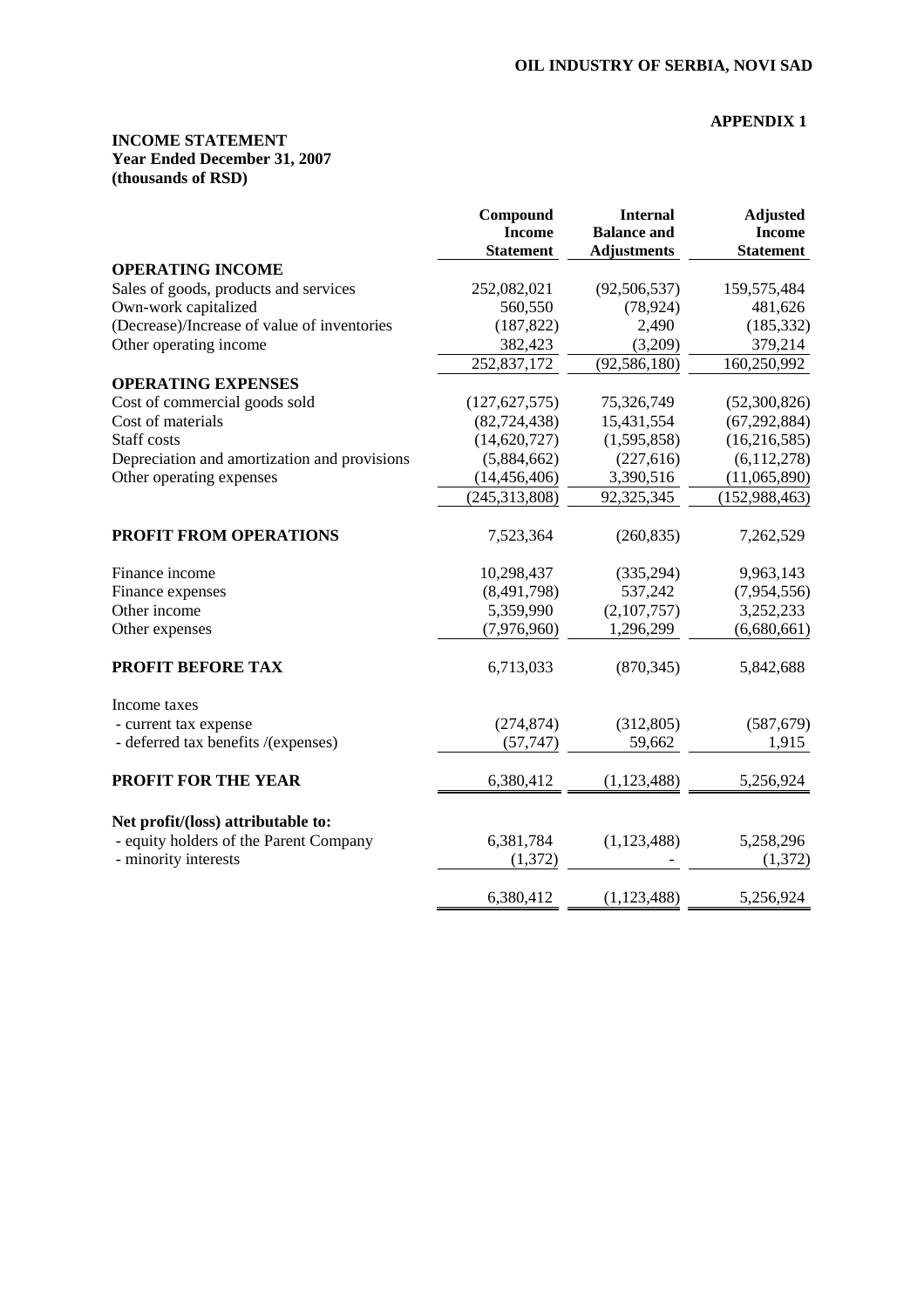**OIL INDUSTRY OF SERBIA, NOVI SAD**

**APPENDIX 1**

**INCOME STATEMENT**
**Year Ended December 31, 2007**
**(thousands of RSD)**

| | Compound Income Statement | Internal Balance and Adjustments | Adjusted Income Statement |
|---|---|---|---|
| **OPERATING INCOME** | | | |
| Sales of goods, products and services | 252,082,021 | (92,506,537) | 159,575,484 |
| Own-work capitalized | 560,550 | (78,924) | 481,626 |
| (Decrease)/Increase of value of inventories | (187,822) | 2,490 | (185,332) |
| Other operating income | 382,423 | (3,209) | 379,214 |
| | 252,837,172 | (92,586,180) | 160,250,992 |
| **OPERATING EXPENSES** | | | |
| Cost of commercial goods sold | (127,627,575) | 75,326,749 | (52,300,826) |
| Cost of materials | (82,724,438) | 15,431,554 | (67,292,884) |
| Staff costs | (14,620,727) | (1,595,858) | (16,216,585) |
| Depreciation and amortization and provisions | (5,884,662) | (227,616) | (6,112,278) |
| Other operating expenses | (14,456,406) | 3,390,516 | (11,065,890) |
| | (245,313,808) | 92,325,345 | (152,988,463) |
| **PROFIT FROM OPERATIONS** | 7,523,364 | (260,835) | 7,262,529 |
| Finance income | 10,298,437 | (335,294) | 9,963,143 |
| Finance expenses | (8,491,798) | 537,242 | (7,954,556) |
| Other income | 5,359,990 | (2,107,757) | 3,252,233 |
| Other expenses | (7,976,960) | 1,296,299 | (6,680,661) |
| **PROFIT BEFORE TAX** | 6,713,033 | (870,345) | 5,842,688 |
| Income taxes | | | |
| - current tax expense | (274,874) | (312,805) | (587,679) |
| - deferred tax benefits /(expenses) | (57,747) | 59,662 | 1,915 |
| **PROFIT FOR THE YEAR** | 6,380,412 | (1,123,488) | 5,256,924 |
| **Net profit/(loss) attributable to:** | | | |
| - equity holders of the Parent Company | 6,381,784 | (1,123,488) | 5,258,296 |
| - minority interests | (1,372) | - | (1,372) |
| | 6,380,412 | (1,123,488) | 5,256,924 |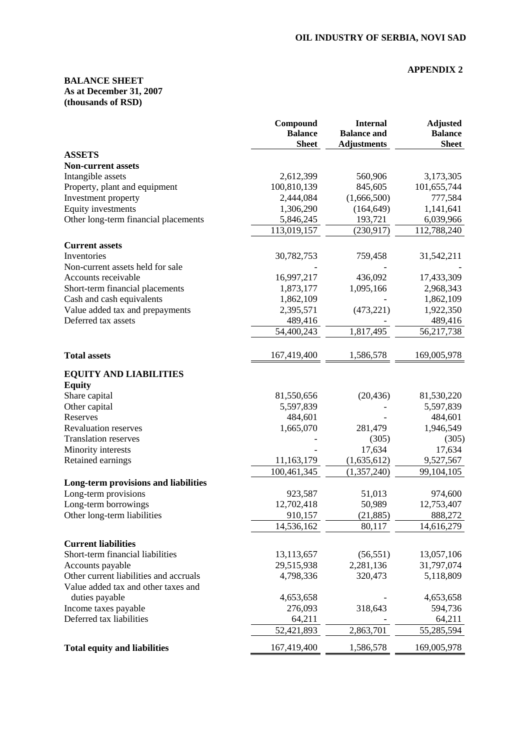**OIL INDUSTRY OF SERBIA, NOVI SAD**

**APPENDIX 2**

**BALANCE SHEET**
**As at December 31, 2007**
**(thousands of RSD)**

| | Compound Balance Sheet | Internal Balance and Adjustments | Adjusted Balance Sheet |
|---|---|---|---|
| **ASSETS** | | | |
| **Non-current assets** | | | |
| Intangible assets | 2,612,399 | 560,906 | 3,173,305 |
| Property, plant and equipment | 100,810,139 | 845,605 | 101,655,744 |
| Investment property | 2,444,084 | (1,666,500) | 777,584 |
| Equity investments | 1,306,290 | (164,649) | 1,141,641 |
| Other long-term financial placements | 5,846,245 | 193,721 | 6,039,966 |
| | 113,019,157 | (230,917) | 112,788,240 |
| **Current assets** | | | |
| Inventories | 30,782,753 | 759,458 | 31,542,211 |
| Non-current assets held for sale | - | - | - |
| Accounts receivable | 16,997,217 | 436,092 | 17,433,309 |
| Short-term financial placements | 1,873,177 | 1,095,166 | 2,968,343 |
| Cash and cash equivalents | 1,862,109 | - | 1,862,109 |
| Value added tax and prepayments | 2,395,571 | (473,221) | 1,922,350 |
| Deferred tax assets | 489,416 | - | 489,416 |
| | 54,400,243 | 1,817,495 | 56,217,738 |
| **Total assets** | 167,419,400 | 1,586,578 | 169,005,978 |
| **EQUITY AND LIABILITIES** | | | |
| **Equity** | | | |
| Share capital | 81,550,656 | (20,436) | 81,530,220 |
| Other capital | 5,597,839 | - | 5,597,839 |
| Reserves | 484,601 | - | 484,601 |
| Revaluation reserves | 1,665,070 | 281,479 | 1,946,549 |
| Translation reserves | - | (305) | (305) |
| Minority interests | - | 17,634 | 17,634 |
| Retained earnings | 11,163,179 | (1,635,612) | 9,527,567 |
| | 100,461,345 | (1,357,240) | 99,104,105 |
| **Long-term provisions and liabilities** | | | |
| Long-term provisions | 923,587 | 51,013 | 974,600 |
| Long-term borrowings | 12,702,418 | 50,989 | 12,753,407 |
| Other long-term liabilities | 910,157 | (21,885) | 888,272 |
| | 14,536,162 | 80,117 | 14,616,279 |
| **Current liabilities** | | | |
| Short-term financial liabilities | 13,113,657 | (56,551) | 13,057,106 |
| Accounts payable | 29,515,938 | 2,281,136 | 31,797,074 |
| Other current liabilities and accruals | 4,798,336 | 320,473 | 5,118,809 |
| Value added tax and other taxes and duties payable | 4,653,658 | - | 4,653,658 |
| Income taxes payable | 276,093 | 318,643 | 594,736 |
| Deferred tax liabilities | 64,211 | - | 64,211 |
| | 52,421,893 | 2,863,701 | 55,285,594 |
| **Total equity and liabilities** | 167,419,400 | 1,586,578 | 169,005,978 |